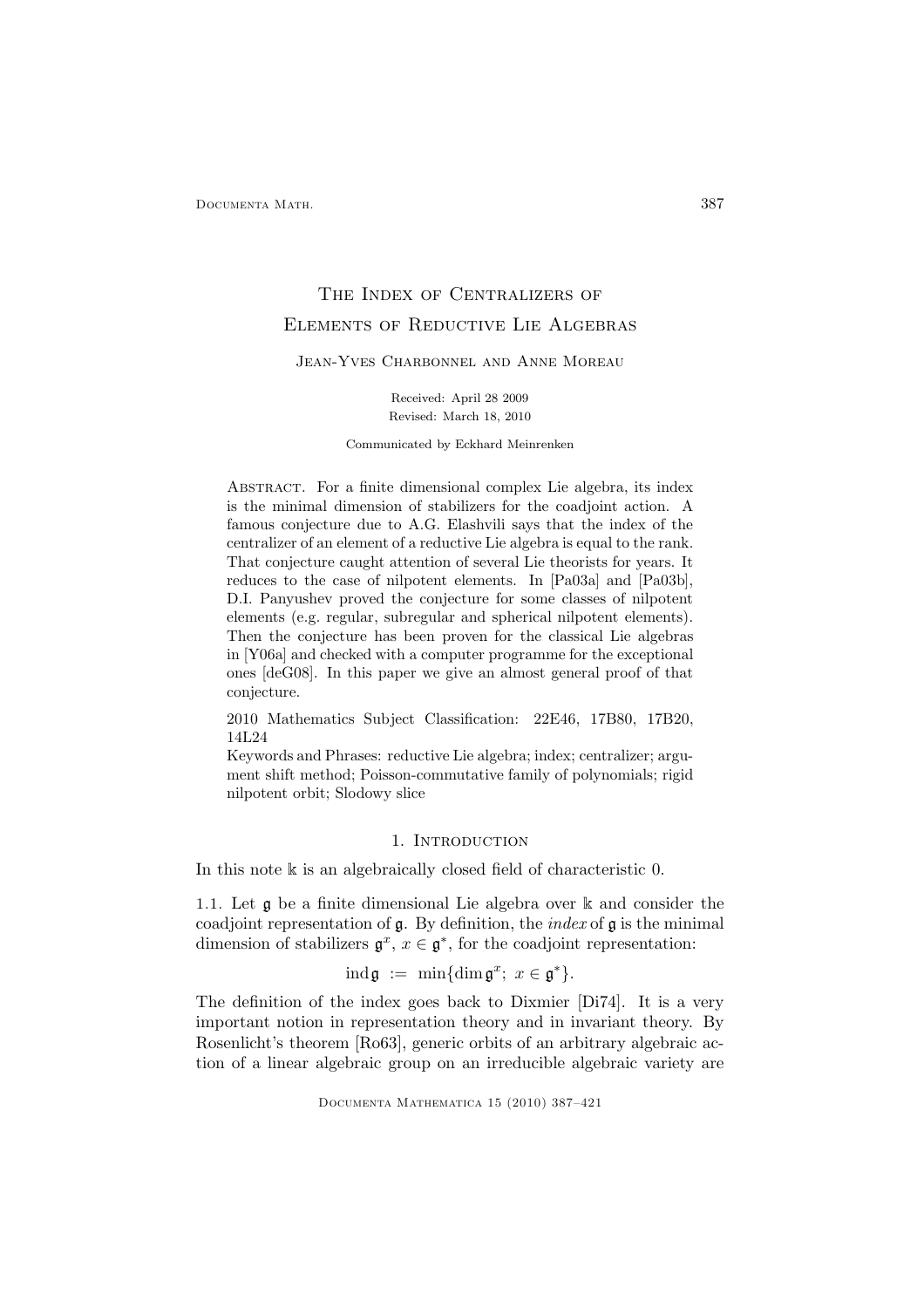# The Index of Centralizers of Elements of Reductive Lie Algebras

Jean-Yves Charbonnel and Anne Moreau

Received: April 28 2009

Revised: March 18, 2010

Communicated by Eckhard Meinrenken

Abstract. For a finite dimensional complex Lie algebra, its index is the minimal dimension of stabilizers for the coadjoint action. A famous conjecture due to A.G. Elashvili says that the index of the centralizer of an element of a reductive Lie algebra is equal to the rank. That conjecture caught attention of several Lie theorists for years. It reduces to the case of nilpotent elements. In [Pa03a] and [Pa03b], D.I. Panyushev proved the conjecture for some classes of nilpotent elements (e.g. regular, subregular and spherical nilpotent elements). Then the conjecture has been proven for the classical Lie algebras in [Y06a] and checked with a computer programme for the exceptional ones [deG08]. In this paper we give an almost general proof of that conjecture.

2010 Mathematics Subject Classification: 22E46, 17B80, 17B20, 14L24

Keywords and Phrases: reductive Lie algebra; index; centralizer; argument shift method; Poisson-commutative family of polynomials; rigid nilpotent orbit; Slodowy slice

## 1. Introduction

In this note $\Bbbk$ is an algebraically closed field of characteristic 0.

1.1. Let $\mathfrak{g}$ be a finite dimensional Lie algebra over $\Bbbk$ and consider the coadjoint representation of $\mathfrak{g}$. By definition, the *index* of $\mathfrak{g}$ is the minimal dimension of stabilizers $\mathfrak{g}^x$, $x \in \mathfrak{g}^*$, for the coadjoint representation:

$$\operatorname{ind}\mathfrak{g} \ := \ \min\{\dim \mathfrak{g}^x;\ x \in \mathfrak{g}^*\}.$$

The definition of the index goes back to Dixmier [Di74]. It is a very important notion in representation theory and in invariant theory. By Rosenlicht's theorem [Ro63], generic orbits of an arbitrary algebraic action of a linear algebraic group on an irreducible algebraic variety are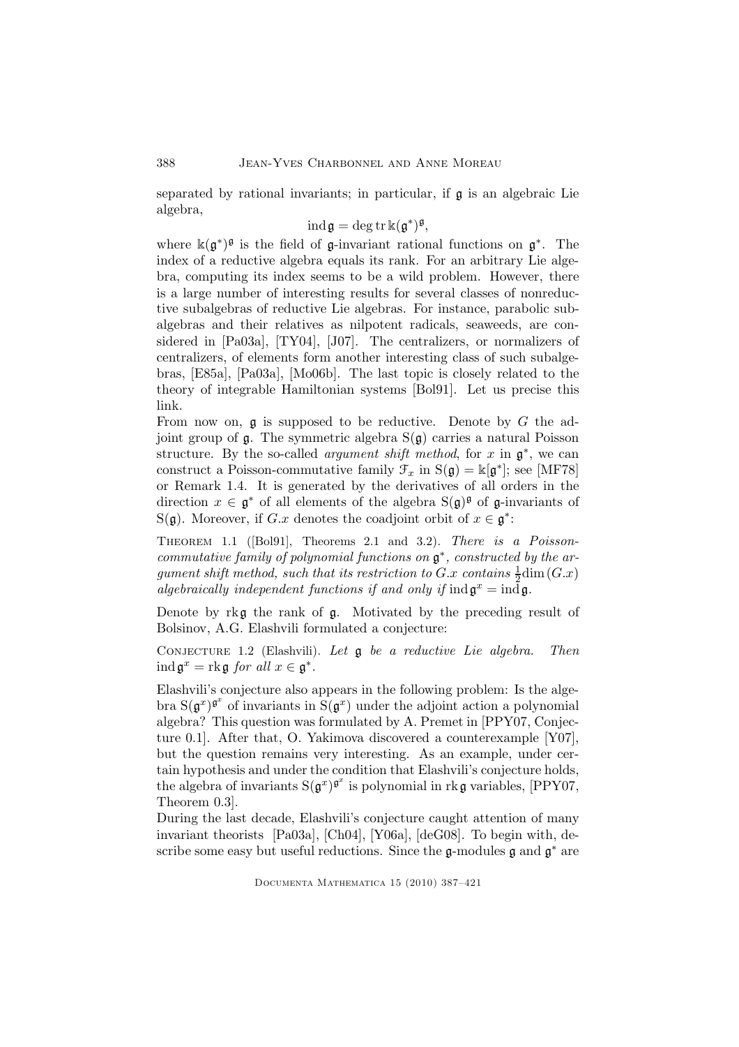separated by rational invariants; in particular, if $\mathfrak{g}$ is an algebraic Lie algebra,

$$\operatorname{ind}\mathfrak{g} = \operatorname{deg}\operatorname{tr}\Bbbk(\mathfrak{g}^*)^{\mathfrak{g}},$$

where $\Bbbk(\mathfrak{g}^*)^{\mathfrak{g}}$ is the field of $\mathfrak{g}$-invariant rational functions on $\mathfrak{g}^*$. The index of a reductive algebra equals its rank. For an arbitrary Lie algebra, computing its index seems to be a wild problem. However, there is a large number of interesting results for several classes of nonreductive subalgebras of reductive Lie algebras. For instance, parabolic subalgebras and their relatives as nilpotent radicals, seaweeds, are considered in [Pa03a], [TY04], [J07]. The centralizers, or normalizers of centralizers, of elements form another interesting class of such subalgebras, [E85a], [Pa03a], [Mo06b]. The last topic is closely related to the theory of integrable Hamiltonian systems [Bol91]. Let us precise this link.

From now on, $\mathfrak{g}$ is supposed to be reductive. Denote by $G$ the adjoint group of $\mathfrak{g}$. The symmetric algebra $\mathrm{S}(\mathfrak{g})$ carries a natural Poisson structure. By the so-called *argument shift method*, for $x$ in $\mathfrak{g}^*$, we can construct a Poisson-commutative family $\mathcal{F}_x$ in $\mathrm{S}(\mathfrak{g}) = \Bbbk[\mathfrak{g}^*]$; see [MF78] or Remark 1.4. It is generated by the derivatives of all orders in the direction $x \in \mathfrak{g}^*$ of all elements of the algebra $\mathrm{S}(\mathfrak{g})^{\mathfrak{g}}$ of $\mathfrak{g}$-invariants of $\mathrm{S}(\mathfrak{g})$. Moreover, if $G.x$ denotes the coadjoint orbit of $x \in \mathfrak{g}^*$:

Theorem 1.1 ([Bol91], Theorems 2.1 and 3.2). *There is a Poisson-commutative family of polynomial functions on $\mathfrak{g}^*$, constructed by the argument shift method, such that its restriction to $G.x$ contains $\frac{1}{2}\dim(G.x)$ algebraically independent functions if and only if $\operatorname{ind}\mathfrak{g}^x = \operatorname{ind}\mathfrak{g}$.*

Denote by $\operatorname{rk}\mathfrak{g}$ the rank of $\mathfrak{g}$. Motivated by the preceding result of Bolsinov, A.G. Elashvili formulated a conjecture:

Conjecture 1.2 (Elashvili). *Let $\mathfrak{g}$ be a reductive Lie algebra. Then $\operatorname{ind}\mathfrak{g}^x = \operatorname{rk}\mathfrak{g}$ for all $x \in \mathfrak{g}^*$.*

Elashvili's conjecture also appears in the following problem: Is the algebra $\mathrm{S}(\mathfrak{g}^x)^{\mathfrak{g}^x}$ of invariants in $\mathrm{S}(\mathfrak{g}^x)$ under the adjoint action a polynomial algebra? This question was formulated by A. Premet in [PPY07, Conjecture 0.1]. After that, O. Yakimova discovered a counterexample [Y07], but the question remains very interesting. As an example, under certain hypothesis and under the condition that Elashvili's conjecture holds, the algebra of invariants $\mathrm{S}(\mathfrak{g}^x)^{\mathfrak{g}^x}$ is polynomial in $\operatorname{rk}\mathfrak{g}$ variables, [PPY07, Theorem 0.3].

During the last decade, Elashvili's conjecture caught attention of many invariant theorists [Pa03a], [Ch04], [Y06a], [deG08]. To begin with, describe some easy but useful reductions. Since the $\mathfrak{g}$-modules $\mathfrak{g}$ and $\mathfrak{g}^*$ are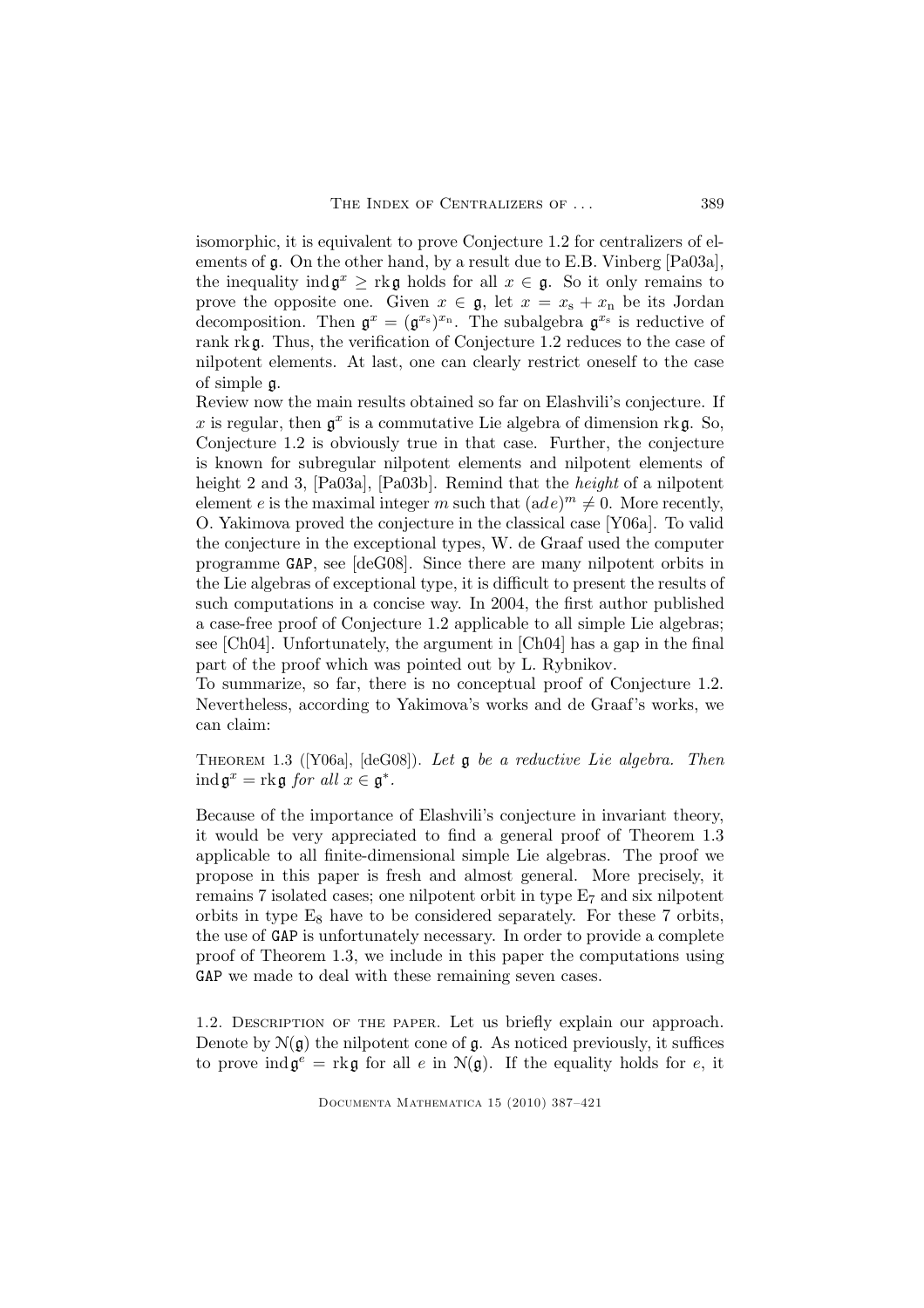isomorphic, it is equivalent to prove Conjecture 1.2 for centralizers of elements of $\mathfrak{g}$. On the other hand, by a result due to E.B. Vinberg [Pa03a], the inequality $\operatorname{ind}\mathfrak{g}^x \geq \operatorname{rk}\mathfrak{g}$ holds for all $x \in \mathfrak{g}$. So it only remains to prove the opposite one. Given $x \in \mathfrak{g}$, let $x = x_{\rm s} + x_{\rm n}$ be its Jordan decomposition. Then $\mathfrak{g}^x = (\mathfrak{g}^{x_{\rm s}})^{x_{\rm n}}$. The subalgebra $\mathfrak{g}^{x_{\rm s}}$ is reductive of rank $\operatorname{rk}\mathfrak{g}$. Thus, the verification of Conjecture 1.2 reduces to the case of nilpotent elements. At last, one can clearly restrict oneself to the case of simple $\mathfrak{g}$.

Review now the main results obtained so far on Elashvili's conjecture. If $x$ is regular, then $\mathfrak{g}^x$ is a commutative Lie algebra of dimension $\operatorname{rk}\mathfrak{g}$. So, Conjecture 1.2 is obviously true in that case. Further, the conjecture is known for subregular nilpotent elements and nilpotent elements of height 2 and 3, [Pa03a], [Pa03b]. Remind that the *height* of a nilpotent element $e$ is the maximal integer $m$ such that $(\operatorname{ad}e)^m \neq 0$. More recently, O. Yakimova proved the conjecture in the classical case [Y06a]. To valid the conjecture in the exceptional types, W. de Graaf used the computer programme GAP, see [deG08]. Since there are many nilpotent orbits in the Lie algebras of exceptional type, it is difficult to present the results of such computations in a concise way. In 2004, the first author published a case-free proof of Conjecture 1.2 applicable to all simple Lie algebras; see [Ch04]. Unfortunately, the argument in [Ch04] has a gap in the final part of the proof which was pointed out by L. Rybnikov.

To summarize, so far, there is no conceptual proof of Conjecture 1.2. Nevertheless, according to Yakimova's works and de Graaf's works, we can claim:

Theorem 1.3 ([Y06a], [deG08]). *Let $\mathfrak{g}$ be a reductive Lie algebra. Then $\operatorname{ind}\mathfrak{g}^x = \operatorname{rk}\mathfrak{g}$ for all $x \in \mathfrak{g}^*$.*

Because of the importance of Elashvili's conjecture in invariant theory, it would be very appreciated to find a general proof of Theorem 1.3 applicable to all finite-dimensional simple Lie algebras. The proof we propose in this paper is fresh and almost general. More precisely, it remains 7 isolated cases; one nilpotent orbit in type $\mathrm{E}_7$ and six nilpotent orbits in type $\mathrm{E}_8$ have to be considered separately. For these 7 orbits, the use of GAP is unfortunately necessary. In order to provide a complete proof of Theorem 1.3, we include in this paper the computations using GAP we made to deal with these remaining seven cases.

1.2. Description of the paper. Let us briefly explain our approach. Denote by $\mathcal{N}(\mathfrak{g})$ the nilpotent cone of $\mathfrak{g}$. As noticed previously, it suffices to prove $\operatorname{ind}\mathfrak{g}^e = \operatorname{rk}\mathfrak{g}$ for all $e$ in $\mathcal{N}(\mathfrak{g})$. If the equality holds for $e$, it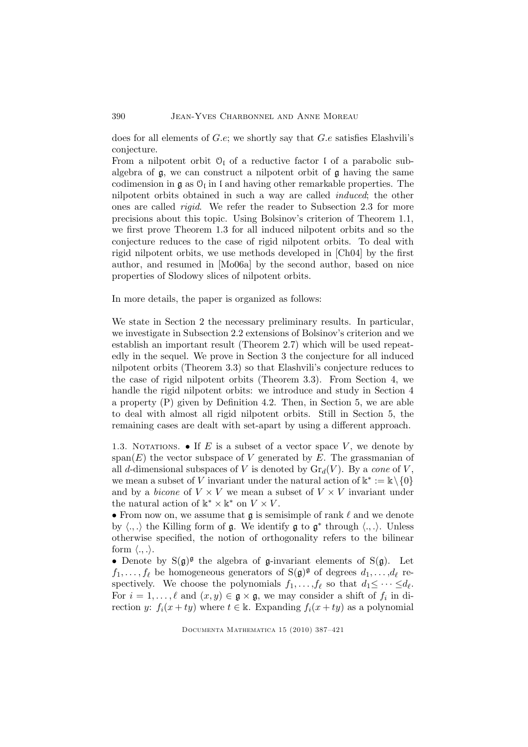does for all elements of $G.e$; we shortly say that $G.e$ satisfies Elashvili's conjecture.

From a nilpotent orbit $\mathcal{O}_{\mathfrak{l}}$ of a reductive factor $\mathfrak{l}$ of a parabolic subalgebra of $\mathfrak{g}$, we can construct a nilpotent orbit of $\mathfrak{g}$ having the same codimension in $\mathfrak{g}$ as $\mathcal{O}_{\mathfrak{l}}$ in $\mathfrak{l}$ and having other remarkable properties. The nilpotent orbits obtained in such a way are called *induced*; the other ones are called *rigid*. We refer the reader to Subsection 2.3 for more precisions about this topic. Using Bolsinov's criterion of Theorem 1.1, we first prove Theorem 1.3 for all induced nilpotent orbits and so the conjecture reduces to the case of rigid nilpotent orbits. To deal with rigid nilpotent orbits, we use methods developed in [Ch04] by the first author, and resumed in [Mo06a] by the second author, based on nice properties of Slodowy slices of nilpotent orbits.

In more details, the paper is organized as follows:

We state in Section 2 the necessary preliminary results. In particular, we investigate in Subsection 2.2 extensions of Bolsinov's criterion and we establish an important result (Theorem 2.7) which will be used repeatedly in the sequel. We prove in Section 3 the conjecture for all induced nilpotent orbits (Theorem 3.3) so that Elashvili's conjecture reduces to the case of rigid nilpotent orbits (Theorem 3.3). From Section 4, we handle the rigid nilpotent orbits: we introduce and study in Section 4 a property (P) given by Definition 4.2. Then, in Section 5, we are able to deal with almost all rigid nilpotent orbits. Still in Section 5, the remaining cases are dealt with set-apart by using a different approach.

1.3. Notations. • If $E$ is a subset of a vector space $V$, we denote by $\mathrm{span}(E)$ the vector subspace of $V$ generated by $E$. The grassmanian of all $d$-dimensional subspaces of $V$ is denoted by $\mathrm{Gr}_d(V)$. By a *cone* of $V$, we mean a subset of $V$ invariant under the natural action of $\Bbbk^* := \Bbbk \setminus \{0\}$ and by a *bicone* of $V \times V$ we mean a subset of $V \times V$ invariant under the natural action of $\Bbbk^* \times \Bbbk^*$ on $V \times V$.

• From now on, we assume that $\mathfrak{g}$ is semisimple of rank $\ell$ and we denote by $\langle .,. \rangle$ the Killing form of $\mathfrak{g}$. We identify $\mathfrak{g}$ to $\mathfrak{g}^*$ through $\langle .,. \rangle$. Unless otherwise specified, the notion of orthogonality refers to the bilinear form $\langle .,. \rangle$.

• Denote by $\mathrm{S}(\mathfrak{g})^{\mathfrak{g}}$ the algebra of $\mathfrak{g}$-invariant elements of $\mathrm{S}(\mathfrak{g})$. Let $f_1, \ldots, f_\ell$ be homogeneous generators of $\mathrm{S}(\mathfrak{g})^{\mathfrak{g}}$ of degrees $d_1, \ldots, d_\ell$ respectively. We choose the polynomials $f_1, \ldots, f_\ell$ so that $d_1 \leq \cdots \leq d_\ell$. For $i = 1, \ldots, \ell$ and $(x, y) \in \mathfrak{g} \times \mathfrak{g}$, we may consider a shift of $f_i$ in direction $y$: $f_i(x + ty)$ where $t \in \Bbbk$. Expanding $f_i(x + ty)$ as a polynomial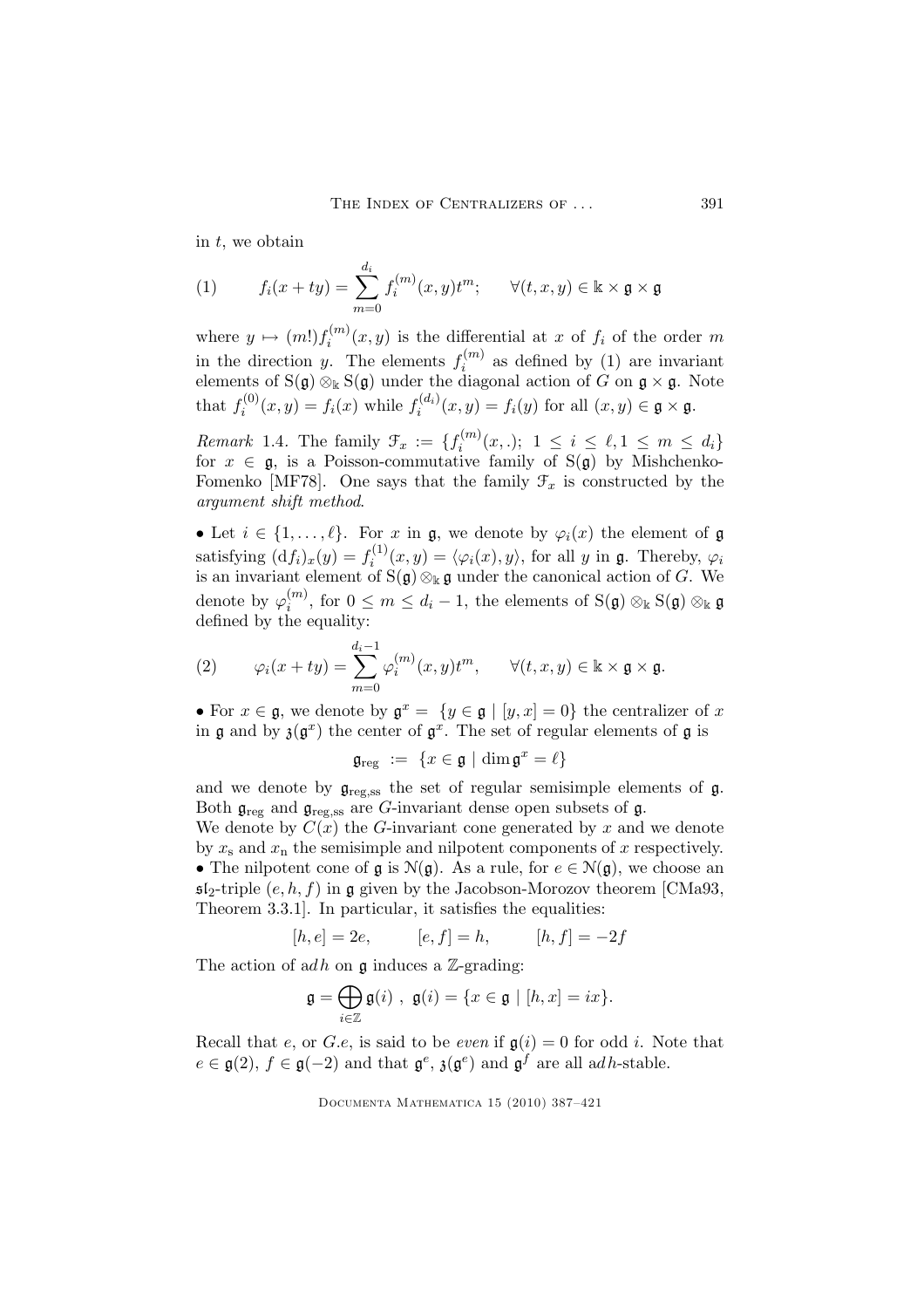in $t$, we obtain

$$
(1) \qquad f_i(x+ty) = \sum_{m=0}^{d_i} f_i^{(m)}(x,y)t^m; \qquad \forall (t,x,y) \in \Bbbk \times \mathfrak{g} \times \mathfrak{g}
$$

where $y \mapsto (m!)f_i^{(m)}(x,y)$ is the differential at $x$ of $f_i$ of the order $m$ in the direction $y$. The elements $f_i^{(m)}$ as defined by (1) are invariant elements of $\mathrm{S}(\mathfrak{g}) \otimes_{\Bbbk} \mathrm{S}(\mathfrak{g})$ under the diagonal action of $G$ on $\mathfrak{g} \times \mathfrak{g}$. Note that $f_i^{(0)}(x,y) = f_i(x)$ while $f_i^{(d_i)}(x,y) = f_i(y)$ for all $(x,y) \in \mathfrak{g} \times \mathfrak{g}$.

*Remark* 1.4. The family $\mathcal{F}_x := \{f_i^{(m)}(x,.);\ 1 \leq i \leq \ell, 1 \leq m \leq d_i\}$ for $x \in \mathfrak{g}$, is a Poisson-commutative family of $\mathrm{S}(\mathfrak{g})$ by Mishchenko-Fomenko [MF78]. One says that the family $\mathcal{F}_x$ is constructed by the *argument shift method*.

• Let $i \in \{1, \ldots, \ell\}$. For $x$ in $\mathfrak{g}$, we denote by $\varphi_i(x)$ the element of $\mathfrak{g}$ satisfying $(\mathrm{d}f_i)_x(y) = f_i^{(1)}(x,y) = \langle \varphi_i(x), y \rangle$, for all $y$ in $\mathfrak{g}$. Thereby, $\varphi_i$ is an invariant element of $\mathrm{S}(\mathfrak{g}) \otimes_{\Bbbk} \mathfrak{g}$ under the canonical action of $G$. We denote by $\varphi_i^{(m)}$, for $0 \leq m \leq d_i - 1$, the elements of $\mathrm{S}(\mathfrak{g}) \otimes_{\Bbbk} \mathrm{S}(\mathfrak{g}) \otimes_{\Bbbk} \mathfrak{g}$ defined by the equality:

$$
(2) \qquad \varphi_i(x+ty) = \sum_{m=0}^{d_i-1} \varphi_i^{(m)}(x,y)t^m, \qquad \forall (t,x,y) \in \Bbbk \times \mathfrak{g} \times \mathfrak{g}.
$$

• For $x \in \mathfrak{g}$, we denote by $\mathfrak{g}^x = \{y \in \mathfrak{g} \mid [y,x] = 0\}$ the centralizer of $x$ in $\mathfrak{g}$ and by $\mathfrak{z}(\mathfrak{g}^x)$ the center of $\mathfrak{g}^x$. The set of regular elements of $\mathfrak{g}$ is

$$
\mathfrak{g}_{\mathrm{reg}} := \{x \in \mathfrak{g} \mid \dim \mathfrak{g}^x = \ell\}
$$

and we denote by $\mathfrak{g}_{\mathrm{reg,ss}}$ the set of regular semisimple elements of $\mathfrak{g}$. Both $\mathfrak{g}_{\mathrm{reg}}$ and $\mathfrak{g}_{\mathrm{reg,ss}}$ are $G$-invariant dense open subsets of $\mathfrak{g}$.
We denote by $C(x)$ the $G$-invariant cone generated by $x$ and we denote by $x_{\mathrm{s}}$ and $x_{\mathrm{n}}$ the semisimple and nilpotent components of $x$ respectively.
• The nilpotent cone of $\mathfrak{g}$ is $\mathcal{N}(\mathfrak{g})$. As a rule, for $e \in \mathcal{N}(\mathfrak{g})$, we choose an $\mathfrak{sl}_2$-triple $(e,h,f)$ in $\mathfrak{g}$ given by the Jacobson-Morozov theorem [CMa93, Theorem 3.3.1]. In particular, it satisfies the equalities:

$$
[h,e] = 2e, \qquad [e,f] = h, \qquad [h,f] = -2f
$$

The action of $\mathrm{ad}h$ on $\mathfrak{g}$ induces a $\mathbb{Z}$-grading:

$$
\mathfrak{g} = \bigoplus_{i \in \mathbb{Z}} \mathfrak{g}(i)\ ,\ \mathfrak{g}(i) = \{x \in \mathfrak{g} \mid [h,x] = ix\}.
$$

Recall that $e$, or $G.e$, is said to be *even* if $\mathfrak{g}(i) = 0$ for odd $i$. Note that $e \in \mathfrak{g}(2)$, $f \in \mathfrak{g}(-2)$ and that $\mathfrak{g}^e$, $\mathfrak{z}(\mathfrak{g}^e)$ and $\mathfrak{g}^f$ are all $\mathrm{ad}h$-stable.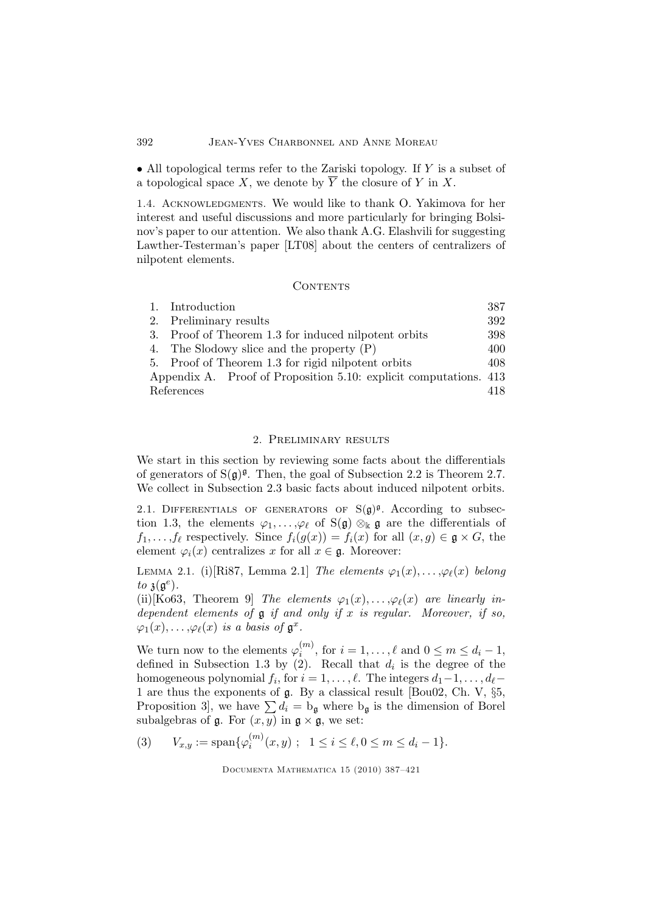• All topological terms refer to the Zariski topology. If $Y$ is a subset of a topological space $X$, we denote by $\overline{Y}$ the closure of $Y$ in $X$.

1.4. Acknowledgments. We would like to thank O. Yakimova for her interest and useful discussions and more particularly for bringing Bolsinov's paper to our attention. We also thank A.G. Elashvili for suggesting Lawther-Testerman's paper [LT08] about the centers of centralizers of nilpotent elements.

### Contents

| | |
|---|---|
| 1. Introduction | 387 |
| 2. Preliminary results | 392 |
| 3. Proof of Theorem 1.3 for induced nilpotent orbits | 398 |
| 4. The Slodowy slice and the property (P) | 400 |
| 5. Proof of Theorem 1.3 for rigid nilpotent orbits | 408 |
| Appendix A. Proof of Proposition 5.10: explicit computations. | 413 |
| References | 418 |

## 2. Preliminary results

We start in this section by reviewing some facts about the differentials of generators of $\mathrm{S}(\mathfrak{g})^{\mathfrak{g}}$. Then, the goal of Subsection 2.2 is Theorem 2.7. We collect in Subsection 2.3 basic facts about induced nilpotent orbits.

2.1. Differentials of generators of $\mathrm{S}(\mathfrak{g})^{\mathfrak{g}}$. According to subsection 1.3, the elements $\varphi_1, \ldots, \varphi_\ell$ of $\mathrm{S}(\mathfrak{g}) \otimes_{\Bbbk} \mathfrak{g}$ are the differentials of $f_1, \ldots, f_\ell$ respectively. Since $f_i(g(x)) = f_i(x)$ for all $(x,g) \in \mathfrak{g} \times G$, the element $\varphi_i(x)$ centralizes $x$ for all $x \in \mathfrak{g}$. Moreover:

Lemma 2.1. (i)[Ri87, Lemma 2.1] *The elements $\varphi_1(x), \ldots, \varphi_\ell(x)$ belong to $\mathfrak{z}(\mathfrak{g}^e)$.*

(ii)[Ko63, Theorem 9] *The elements $\varphi_1(x), \ldots, \varphi_\ell(x)$ are linearly independent elements of $\mathfrak{g}$ if and only if $x$ is regular. Moreover, if so, $\varphi_1(x), \ldots, \varphi_\ell(x)$ is a basis of $\mathfrak{g}^x$.*

We turn now to the elements $\varphi_i^{(m)}$, for $i = 1, \ldots, \ell$ and $0 \leq m \leq d_i - 1$, defined in Subsection 1.3 by (2). Recall that $d_i$ is the degree of the homogeneous polynomial $f_i$, for $i = 1, \ldots, \ell$. The integers $d_1 - 1, \ldots, d_\ell - 1$ are thus the exponents of $\mathfrak{g}$. By a classical result [Bou02, Ch. V, §5, Proposition 3], we have $\sum d_i = \mathrm{b}_{\mathfrak{g}}$ where $\mathrm{b}_{\mathfrak{g}}$ is the dimension of Borel subalgebras of $\mathfrak{g}$. For $(x,y)$ in $\mathfrak{g} \times \mathfrak{g}$, we set:

$$(3) \qquad V_{x,y} := \mathrm{span}\{\varphi_i^{(m)}(x,y) \; ; \; 1 \leq i \leq \ell, 0 \leq m \leq d_i - 1\}.$$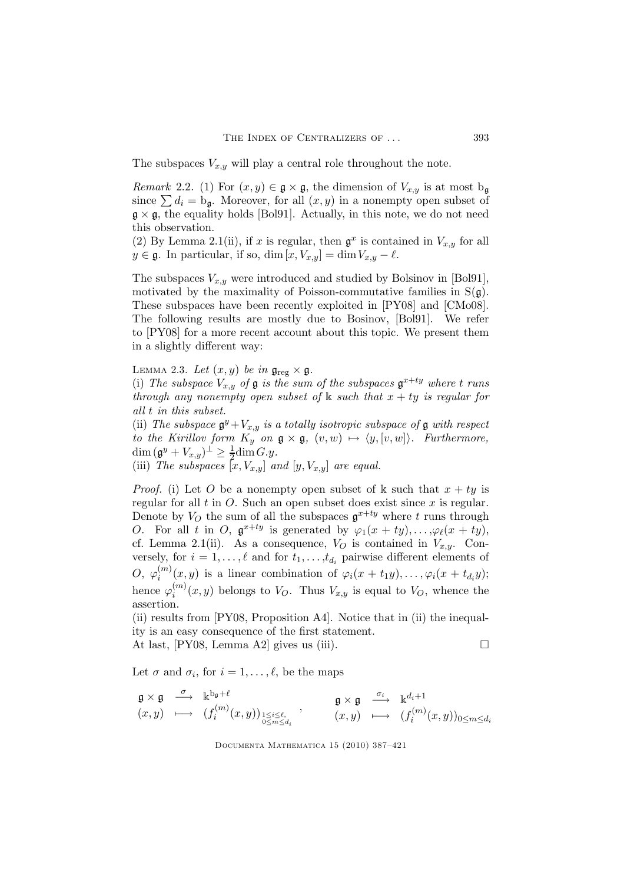The subspaces $V_{x,y}$ will play a central role throughout the note.

*Remark* 2.2. (1) For $(x, y) \in \mathfrak{g} \times \mathfrak{g}$, the dimension of $V_{x,y}$ is at most $\mathrm{b}_{\mathfrak{g}}$ since $\sum d_i = \mathrm{b}_{\mathfrak{g}}$. Moreover, for all $(x, y)$ in a nonempty open subset of $\mathfrak{g} \times \mathfrak{g}$, the equality holds [Bol91]. Actually, in this note, we do not need this observation.

(2) By Lemma 2.1(ii), if $x$ is regular, then $\mathfrak{g}^x$ is contained in $V_{x,y}$ for all $y \in \mathfrak{g}$. In particular, if so, $\dim [x, V_{x,y}] = \dim V_{x,y} - \ell$.

The subspaces $V_{x,y}$ were introduced and studied by Bolsinov in [Bol91], motivated by the maximality of Poisson-commutative families in $\mathrm{S}(\mathfrak{g})$. These subspaces have been recently exploited in [PY08] and [CMo08]. The following results are mostly due to Bosinov, [Bol91]. We refer to [PY08] for a more recent account about this topic. We present them in a slightly different way:

Lemma 2.3. *Let $(x, y)$ be in $\mathfrak{g}_{\mathrm{reg}} \times \mathfrak{g}$.*

(i) *The subspace $V_{x,y}$ of $\mathfrak{g}$ is the sum of the subspaces $\mathfrak{g}^{x+ty}$ where $t$ runs through any nonempty open subset of $\Bbbk$ such that $x + ty$ is regular for all $t$ in this subset.*

(ii) *The subspace $\mathfrak{g}^y + V_{x,y}$ is a totally isotropic subspace of $\mathfrak{g}$ with respect to the Kirillov form $K_y$ on $\mathfrak{g} \times \mathfrak{g}$, $(v, w) \mapsto \langle y, [v, w]\rangle$. Furthermore, $\dim (\mathfrak{g}^y + V_{x,y})^{\perp} \geq \frac{1}{2}\dim G.y$.*

(iii) *The subspaces $[x, V_{x,y}]$ and $[y, V_{x,y}]$ are equal.*

*Proof.* (i) Let $O$ be a nonempty open subset of $\Bbbk$ such that $x + ty$ is regular for all $t$ in $O$. Such an open subset does exist since $x$ is regular. Denote by $V_O$ the sum of all the subspaces $\mathfrak{g}^{x+ty}$ where $t$ runs through $O$. For all $t$ in $O$, $\mathfrak{g}^{x+ty}$ is generated by $\varphi_1(x + ty), \ldots, \varphi_\ell(x + ty)$, cf. Lemma 2.1(ii). As a consequence, $V_O$ is contained in $V_{x,y}$. Conversely, for $i = 1, \ldots, \ell$ and for $t_1, \ldots, t_{d_i}$ pairwise different elements of $O$, $\varphi_i^{(m)}(x, y)$ is a linear combination of $\varphi_i(x + t_1 y), \ldots, \varphi_i(x + t_{d_i} y)$; hence $\varphi_i^{(m)}(x, y)$ belongs to $V_O$. Thus $V_{x,y}$ is equal to $V_O$, whence the assertion.

(ii) results from [PY08, Proposition A4]. Notice that in (ii) the inequality is an easy consequence of the first statement.

At last, [PY08, Lemma A2] gives us (iii). $\square$

Let $\sigma$ and $\sigma_i$, for $i = 1, \ldots, \ell$, be the maps

$$\begin{array}{rcl} \mathfrak{g} \times \mathfrak{g} & \stackrel{\sigma}{\longrightarrow} & \Bbbk^{\mathrm{b}_{\mathfrak{g}}+\ell} \\ (x, y) & \longmapsto & (f_i^{(m)}(x, y))_{\substack{1 \leq i \leq \ell, \\ 0 \leq m \leq d_i}} \end{array}, \qquad \begin{array}{rcl} \mathfrak{g} \times \mathfrak{g} & \stackrel{\sigma_i}{\longrightarrow} & \Bbbk^{d_i+1} \\ (x, y) & \longmapsto & (f_i^{(m)}(x, y))_{0 \leq m \leq d_i} \end{array}$$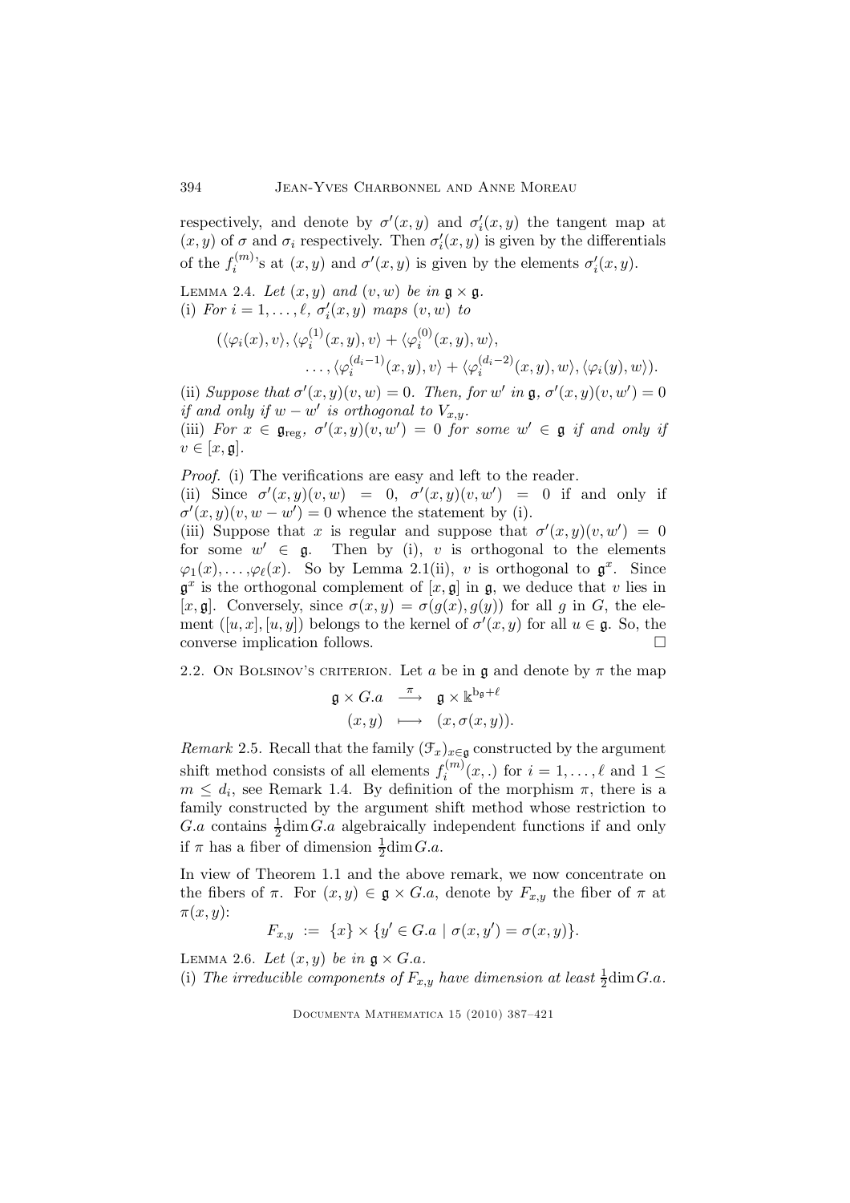respectively, and denote by $\sigma'(x,y)$ and $\sigma'_i(x,y)$ the tangent map at $(x,y)$ of $\sigma$ and $\sigma_i$ respectively. Then $\sigma'_i(x,y)$ is given by the differentials of the $f_i^{(m)}$'s at $(x,y)$ and $\sigma'(x,y)$ is given by the elements $\sigma'_i(x,y)$.

Lemma 2.4. *Let $(x,y)$ and $(v,w)$ be in $\mathfrak{g}\times\mathfrak{g}$.*
(i) *For $i=1,\ldots,\ell$, $\sigma'_i(x,y)$ maps $(v,w)$ to*

$$(\langle\varphi_i(x),v\rangle, \langle\varphi_i^{(1)}(x,y),v\rangle + \langle\varphi_i^{(0)}(x,y),w\rangle, \ldots, \langle\varphi_i^{(d_i-1)}(x,y),v\rangle + \langle\varphi_i^{(d_i-2)}(x,y),w\rangle, \langle\varphi_i(y),w\rangle).$$

(ii) *Suppose that $\sigma'(x,y)(v,w)=0$. Then, for $w'$ in $\mathfrak{g}$, $\sigma'(x,y)(v,w')=0$ if and only if $w-w'$ is orthogonal to $V_{x,y}$.*
(iii) *For $x\in\mathfrak{g}_{\rm reg}$, $\sigma'(x,y)(v,w')=0$ for some $w'\in\mathfrak{g}$ if and only if $v\in[x,\mathfrak{g}]$.*

*Proof.* (i) The verifications are easy and left to the reader.
(ii) Since $\sigma'(x,y)(v,w) = 0$, $\sigma'(x,y)(v,w') = 0$ if and only if $\sigma'(x,y)(v,w-w')=0$ whence the statement by (i).
(iii) Suppose that $x$ is regular and suppose that $\sigma'(x,y)(v,w') = 0$ for some $w'\in\mathfrak{g}$. Then by (i), $v$ is orthogonal to the elements $\varphi_1(x),\ldots,\varphi_\ell(x)$. So by Lemma 2.1(ii), $v$ is orthogonal to $\mathfrak{g}^x$. Since $\mathfrak{g}^x$ is the orthogonal complement of $[x,\mathfrak{g}]$ in $\mathfrak{g}$, we deduce that $v$ lies in $[x,\mathfrak{g}]$. Conversely, since $\sigma(x,y)=\sigma(g(x),g(y))$ for all $g$ in $G$, the element $([u,x],[u,y])$ belongs to the kernel of $\sigma'(x,y)$ for all $u\in\mathfrak{g}$. So, the converse implication follows. □

2.2. On Bolsinov's criterion. Let $a$ be in $\mathfrak{g}$ and denote by $\pi$ the map

$$\begin{array}{rcl}\mathfrak{g}\times G.a & \stackrel{\pi}{\longrightarrow} & \mathfrak{g}\times\Bbbk^{\mathrm{b}_\mathfrak{g}+\ell} \\ (x,y) & \longmapsto & (x,\sigma(x,y)).\end{array}$$

*Remark* 2.5. Recall that the family $(\mathcal{F}_x)_{x\in\mathfrak{g}}$ constructed by the argument shift method consists of all elements $f_i^{(m)}(x,.)$ for $i=1,\ldots,\ell$ and $1\leq m\leq d_i$, see Remark 1.4. By definition of the morphism $\pi$, there is a family constructed by the argument shift method whose restriction to $G.a$ contains $\frac{1}{2}\dim G.a$ algebraically independent functions if and only if $\pi$ has a fiber of dimension $\frac{1}{2}\dim G.a$.

In view of Theorem 1.1 and the above remark, we now concentrate on the fibers of $\pi$. For $(x,y)\in\mathfrak{g}\times G.a$, denote by $F_{x,y}$ the fiber of $\pi$ at $\pi(x,y)$:

$$F_{x,y} := \{x\}\times\{y'\in G.a \mid \sigma(x,y')=\sigma(x,y)\}.$$

Lemma 2.6. *Let $(x,y)$ be in $\mathfrak{g}\times G.a$.*
(i) *The irreducible components of $F_{x,y}$ have dimension at least $\frac{1}{2}\dim G.a$.*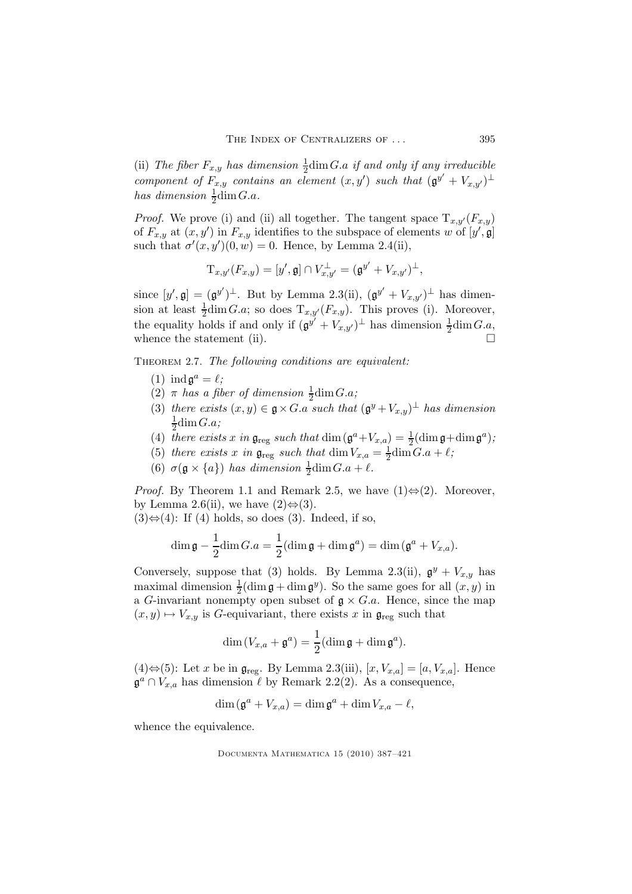(ii) *The fiber $F_{x,y}$ has dimension $\frac{1}{2}\dim G.a$ if and only if any irreducible component of $F_{x,y}$ contains an element $(x,y')$ such that $(\mathfrak{g}^{y'}+V_{x,y'})^{\perp}$ has dimension $\frac{1}{2}\dim G.a$.*

*Proof.* We prove (i) and (ii) all together. The tangent space $\mathrm{T}_{x,y'}(F_{x,y})$ of $F_{x,y}$ at $(x,y')$ in $F_{x,y}$ identifies to the subspace of elements $w$ of $[y',\mathfrak{g}]$ such that $\sigma'(x,y')(0,w)=0$. Hence, by Lemma 2.4(ii),

$$\mathrm{T}_{x,y'}(F_{x,y}) = [y',\mathfrak{g}]\cap V_{x,y'}^{\perp} = (\mathfrak{g}^{y'}+V_{x,y'})^{\perp},$$

since $[y',\mathfrak{g}] = (\mathfrak{g}^{y'})^{\perp}$. But by Lemma 2.3(ii), $(\mathfrak{g}^{y'}+V_{x,y'})^{\perp}$ has dimension at least $\frac{1}{2}\dim G.a$; so does $\mathrm{T}_{x,y'}(F_{x,y})$. This proves (i). Moreover, the equality holds if and only if $(\mathfrak{g}^{y'}+V_{x,y'})^{\perp}$ has dimension $\frac{1}{2}\dim G.a$, whence the statement (ii). $\square$

Theorem 2.7. *The following conditions are equivalent:*

1. $\mathrm{ind}\,\mathfrak{g}^a=\ell$;
2. $\pi$ *has a fiber of dimension* $\frac{1}{2}\dim G.a$;
3. *there exists* $(x,y)\in\mathfrak{g}\times G.a$ *such that* $(\mathfrak{g}^y+V_{x,y})^{\perp}$ *has dimension* $\frac{1}{2}\dim G.a$;
4. *there exists* $x$ *in* $\mathfrak{g}_{\rm reg}$ *such that* $\dim(\mathfrak{g}^a+V_{x,a})=\frac{1}{2}(\dim\mathfrak{g}+\dim\mathfrak{g}^a)$;
5. *there exists* $x$ *in* $\mathfrak{g}_{\rm reg}$ *such that* $\dim V_{x,a}=\frac{1}{2}\dim G.a+\ell$;
6. $\sigma(\mathfrak{g}\times\{a\})$ *has dimension* $\frac{1}{2}\dim G.a+\ell$.

*Proof.* By Theorem 1.1 and Remark 2.5, we have (1)⇔(2). Moreover, by Lemma 2.6(ii), we have (2)⇔(3).
(3)⇔(4): If (4) holds, so does (3). Indeed, if so,

$$\dim\mathfrak{g}-\frac{1}{2}\dim G.a = \frac{1}{2}(\dim\mathfrak{g}+\dim\mathfrak{g}^a) = \dim(\mathfrak{g}^a+V_{x,a}).$$

Conversely, suppose that (3) holds. By Lemma 2.3(ii), $\mathfrak{g}^y+V_{x,y}$ has maximal dimension $\frac{1}{2}(\dim\mathfrak{g}+\dim\mathfrak{g}^y)$. So the same goes for all $(x,y)$ in a $G$-invariant nonempty open subset of $\mathfrak{g}\times G.a$. Hence, since the map $(x,y)\mapsto V_{x,y}$ is $G$-equivariant, there exists $x$ in $\mathfrak{g}_{\rm reg}$ such that

$$\dim(V_{x,a}+\mathfrak{g}^a) = \frac{1}{2}(\dim\mathfrak{g}+\dim\mathfrak{g}^a).$$

(4)⇔(5): Let $x$ be in $\mathfrak{g}_{\rm reg}$. By Lemma 2.3(iii), $[x,V_{x,a}]=[a,V_{x,a}]$. Hence $\mathfrak{g}^a\cap V_{x,a}$ has dimension $\ell$ by Remark 2.2(2). As a consequence,

$$\dim(\mathfrak{g}^a+V_{x,a}) = \dim\mathfrak{g}^a+\dim V_{x,a}-\ell,$$

whence the equivalence.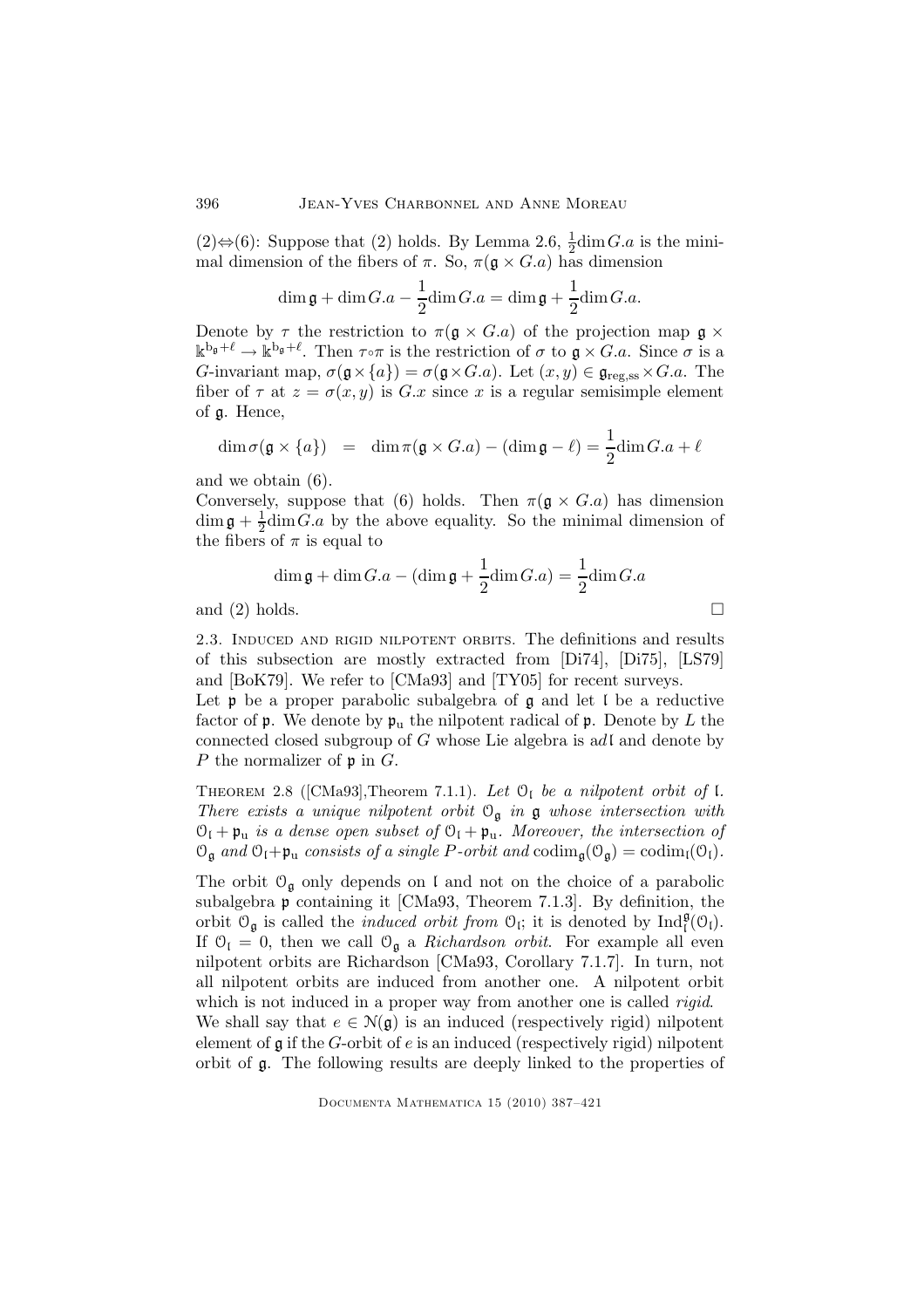(2)⇔(6): Suppose that (2) holds. By Lemma 2.6, $\frac{1}{2}\dim G.a$ is the minimal dimension of the fibers of $\pi$. So, $\pi(\mathfrak{g} \times G.a)$ has dimension

$$\dim \mathfrak{g} + \dim G.a - \frac{1}{2}\dim G.a = \dim \mathfrak{g} + \frac{1}{2}\dim G.a.$$

Denote by $\tau$ the restriction to $\pi(\mathfrak{g} \times G.a)$ of the projection map $\mathfrak{g} \times \Bbbk^{\mathrm{b}_\mathfrak{g}+\ell} \rightarrow \Bbbk^{\mathrm{b}_\mathfrak{g}+\ell}$. Then $\tau \circ \pi$ is the restriction of $\sigma$ to $\mathfrak{g} \times G.a$. Since $\sigma$ is a $G$-invariant map, $\sigma(\mathfrak{g} \times \{a\}) = \sigma(\mathfrak{g} \times G.a)$. Let $(x, y) \in \mathfrak{g}_{\mathrm{reg,ss}} \times G.a$. The fiber of $\tau$ at $z = \sigma(x, y)$ is $G.x$ since $x$ is a regular semisimple element of $\mathfrak{g}$. Hence,

$$\dim \sigma(\mathfrak{g} \times \{a\}) \;\; = \;\; \dim \pi(\mathfrak{g} \times G.a) - (\dim \mathfrak{g} - \ell) = \frac{1}{2}\dim G.a + \ell$$

and we obtain (6).

Conversely, suppose that (6) holds. Then $\pi(\mathfrak{g} \times G.a)$ has dimension $\dim \mathfrak{g} + \frac{1}{2}\dim G.a$ by the above equality. So the minimal dimension of the fibers of $\pi$ is equal to

$$\dim \mathfrak{g} + \dim G.a - (\dim \mathfrak{g} + \frac{1}{2}\dim G.a) = \frac{1}{2}\dim G.a$$

and (2) holds. □

2.3. Induced and rigid nilpotent orbits. The definitions and results of this subsection are mostly extracted from [Di74], [Di75], [LS79] and [BoK79]. We refer to [CMa93] and [TY05] for recent surveys.

Let $\mathfrak{p}$ be a proper parabolic subalgebra of $\mathfrak{g}$ and let $\mathfrak{l}$ be a reductive factor of $\mathfrak{p}$. We denote by $\mathfrak{p}_\mathrm{u}$ the nilpotent radical of $\mathfrak{p}$. Denote by $L$ the connected closed subgroup of $G$ whose Lie algebra is $\mathrm{ad}\mathfrak{l}$ and denote by $P$ the normalizer of $\mathfrak{p}$ in $G$.

Theorem 2.8 ([CMa93],Theorem 7.1.1). *Let $\mathcal{O}_\mathfrak{l}$ be a nilpotent orbit of $\mathfrak{l}$. There exists a unique nilpotent orbit $\mathcal{O}_\mathfrak{g}$ in $\mathfrak{g}$ whose intersection with $\mathcal{O}_\mathfrak{l} + \mathfrak{p}_\mathrm{u}$ is a dense open subset of $\mathcal{O}_\mathfrak{l} + \mathfrak{p}_\mathrm{u}$. Moreover, the intersection of $\mathcal{O}_\mathfrak{g}$ and $\mathcal{O}_\mathfrak{l} + \mathfrak{p}_\mathrm{u}$ consists of a single $P$-orbit and $\mathrm{codim}_\mathfrak{g}(\mathcal{O}_\mathfrak{g}) = \mathrm{codim}_\mathfrak{l}(\mathcal{O}_\mathfrak{l})$.*

The orbit $\mathcal{O}_\mathfrak{g}$ only depends on $\mathfrak{l}$ and not on the choice of a parabolic subalgebra $\mathfrak{p}$ containing it [CMa93, Theorem 7.1.3]. By definition, the orbit $\mathcal{O}_\mathfrak{g}$ is called the *induced orbit from* $\mathcal{O}_\mathfrak{l}$; it is denoted by $\mathrm{Ind}_\mathfrak{l}^\mathfrak{g}(\mathcal{O}_\mathfrak{l})$. If $\mathcal{O}_\mathfrak{l} = 0$, then we call $\mathcal{O}_\mathfrak{g}$ a *Richardson orbit*. For example all even nilpotent orbits are Richardson [CMa93, Corollary 7.1.7]. In turn, not all nilpotent orbits are induced from another one. A nilpotent orbit which is not induced in a proper way from another one is called *rigid*.

We shall say that $e \in \mathcal{N}(\mathfrak{g})$ is an induced (respectively rigid) nilpotent element of $\mathfrak{g}$ if the $G$-orbit of $e$ is an induced (respectively rigid) nilpotent orbit of $\mathfrak{g}$. The following results are deeply linked to the properties of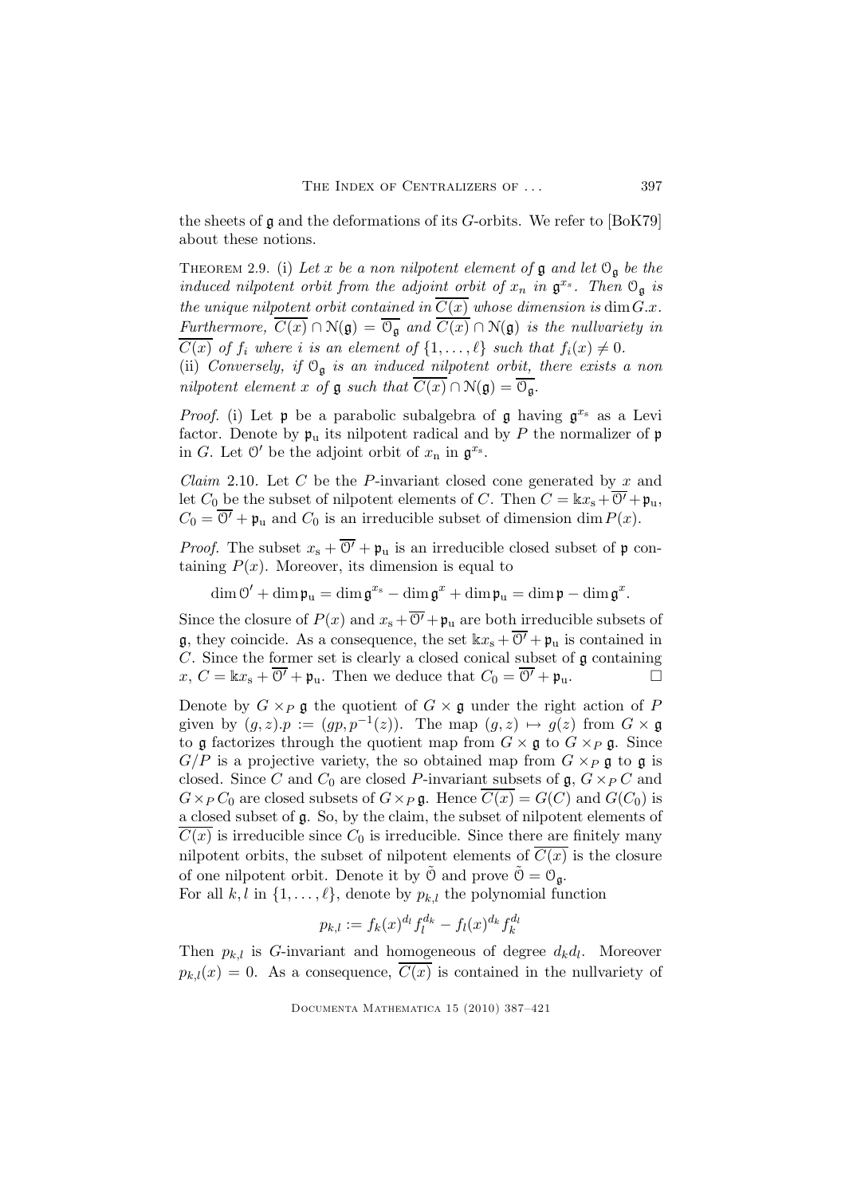the sheets of $\mathfrak{g}$ and the deformations of its $G$-orbits. We refer to [BoK79] about these notions.

THEOREM 2.9. (i) *Let $x$ be a non nilpotent element of $\mathfrak{g}$ and let $\mathcal{O}_{\mathfrak{g}}$ be the induced nilpotent orbit from the adjoint orbit of $x_n$ in $\mathfrak{g}^{x_s}$. Then $\mathcal{O}_{\mathfrak{g}}$ is the unique nilpotent orbit contained in $\overline{C(x)}$ whose dimension is $\dim G.x$. Furthermore, $\overline{C(x)} \cap \mathcal{N}(\mathfrak{g}) = \overline{\mathcal{O}_{\mathfrak{g}}}$ and $\overline{C(x)} \cap \mathcal{N}(\mathfrak{g})$ is the nullvariety in $\overline{C(x)}$ of $f_i$ where $i$ is an element of $\{1, \ldots, \ell\}$ such that $f_i(x) \neq 0$.*

(ii) *Conversely, if $\mathcal{O}_{\mathfrak{g}}$ is an induced nilpotent orbit, there exists a non nilpotent element $x$ of $\mathfrak{g}$ such that $\overline{C(x)} \cap \mathcal{N}(\mathfrak{g}) = \overline{\mathcal{O}_{\mathfrak{g}}}$.*

*Proof.* (i) Let $\mathfrak{p}$ be a parabolic subalgebra of $\mathfrak{g}$ having $\mathfrak{g}^{x_s}$ as a Levi factor. Denote by $\mathfrak{p}_u$ its nilpotent radical and by $P$ the normalizer of $\mathfrak{p}$ in $G$. Let $\mathcal{O}'$ be the adjoint orbit of $x_n$ in $\mathfrak{g}^{x_s}$.

*Claim* 2.10. Let $C$ be the $P$-invariant closed cone generated by $x$ and let $C_0$ be the subset of nilpotent elements of $C$. Then $C = \Bbbk x_s + \overline{\mathcal{O}'} + \mathfrak{p}_u$, $C_0 = \overline{\mathcal{O}'} + \mathfrak{p}_u$ and $C_0$ is an irreducible subset of dimension $\dim P(x)$.

*Proof.* The subset $x_s + \overline{\mathcal{O}'} + \mathfrak{p}_u$ is an irreducible closed subset of $\mathfrak{p}$ containing $P(x)$. Moreover, its dimension is equal to

$$\dim \mathcal{O}' + \dim \mathfrak{p}_u = \dim \mathfrak{g}^{x_s} - \dim \mathfrak{g}^x + \dim \mathfrak{p}_u = \dim \mathfrak{p} - \dim \mathfrak{g}^x.$$

Since the closure of $P(x)$ and $x_s + \overline{\mathcal{O}'} + \mathfrak{p}_u$ are both irreducible subsets of $\mathfrak{g}$, they coincide. As a consequence, the set $\Bbbk x_s + \overline{\mathcal{O}'} + \mathfrak{p}_u$ is contained in $C$. Since the former set is clearly a closed conical subset of $\mathfrak{g}$ containing $x$, $C = \Bbbk x_s + \overline{\mathcal{O}'} + \mathfrak{p}_u$. Then we deduce that $C_0 = \overline{\mathcal{O}'} + \mathfrak{p}_u$. □

Denote by $G \times_P \mathfrak{g}$ the quotient of $G \times \mathfrak{g}$ under the right action of $P$ given by $(g, z).p := (gp, p^{-1}(z))$. The map $(g, z) \mapsto g(z)$ from $G \times \mathfrak{g}$ to $\mathfrak{g}$ factorizes through the quotient map from $G \times \mathfrak{g}$ to $G \times_P \mathfrak{g}$. Since $G/P$ is a projective variety, the so obtained map from $G \times_P \mathfrak{g}$ to $\mathfrak{g}$ is closed. Since $C$ and $C_0$ are closed $P$-invariant subsets of $\mathfrak{g}$, $G \times_P C$ and $G \times_P C_0$ are closed subsets of $G \times_P \mathfrak{g}$. Hence $\overline{C(x)} = G(C)$ and $G(C_0)$ is a closed subset of $\mathfrak{g}$. So, by the claim, the subset of nilpotent elements of $\overline{C(x)}$ is irreducible since $C_0$ is irreducible. Since there are finitely many nilpotent orbits, the subset of nilpotent elements of $\overline{C(x)}$ is the closure of one nilpotent orbit. Denote it by $\tilde{\mathcal{O}}$ and prove $\tilde{\mathcal{O}} = \mathcal{O}_{\mathfrak{g}}$.

For all $k, l$ in $\{1, \ldots, \ell\}$, denote by $p_{k,l}$ the polynomial function

$$p_{k,l} := f_k(x)^{d_l} f_l^{d_k} - f_l(x)^{d_k} f_k^{d_l}$$

Then $p_{k,l}$ is $G$-invariant and homogeneous of degree $d_k d_l$. Moreover $p_{k,l}(x) = 0$. As a consequence, $\overline{C(x)}$ is contained in the nullvariety of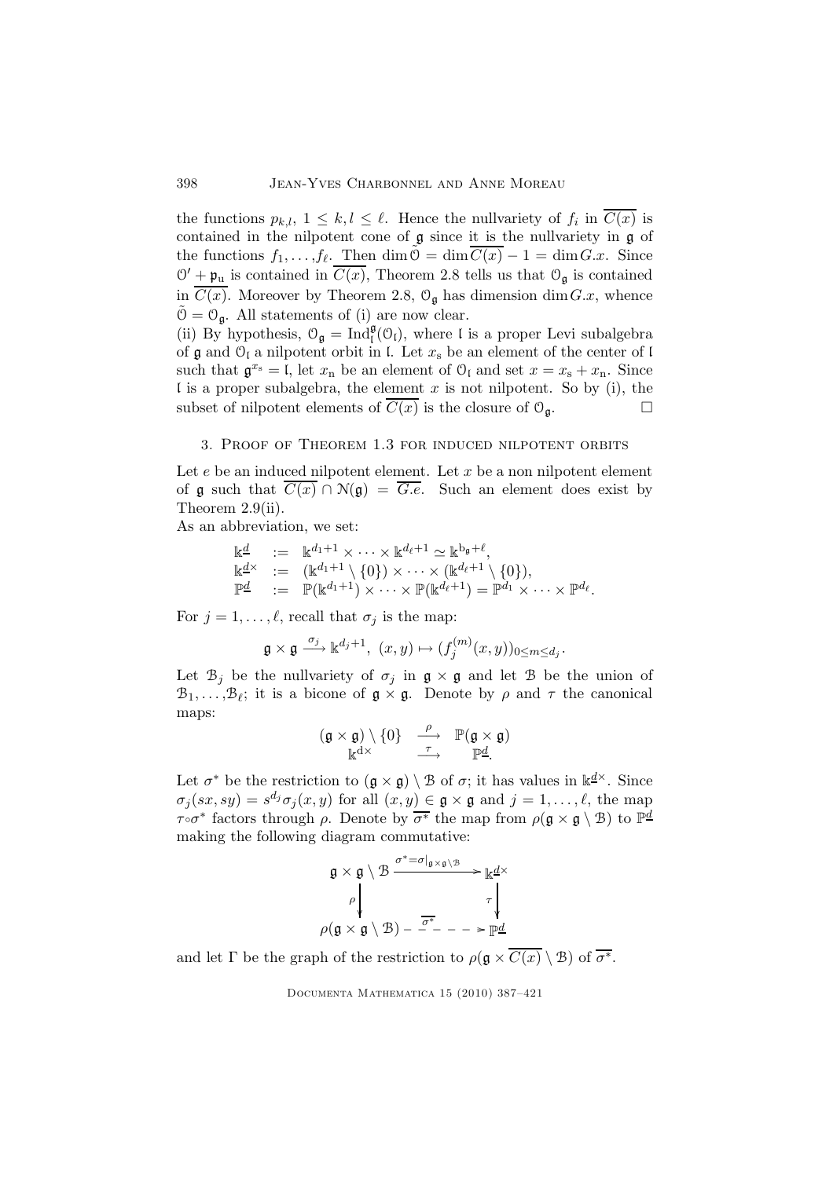the functions $p_{k,l}$, $1 \leq k, l \leq \ell$. Hence the nullvariety of $f_i$ in $\overline{C(x)}$ is contained in the nilpotent cone of $\mathfrak{g}$ since it is the nullvariety in $\mathfrak{g}$ of the functions $f_1, \ldots, f_\ell$. Then $\dim \tilde{\mathcal{O}} = \dim \overline{C(x)} - 1 = \dim G.x$. Since $\mathcal{O}' + \mathfrak{p}_{\rm u}$ is contained in $\overline{C(x)}$, Theorem 2.8 tells us that $\mathcal{O}_{\mathfrak{g}}$ is contained in $\overline{C(x)}$. Moreover by Theorem 2.8, $\mathcal{O}_{\mathfrak{g}}$ has dimension $\dim G.x$, whence $\tilde{\mathcal{O}} = \mathcal{O}_{\mathfrak{g}}$. All statements of (i) are now clear.

(ii) By hypothesis, $\mathcal{O}_{\mathfrak{g}} = \mathrm{Ind}_{\mathfrak{l}}^{\mathfrak{g}}(\mathcal{O}_{\mathfrak{l}})$, where $\mathfrak{l}$ is a proper Levi subalgebra of $\mathfrak{g}$ and $\mathcal{O}_{\mathfrak{l}}$ a nilpotent orbit in $\mathfrak{l}$. Let $x_{\rm s}$ be an element of the center of $\mathfrak{l}$ such that $\mathfrak{g}^{x_{\rm s}} = \mathfrak{l}$, let $x_{\rm n}$ be an element of $\mathcal{O}_{\mathfrak{l}}$ and set $x = x_{\rm s} + x_{\rm n}$. Since $\mathfrak{l}$ is a proper subalgebra, the element $x$ is not nilpotent. So by (i), the subset of nilpotent elements of $\overline{C(x)}$ is the closure of $\mathcal{O}_{\mathfrak{g}}$. $\square$

## 3. Proof of Theorem 1.3 for induced nilpotent orbits

Let $e$ be an induced nilpotent element. Let $x$ be a non nilpotent element of $\mathfrak{g}$ such that $\overline{C(x)} \cap \mathcal{N}(\mathfrak{g}) = \overline{G.e}$. Such an element does exist by Theorem 2.9(ii).

As an abbreviation, we set:

$$
\begin{array}{lcl}
\Bbbk^{\underline{d}} & := & \Bbbk^{d_1+1} \times \cdots \times \Bbbk^{d_\ell+1} \simeq \Bbbk^{\mathrm{b}_{\mathfrak{g}}+\ell}, \\
\Bbbk^{\underline{d}\times} & := & (\Bbbk^{d_1+1} \setminus \{0\}) \times \cdots \times (\Bbbk^{d_\ell+1} \setminus \{0\}), \\
\mathbb{P}^{\underline{d}} & := & \mathbb{P}(\Bbbk^{d_1+1}) \times \cdots \times \mathbb{P}(\Bbbk^{d_\ell+1}) = \mathbb{P}^{d_1} \times \cdots \times \mathbb{P}^{d_\ell}.
\end{array}
$$

For $j = 1, \ldots, \ell$, recall that $\sigma_j$ is the map:

$$
\mathfrak{g} \times \mathfrak{g} \xrightarrow{\sigma_j} \Bbbk^{d_j+1}, \ (x, y) \mapsto (f_j^{(m)}(x, y))_{0 \leq m \leq d_j}.
$$

Let $\mathcal{B}_j$ be the nullvariety of $\sigma_j$ in $\mathfrak{g} \times \mathfrak{g}$ and let $\mathcal{B}$ be the union of $\mathcal{B}_1, \ldots, \mathcal{B}_\ell$; it is a bicone of $\mathfrak{g} \times \mathfrak{g}$. Denote by $\rho$ and $\tau$ the canonical maps:

$$
\begin{array}{ccc}
(\mathfrak{g} \times \mathfrak{g}) \setminus \{0\} & \xrightarrow{\rho} & \mathbb{P}(\mathfrak{g} \times \mathfrak{g}) \\
\Bbbk^{\mathrm{d}\times} & \xrightarrow{\tau} & \mathbb{P}^{\underline{d}}.
\end{array}
$$

Let $\sigma^*$ be the restriction to $(\mathfrak{g} \times \mathfrak{g}) \setminus \mathcal{B}$ of $\sigma$; it has values in $\Bbbk^{\underline{d}\times}$. Since $\sigma_j(sx, sy) = s^{d_j} \sigma_j(x, y)$ for all $(x, y) \in \mathfrak{g} \times \mathfrak{g}$ and $j = 1, \ldots, \ell$, the map $\tau \circ \sigma^*$ factors through $\rho$. Denote by $\overline{\sigma^*}$ the map from $\rho(\mathfrak{g} \times \mathfrak{g} \setminus \mathcal{B})$ to $\mathbb{P}^{\underline{d}}$ making the following diagram commutative:

$$
\begin{array}{ccc}
\mathfrak{g} \times \mathfrak{g} \setminus \mathcal{B} & \xrightarrow{\sigma^* = \sigma|_{\mathfrak{g} \times \mathfrak{g} \setminus \mathcal{B}}} & \Bbbk^{\underline{d}\times} \\
\Big\downarrow \rho & & \Big\downarrow \tau \\
\rho(\mathfrak{g} \times \mathfrak{g} \setminus \mathcal{B}) & \overset{\overline{\sigma^*}}{\dashrightarrow} & \mathbb{P}^{\underline{d}}
\end{array}
$$

and let $\Gamma$ be the graph of the restriction to $\rho(\mathfrak{g} \times \overline{C(x)} \setminus \mathcal{B})$ of $\overline{\sigma^*}$.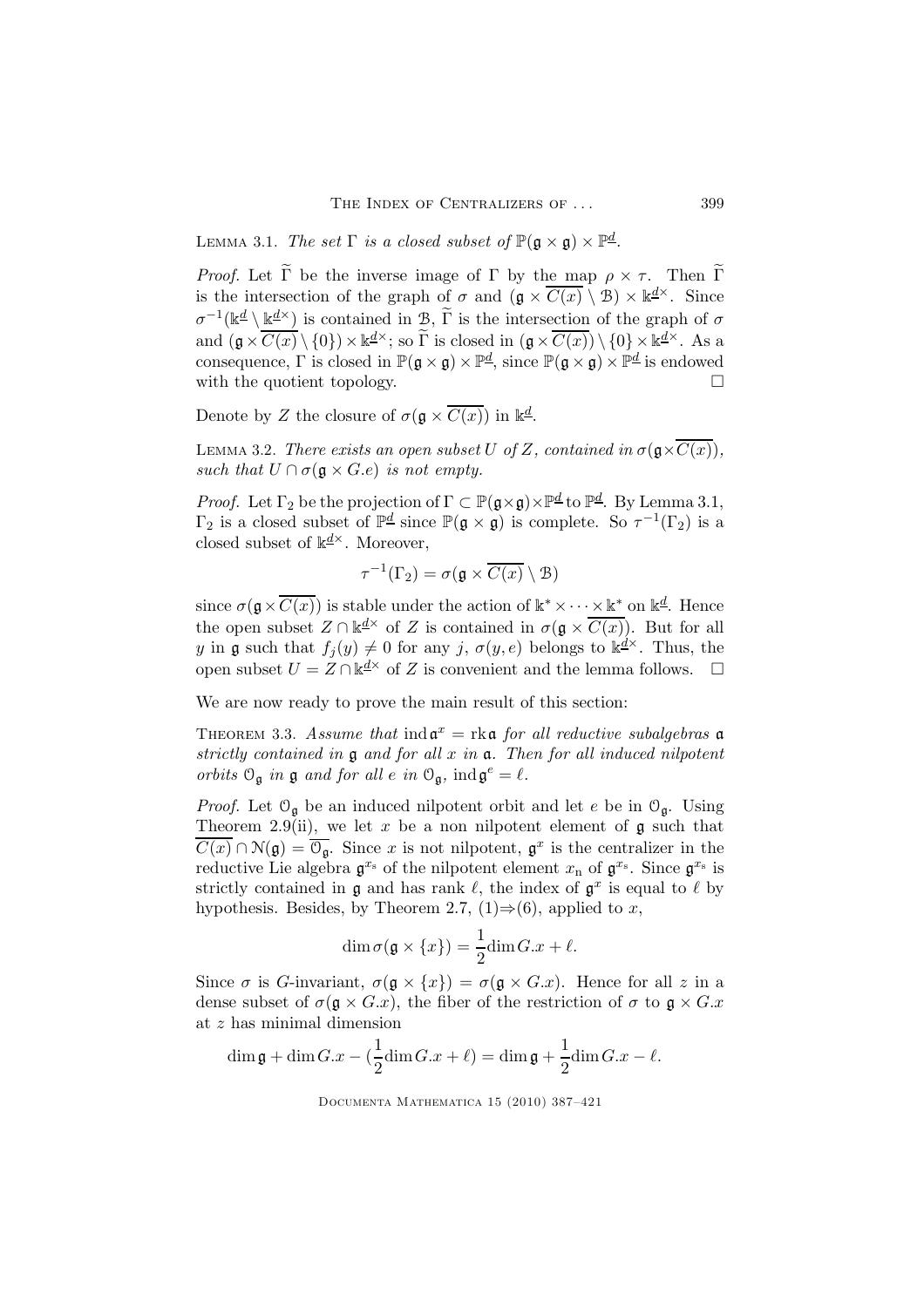Lemma 3.1. *The set $\Gamma$ is a closed subset of $\mathbb{P}(\mathfrak{g}\times\mathfrak{g})\times\mathbb{P}^{\underline{d}}$.*

*Proof.* Let $\widetilde{\Gamma}$ be the inverse image of $\Gamma$ by the map $\rho\times\tau$. Then $\widetilde{\Gamma}$ is the intersection of the graph of $\sigma$ and $(\mathfrak{g}\times\overline{C(x)}\setminus\mathcal{B})\times\Bbbk^{\underline{d}\times}$. Since $\sigma^{-1}(\Bbbk^{\underline{d}}\setminus\Bbbk^{\underline{d}\times})$ is contained in $\mathcal{B}$, $\widetilde{\Gamma}$ is the intersection of the graph of $\sigma$ and $(\mathfrak{g}\times\overline{C(x)}\setminus\{0\})\times\Bbbk^{\underline{d}\times}$; so $\widetilde{\Gamma}$ is closed in $(\mathfrak{g}\times\overline{C(x)})\setminus\{0\}\times\Bbbk^{\underline{d}\times}$. As a consequence, $\Gamma$ is closed in $\mathbb{P}(\mathfrak{g}\times\mathfrak{g})\times\mathbb{P}^{\underline{d}}$, since $\mathbb{P}(\mathfrak{g}\times\mathfrak{g})\times\mathbb{P}^{\underline{d}}$ is endowed with the quotient topology. □

Denote by $Z$ the closure of $\sigma(\mathfrak{g}\times\overline{C(x)})$ in $\Bbbk^{\underline{d}}$.

Lemma 3.2. *There exists an open subset $U$ of $Z$, contained in $\sigma(\mathfrak{g}\times\overline{C(x)})$, such that $U\cap\sigma(\mathfrak{g}\times G.e)$ is not empty.*

*Proof.* Let $\Gamma_2$ be the projection of $\Gamma\subset\mathbb{P}(\mathfrak{g}\times\mathfrak{g})\times\mathbb{P}^{\underline{d}}$ to $\mathbb{P}^{\underline{d}}$. By Lemma 3.1, $\Gamma_2$ is a closed subset of $\mathbb{P}^{\underline{d}}$ since $\mathbb{P}(\mathfrak{g}\times\mathfrak{g})$ is complete. So $\tau^{-1}(\Gamma_2)$ is a closed subset of $\Bbbk^{\underline{d}\times}$. Moreover,

$$\tau^{-1}(\Gamma_2)=\sigma(\mathfrak{g}\times\overline{C(x)}\setminus\mathcal{B})$$

since $\sigma(\mathfrak{g}\times\overline{C(x)})$ is stable under the action of $\Bbbk^*\times\cdots\times\Bbbk^*$ on $\Bbbk^{\underline{d}}$. Hence the open subset $Z\cap\Bbbk^{\underline{d}\times}$ of $Z$ is contained in $\sigma(\mathfrak{g}\times\overline{C(x)})$. But for all $y$ in $\mathfrak{g}$ such that $f_j(y)\neq 0$ for any $j$, $\sigma(y,e)$ belongs to $\Bbbk^{\underline{d}\times}$. Thus, the open subset $U=Z\cap\Bbbk^{\underline{d}\times}$ of $Z$ is convenient and the lemma follows. □

We are now ready to prove the main result of this section:

Theorem 3.3. *Assume that $\operatorname{ind}\mathfrak{a}^x=\operatorname{rk}\mathfrak{a}$ for all reductive subalgebras $\mathfrak{a}$ strictly contained in $\mathfrak{g}$ and for all $x$ in $\mathfrak{a}$. Then for all induced nilpotent orbits $\mathcal{O}_{\mathfrak{g}}$ in $\mathfrak{g}$ and for all $e$ in $\mathcal{O}_{\mathfrak{g}}$, $\operatorname{ind}\mathfrak{g}^e=\ell$.*

*Proof.* Let $\mathcal{O}_{\mathfrak{g}}$ be an induced nilpotent orbit and let $e$ be in $\mathcal{O}_{\mathfrak{g}}$. Using Theorem 2.9(ii), we let $x$ be a non nilpotent element of $\mathfrak{g}$ such that $\overline{C(x)}\cap\mathcal{N}(\mathfrak{g})=\overline{\mathcal{O}_{\mathfrak{g}}}$. Since $x$ is not nilpotent, $\mathfrak{g}^x$ is the centralizer in the reductive Lie algebra $\mathfrak{g}^{x_{\rm s}}$ of the nilpotent element $x_{\rm n}$ of $\mathfrak{g}^{x_{\rm s}}$. Since $\mathfrak{g}^{x_{\rm s}}$ is strictly contained in $\mathfrak{g}$ and has rank $\ell$, the index of $\mathfrak{g}^x$ is equal to $\ell$ by hypothesis. Besides, by Theorem 2.7, (1)⇒(6), applied to $x$,

$$\dim\sigma(\mathfrak{g}\times\{x\})=\frac{1}{2}\dim G.x+\ell.$$

Since $\sigma$ is $G$-invariant, $\sigma(\mathfrak{g}\times\{x\})=\sigma(\mathfrak{g}\times G.x)$. Hence for all $z$ in a dense subset of $\sigma(\mathfrak{g}\times G.x)$, the fiber of the restriction of $\sigma$ to $\mathfrak{g}\times G.x$ at $z$ has minimal dimension

$$\dim\mathfrak{g}+\dim G.x-(\frac{1}{2}\dim G.x+\ell)=\dim\mathfrak{g}+\frac{1}{2}\dim G.x-\ell.$$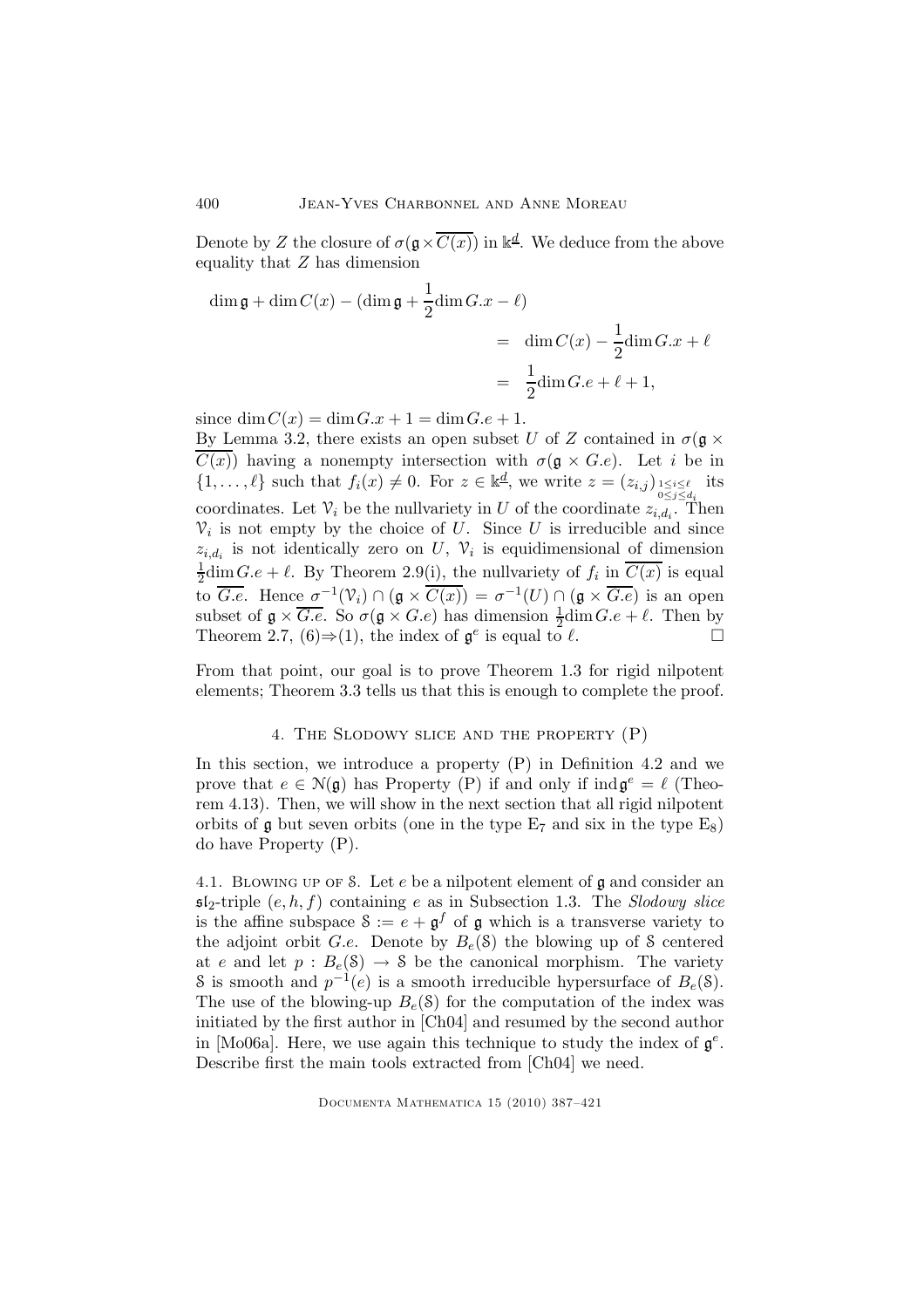Denote by $Z$ the closure of $\sigma(\mathfrak{g}\times\overline{C(x)})$ in $\Bbbk^{\underline{d}}$. We deduce from the above equality that $Z$ has dimension

$$\begin{aligned}\dim\mathfrak{g}+\dim C(x)-(\dim\mathfrak{g}+\frac{1}{2}\dim G.x-\ell)\\ &= \dim C(x)-\frac{1}{2}\dim G.x+\ell\\ &= \frac{1}{2}\dim G.e+\ell+1,\end{aligned}$$

since $\dim C(x)=\dim G.x+1=\dim G.e+1$.

By Lemma 3.2, there exists an open subset $U$ of $Z$ contained in $\sigma(\mathfrak{g}\times\overline{C(x)})$ having a nonempty intersection with $\sigma(\mathfrak{g}\times G.e)$. Let $i$ be in $\{1,\ldots,\ell\}$ such that $f_i(x)\neq 0$. For $z\in\Bbbk^{\underline{d}}$, we write $z=(z_{i,j})_{\substack{1\leq i\leq \ell\\ 0\leq j\leq d_i}}$ its coordinates. Let $\mathcal{V}_i$ be the nullvariety in $U$ of the coordinate $z_{i,d_i}$. Then $\mathcal{V}_i$ is not empty by the choice of $U$. Since $U$ is irreducible and since $z_{i,d_i}$ is not identically zero on $U$, $\mathcal{V}_i$ is equidimensional of dimension $\frac{1}{2}\dim G.e+\ell$. By Theorem 2.9(i), the nullvariety of $f_i$ in $\overline{C(x)}$ is equal to $\overline{G.e}$. Hence $\sigma^{-1}(\mathcal{V}_i)\cap(\mathfrak{g}\times\overline{C(x)})=\sigma^{-1}(U)\cap(\mathfrak{g}\times\overline{G.e})$ is an open subset of $\mathfrak{g}\times\overline{G.e}$. So $\sigma(\mathfrak{g}\times G.e)$ has dimension $\frac{1}{2}\dim G.e+\ell$. Then by Theorem 2.7, (6)$\Rightarrow$(1), the index of $\mathfrak{g}^e$ is equal to $\ell$. $\square$

From that point, our goal is to prove Theorem 1.3 for rigid nilpotent elements; Theorem 3.3 tells us that this is enough to complete the proof.

## 4. The Slodowy slice and the property (P)

In this section, we introduce a property (P) in Definition 4.2 and we prove that $e\in\mathcal{N}(\mathfrak{g})$ has Property (P) if and only if $\operatorname{ind}\mathfrak{g}^e=\ell$ (Theorem 4.13). Then, we will show in the next section that all rigid nilpotent orbits of $\mathfrak{g}$ but seven orbits (one in the type $\mathrm{E}_7$ and six in the type $\mathrm{E}_8$) do have Property (P).

4.1. Blowing up of $\mathcal{S}$. Let $e$ be a nilpotent element of $\mathfrak{g}$ and consider an $\mathfrak{sl}_2$-triple $(e,h,f)$ containing $e$ as in Subsection 1.3. The *Slodowy slice* is the affine subspace $\mathcal{S}:=e+\mathfrak{g}^f$ of $\mathfrak{g}$ which is a transverse variety to the adjoint orbit $G.e$. Denote by $B_e(\mathcal{S})$ the blowing up of $\mathcal{S}$ centered at $e$ and let $p:B_e(\mathcal{S})\to\mathcal{S}$ be the canonical morphism. The variety $\mathcal{S}$ is smooth and $p^{-1}(e)$ is a smooth irreducible hypersurface of $B_e(\mathcal{S})$. The use of the blowing-up $B_e(\mathcal{S})$ for the computation of the index was initiated by the first author in [Ch04] and resumed by the second author in [Mo06a]. Here, we use again this technique to study the index of $\mathfrak{g}^e$. Describe first the main tools extracted from [Ch04] we need.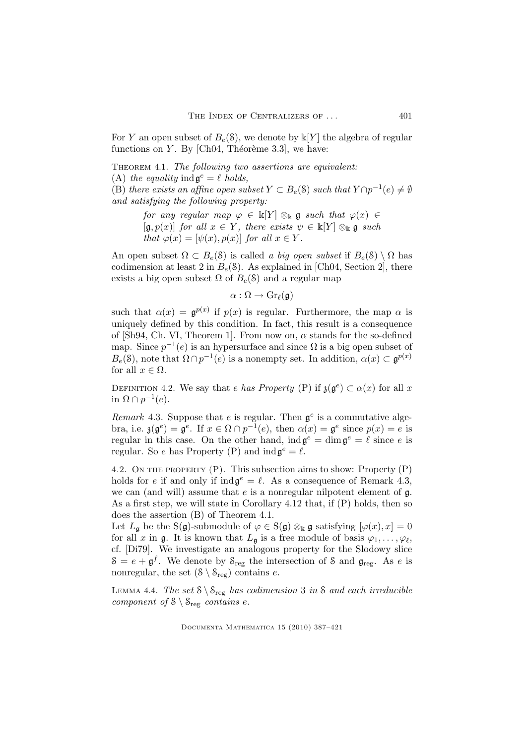For $Y$ an open subset of $B_e(\mathcal{S})$, we denote by $\Bbbk[Y]$ the algebra of regular functions on $Y$. By [Ch04, Théorème 3.3], we have:

THEOREM 4.1. *The following two assertions are equivalent:*
(A) *the equality* $\operatorname{ind}\mathfrak{g}^e = \ell$ *holds,*
(B) *there exists an affine open subset* $Y \subset B_e(\mathcal{S})$ *such that* $Y \cap p^{-1}(e) \neq \emptyset$ *and satisfying the following property:*

> *for any regular map* $\varphi \in \Bbbk[Y] \otimes_{\Bbbk} \mathfrak{g}$ *such that* $\varphi(x) \in [\mathfrak{g}, p(x)]$ *for all* $x \in Y$*, there exists* $\psi \in \Bbbk[Y] \otimes_{\Bbbk} \mathfrak{g}$ *such that* $\varphi(x) = [\psi(x), p(x)]$ *for all* $x \in Y$.

An open subset $\Omega \subset B_e(\mathcal{S})$ is called *a big open subset* if $B_e(\mathcal{S}) \setminus \Omega$ has codimension at least 2 in $B_e(\mathcal{S})$. As explained in [Ch04, Section 2], there exists a big open subset $\Omega$ of $B_e(\mathcal{S})$ and a regular map

$$\alpha : \Omega \to \mathrm{Gr}_\ell(\mathfrak{g})$$

such that $\alpha(x) = \mathfrak{g}^{p(x)}$ if $p(x)$ is regular. Furthermore, the map $\alpha$ is uniquely defined by this condition. In fact, this result is a consequence of [Sh94, Ch. VI, Theorem 1]. From now on, $\alpha$ stands for the so-defined map. Since $p^{-1}(e)$ is an hypersurface and since $\Omega$ is a big open subset of $B_e(\mathcal{S})$, note that $\Omega \cap p^{-1}(e)$ is a nonempty set. In addition, $\alpha(x) \subset \mathfrak{g}^{p(x)}$ for all $x \in \Omega$.

DEFINITION 4.2. We say that $e$ *has Property* (P) if $\mathfrak{z}(\mathfrak{g}^e) \subset \alpha(x)$ for all $x$ in $\Omega \cap p^{-1}(e)$.

*Remark* 4.3. Suppose that $e$ is regular. Then $\mathfrak{g}^e$ is a commutative algebra, i.e. $\mathfrak{z}(\mathfrak{g}^e) = \mathfrak{g}^e$. If $x \in \Omega \cap p^{-1}(e)$, then $\alpha(x) = \mathfrak{g}^e$ since $p(x) = e$ is regular in this case. On the other hand, $\operatorname{ind}\mathfrak{g}^e = \dim \mathfrak{g}^e = \ell$ since $e$ is regular. So $e$ has Property (P) and $\operatorname{ind}\mathfrak{g}^e = \ell$.

4.2. ON THE PROPERTY (P). This subsection aims to show: Property (P) holds for $e$ if and only if $\operatorname{ind}\mathfrak{g}^e = \ell$. As a consequence of Remark 4.3, we can (and will) assume that $e$ is a nonregular nilpotent element of $\mathfrak{g}$. As a first step, we will state in Corollary 4.12 that, if (P) holds, then so does the assertion (B) of Theorem 4.1.

Let $L_{\mathfrak{g}}$ be the $\mathrm{S}(\mathfrak{g})$-submodule of $\varphi \in \mathrm{S}(\mathfrak{g}) \otimes_{\Bbbk} \mathfrak{g}$ satisfying $[\varphi(x), x] = 0$ for all $x$ in $\mathfrak{g}$. It is known that $L_{\mathfrak{g}}$ is a free module of basis $\varphi_1, \ldots, \varphi_\ell$, cf. [Di79]. We investigate an analogous property for the Slodowy slice $\mathcal{S} = e + \mathfrak{g}^f$. We denote by $\mathcal{S}_{\mathrm{reg}}$ the intersection of $\mathcal{S}$ and $\mathfrak{g}_{\mathrm{reg}}$. As $e$ is nonregular, the set $(\mathcal{S} \setminus \mathcal{S}_{\mathrm{reg}})$ contains $e$.

LEMMA 4.4. *The set* $\mathcal{S} \setminus \mathcal{S}_{\mathrm{reg}}$ *has codimension* 3 *in* $\mathcal{S}$ *and each irreducible component of* $\mathcal{S} \setminus \mathcal{S}_{\mathrm{reg}}$ *contains* $e$.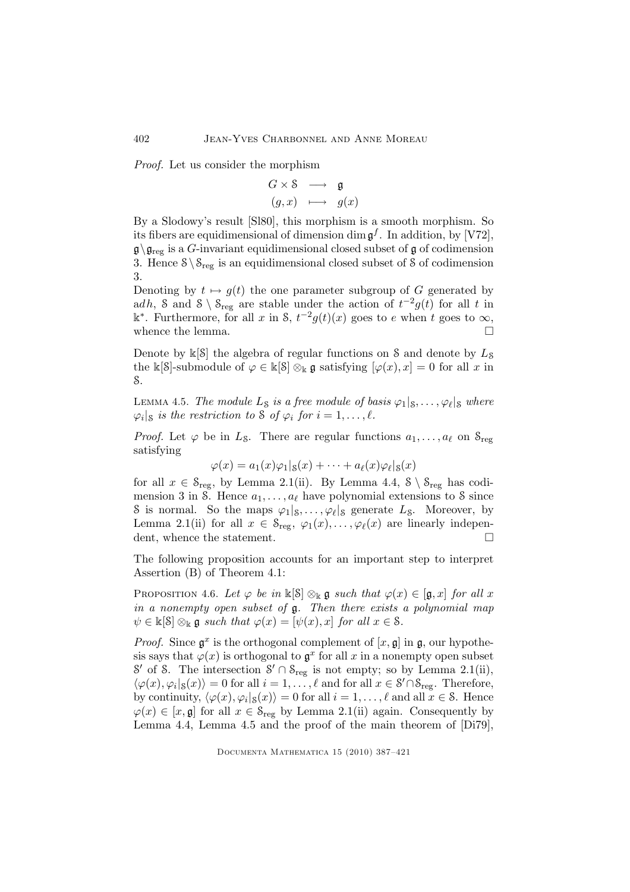*Proof.* Let us consider the morphism

$$\begin{array}{ccc} G \times \mathcal{S} & \longrightarrow & \mathfrak{g} \\ (g,x) & \longmapsto & g(x) \end{array}$$

By a Slodowy's result [Sl80], this morphism is a smooth morphism. So its fibers are equidimensional of dimension $\dim \mathfrak{g}^f$. In addition, by [V72], $\mathfrak{g}\setminus\mathfrak{g}_{\rm reg}$ is a $G$-invariant equidimensional closed subset of $\mathfrak{g}$ of codimension 3. Hence $\mathcal{S}\setminus\mathcal{S}_{\rm reg}$ is an equidimensional closed subset of $\mathcal{S}$ of codimension 3.

Denoting by $t \mapsto g(t)$ the one parameter subgroup of $G$ generated by ad$h$, $\mathcal{S}$ and $\mathcal{S} \setminus \mathcal{S}_{\rm reg}$ are stable under the action of $t^{-2}g(t)$ for all $t$ in $\Bbbk^*$. Furthermore, for all $x$ in $\mathcal{S}$, $t^{-2}g(t)(x)$ goes to $e$ when $t$ goes to $\infty$, whence the lemma. □

Denote by $\Bbbk[\mathcal{S}]$ the algebra of regular functions on $\mathcal{S}$ and denote by $L_{\mathcal{S}}$ the $\Bbbk[\mathcal{S}]$-submodule of $\varphi \in \Bbbk[\mathcal{S}] \otimes_{\Bbbk} \mathfrak{g}$ satisfying $[\varphi(x), x] = 0$ for all $x$ in $\mathcal{S}$.

Lemma 4.5. *The module $L_{\mathcal{S}}$ is a free module of basis $\varphi_1|_{\mathcal{S}}, \dots, \varphi_\ell|_{\mathcal{S}}$ where $\varphi_i|_{\mathcal{S}}$ is the restriction to $\mathcal{S}$ of $\varphi_i$ for $i = 1, \dots, \ell$.*

*Proof.* Let $\varphi$ be in $L_{\mathcal{S}}$. There are regular functions $a_1, \dots, a_\ell$ on $\mathcal{S}_{\rm reg}$ satisfying

$$\varphi(x) = a_1(x)\varphi_1|_{\mathcal{S}}(x) + \cdots + a_\ell(x)\varphi_\ell|_{\mathcal{S}}(x)$$

for all $x \in \mathcal{S}_{\rm reg}$, by Lemma 2.1(ii). By Lemma 4.4, $\mathcal{S} \setminus \mathcal{S}_{\rm reg}$ has codimension 3 in $\mathcal{S}$. Hence $a_1, \dots, a_\ell$ have polynomial extensions to $\mathcal{S}$ since $\mathcal{S}$ is normal. So the maps $\varphi_1|_{\mathcal{S}}, \dots, \varphi_\ell|_{\mathcal{S}}$ generate $L_{\mathcal{S}}$. Moreover, by Lemma 2.1(ii) for all $x \in \mathcal{S}_{\rm reg}$, $\varphi_1(x), \dots, \varphi_\ell(x)$ are linearly independent, whence the statement. □

The following proposition accounts for an important step to interpret Assertion (B) of Theorem 4.1:

Proposition 4.6. *Let $\varphi$ be in $\Bbbk[\mathcal{S}] \otimes_{\Bbbk} \mathfrak{g}$ such that $\varphi(x) \in [\mathfrak{g}, x]$ for all $x$ in a nonempty open subset of $\mathfrak{g}$. Then there exists a polynomial map $\psi \in \Bbbk[\mathcal{S}] \otimes_{\Bbbk} \mathfrak{g}$ such that $\varphi(x) = [\psi(x), x]$ for all $x \in \mathcal{S}$.*

*Proof.* Since $\mathfrak{g}^x$ is the orthogonal complement of $[x, \mathfrak{g}]$ in $\mathfrak{g}$, our hypothesis says that $\varphi(x)$ is orthogonal to $\mathfrak{g}^x$ for all $x$ in a nonempty open subset $\mathcal{S}'$ of $\mathcal{S}$. The intersection $\mathcal{S}' \cap \mathcal{S}_{\rm reg}$ is not empty; so by Lemma 2.1(ii), $\langle \varphi(x), \varphi_i|_{\mathcal{S}}(x)\rangle = 0$ for all $i = 1, \dots, \ell$ and for all $x \in \mathcal{S}' \cap \mathcal{S}_{\rm reg}$. Therefore, by continuity, $\langle \varphi(x), \varphi_i|_{\mathcal{S}}(x)\rangle = 0$ for all $i = 1, \dots, \ell$ and all $x \in \mathcal{S}$. Hence $\varphi(x) \in [x, \mathfrak{g}]$ for all $x \in \mathcal{S}_{\rm reg}$ by Lemma 2.1(ii) again. Consequently by Lemma 4.4, Lemma 4.5 and the proof of the main theorem of [Di79],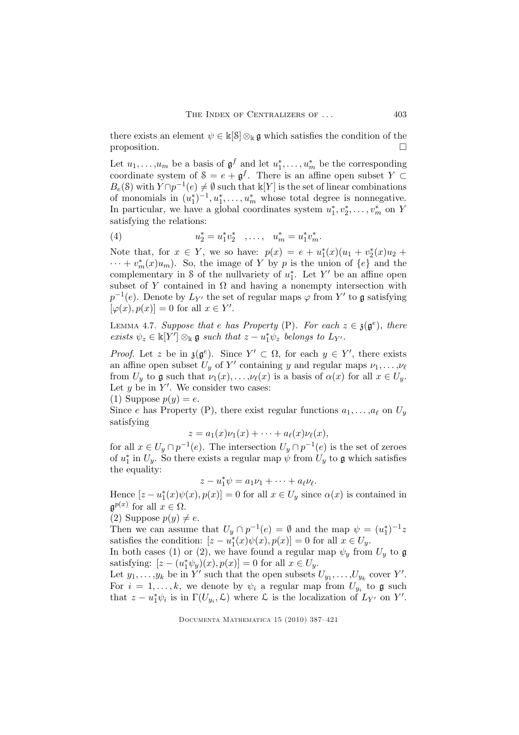there exists an element $\psi \in \Bbbk[\mathcal{S}] \otimes_{\Bbbk} \mathfrak{g}$ which satisfies the condition of the proposition. $\square$

Let $u_1, \dots, u_m$ be a basis of $\mathfrak{g}^f$ and let $u_1^*, \dots, u_m^*$ be the corresponding coordinate system of $\mathcal{S} = e + \mathfrak{g}^f$. There is an affine open subset $Y \subset B_e(\mathcal{S})$ with $Y \cap p^{-1}(e) \neq \emptyset$ such that $\Bbbk[Y]$ is the set of linear combinations of monomials in $(u_1^*)^{-1}, u_1^*, \dots, u_m^*$ whose total degree is nonnegative. In particular, we have a global coordinates system $u_1^*, v_2^*, \dots, v_m^*$ on $Y$ satisfying the relations:

$$u_2^* = u_1^* v_2^* \quad , \dots , \quad u_m^* = u_1^* v_m^* . \tag{4}$$

Note that, for $x \in Y$, we so have: $p(x) = e + u_1^*(x)(u_1 + v_2^*(x)u_2 + \cdots + v_m^*(x)u_m)$. So, the image of $Y$ by $p$ is the union of $\{e\}$ and the complementary in $\mathcal{S}$ of the nullvariety of $u_1^*$. Let $Y'$ be an affine open subset of $Y$ contained in $\Omega$ and having a nonempty intersection with $p^{-1}(e)$. Denote by $L_{Y'}$ the set of regular maps $\varphi$ from $Y'$ to $\mathfrak{g}$ satisfying $[\varphi(x), p(x)] = 0$ for all $x \in Y'$.

Lemma 4.7. *Suppose that $e$ has Property* (P). *For each $z \in \mathfrak{z}(\mathfrak{g}^e)$, there exists $\psi_z \in \Bbbk[Y'] \otimes_{\Bbbk} \mathfrak{g}$ such that $z - u_1^* \psi_z$ belongs to $L_{Y'}$.*

*Proof.* Let $z$ be in $\mathfrak{z}(\mathfrak{g}^e)$. Since $Y' \subset \Omega$, for each $y \in Y'$, there exists an affine open subset $U_y$ of $Y'$ containing $y$ and regular maps $\nu_1, \dots, \nu_\ell$ from $U_y$ to $\mathfrak{g}$ such that $\nu_1(x), \dots, \nu_\ell(x)$ is a basis of $\alpha(x)$ for all $x \in U_y$. Let $y$ be in $Y'$. We consider two cases:

(1) Suppose $p(y) = e$.

Since $e$ has Property (P), there exist regular functions $a_1, \dots, a_\ell$ on $U_y$ satisfying

$$z = a_1(x)\nu_1(x) + \cdots + a_\ell(x)\nu_\ell(x),$$

for all $x \in U_y \cap p^{-1}(e)$. The intersection $U_y \cap p^{-1}(e)$ is the set of zeroes of $u_1^*$ in $U_y$. So there exists a regular map $\psi$ from $U_y$ to $\mathfrak{g}$ which satisfies the equality:

$$z - u_1^* \psi = a_1 \nu_1 + \cdots + a_\ell \nu_\ell .$$

Hence $[z - u_1^*(x)\psi(x), p(x)] = 0$ for all $x \in U_y$ since $\alpha(x)$ is contained in $\mathfrak{g}^{p(x)}$ for all $x \in \Omega$.

(2) Suppose $p(y) \neq e$.

Then we can assume that $U_y \cap p^{-1}(e) = \emptyset$ and the map $\psi = (u_1^*)^{-1} z$ satisfies the condition: $[z - u_1^*(x)\psi(x), p(x)] = 0$ for all $x \in U_y$.

In both cases (1) or (2), we have found a regular map $\psi_y$ from $U_y$ to $\mathfrak{g}$ satisfying: $[z - (u_1^* \psi_y)(x), p(x)] = 0$ for all $x \in U_y$.

Let $y_1, \dots, y_k$ be in $Y'$ such that the open subsets $U_{y_1}, \dots, U_{y_k}$ cover $Y'$. For $i = 1, \dots, k$, we denote by $\psi_i$ a regular map from $U_{y_i}$ to $\mathfrak{g}$ such that $z - u_1^* \psi_i$ is in $\Gamma(U_{y_i}, \mathcal{L})$ where $\mathcal{L}$ is the localization of $L_{Y'}$ on $Y'$.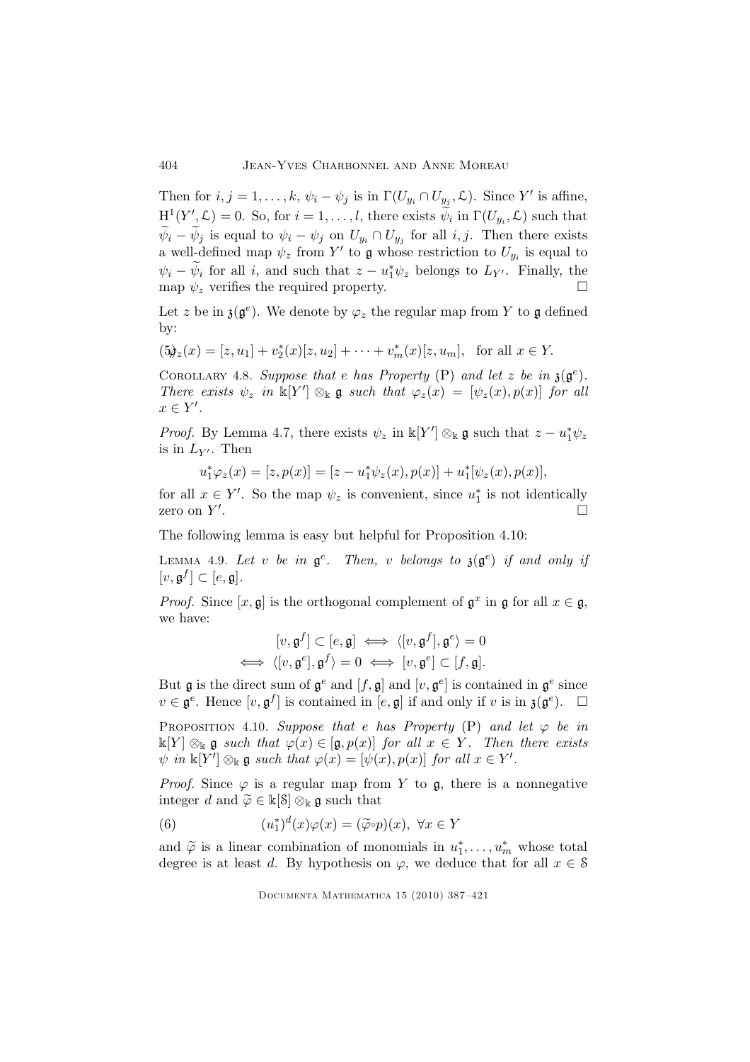Then for $i, j = 1, \ldots, k$, $\psi_i - \psi_j$ is in $\Gamma(U_{y_i} \cap U_{y_j}, \mathcal{L})$. Since $Y'$ is affine, $\mathrm{H}^1(Y', \mathcal{L}) = 0$. So, for $i = 1, \ldots, l$, there exists $\widetilde{\psi}_i$ in $\Gamma(U_{y_i}, \mathcal{L})$ such that $\widetilde{\psi}_i - \widetilde{\psi}_j$ is equal to $\psi_i - \psi_j$ on $U_{y_i} \cap U_{y_j}$ for all $i, j$. Then there exists a well-defined map $\psi_z$ from $Y'$ to $\mathfrak{g}$ whose restriction to $U_{y_i}$ is equal to $\psi_i - \widetilde{\psi}_i$ for all $i$, and such that $z - u_1^* \psi_z$ belongs to $L_{Y'}$. Finally, the map $\psi_z$ verifies the required property. $\square$

Let $z$ be in $\mathfrak{z}(\mathfrak{g}^e)$. We denote by $\varphi_z$ the regular map from $Y$ to $\mathfrak{g}$ defined by:

$$(5) \quad \varphi_z(x) = [z, u_1] + v_2^*(x)[z, u_2] + \cdots + v_m^*(x)[z, u_m], \quad \text{for all } x \in Y.$$

Corollary 4.8. *Suppose that $e$ has Property* (P) *and let $z$ be in $\mathfrak{z}(\mathfrak{g}^e)$. There exists $\psi_z$ in $\Bbbk[Y'] \otimes_{\Bbbk} \mathfrak{g}$ such that $\varphi_z(x) = [\psi_z(x), p(x)]$ for all $x \in Y'$.*

*Proof.* By Lemma 4.7, there exists $\psi_z$ in $\Bbbk[Y'] \otimes_{\Bbbk} \mathfrak{g}$ such that $z - u_1^* \psi_z$ is in $L_{Y'}$. Then

$$u_1^* \varphi_z(x) = [z, p(x)] = [z - u_1^* \psi_z(x), p(x)] + u_1^* [\psi_z(x), p(x)],$$

for all $x \in Y'$. So the map $\psi_z$ is convenient, since $u_1^*$ is not identically zero on $Y'$. $\square$

The following lemma is easy but helpful for Proposition 4.10:

Lemma 4.9. *Let $v$ be in $\mathfrak{g}^e$. Then, $v$ belongs to $\mathfrak{z}(\mathfrak{g}^e)$ if and only if $[v, \mathfrak{g}^f] \subset [e, \mathfrak{g}]$.*

*Proof.* Since $[x, \mathfrak{g}]$ is the orthogonal complement of $\mathfrak{g}^x$ in $\mathfrak{g}$ for all $x \in \mathfrak{g}$, we have:

$$[v, \mathfrak{g}^f] \subset [e, \mathfrak{g}] \iff \langle [v, \mathfrak{g}^f], \mathfrak{g}^e \rangle = 0$$
$$\iff \langle [v, \mathfrak{g}^e], \mathfrak{g}^f \rangle = 0 \iff [v, \mathfrak{g}^e] \subset [f, \mathfrak{g}].$$

But $\mathfrak{g}$ is the direct sum of $\mathfrak{g}^e$ and $[f, \mathfrak{g}]$ and $[v, \mathfrak{g}^e]$ is contained in $\mathfrak{g}^e$ since $v \in \mathfrak{g}^e$. Hence $[v, \mathfrak{g}^f]$ is contained in $[e, \mathfrak{g}]$ if and only if $v$ is in $\mathfrak{z}(\mathfrak{g}^e)$. $\square$

Proposition 4.10. *Suppose that $e$ has Property* (P) *and let $\varphi$ be in $\Bbbk[Y] \otimes_{\Bbbk} \mathfrak{g}$ such that $\varphi(x) \in [\mathfrak{g}, p(x)]$ for all $x \in Y$. Then there exists $\psi$ in $\Bbbk[Y'] \otimes_{\Bbbk} \mathfrak{g}$ such that $\varphi(x) = [\psi(x), p(x)]$ for all $x \in Y'$.*

*Proof.* Since $\varphi$ is a regular map from $Y$ to $\mathfrak{g}$, there is a nonnegative integer $d$ and $\widetilde{\varphi} \in \Bbbk[\mathcal{S}] \otimes_{\Bbbk} \mathfrak{g}$ such that

$$(6) \qquad (u_1^*)^d(x)\varphi(x) = (\widetilde{\varphi} \circ p)(x), \ \forall x \in Y$$

and $\widetilde{\varphi}$ is a linear combination of monomials in $u_1^*, \ldots, u_m^*$ whose total degree is at least $d$. By hypothesis on $\varphi$, we deduce that for all $x \in \mathcal{S}$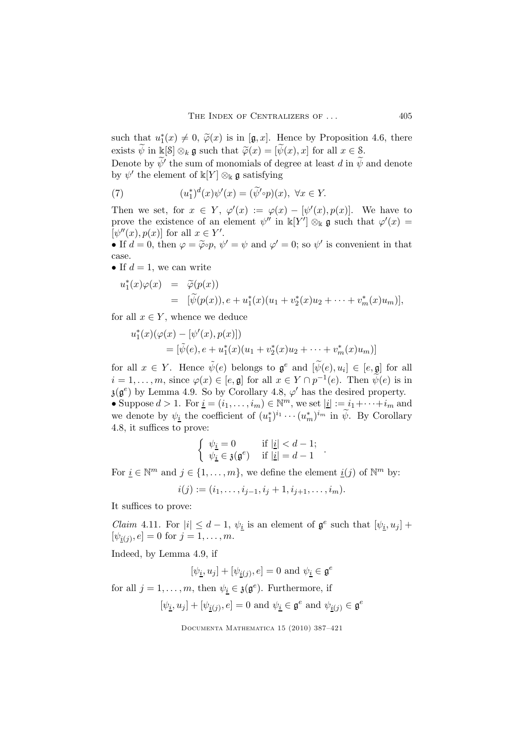such that $u_1^*(x) \neq 0$, $\widetilde{\varphi}(x)$ is in $[\mathfrak{g}, x]$. Hence by Proposition 4.6, there exists $\widetilde{\psi}$ in $\Bbbk[\mathcal{S}] \otimes_k \mathfrak{g}$ such that $\widetilde{\varphi}(x) = [\widetilde{\psi}(x), x]$ for all $x \in \mathcal{S}$.
Denote by $\widetilde{\psi}'$ the sum of monomials of degree at least $d$ in $\widetilde{\psi}$ and denote by $\psi'$ the element of $\Bbbk[Y] \otimes_{\Bbbk} \mathfrak{g}$ satisfying

$$
(7) \qquad (u_1^*)^d(x)\psi'(x) = (\widetilde{\psi}'\circ p)(x), \ \forall x \in Y.
$$

Then we set, for $x \in Y$, $\varphi'(x) := \varphi(x) - [\psi'(x), p(x)]$. We have to prove the existence of an element $\psi''$ in $\Bbbk[Y'] \otimes_{\Bbbk} \mathfrak{g}$ such that $\varphi'(x) = [\psi''(x), p(x)]$ for all $x \in Y'$.

• If $d = 0$, then $\varphi = \widetilde{\varphi}\circ p$, $\psi' = \psi$ and $\varphi' = 0$; so $\psi'$ is convenient in that case.

• If $d = 1$, we can write

$$
\begin{aligned}
u_1^*(x)\varphi(x) &= \widetilde{\varphi}(p(x)) \\
&= [\widetilde{\psi}(p(x)), e + u_1^*(x)(u_1 + v_2^*(x)u_2 + \cdots + v_m^*(x)u_m)],
\end{aligned}
$$

for all $x \in Y$, whence we deduce

$$
\begin{aligned}
&u_1^*(x)(\varphi(x) - [\psi'(x), p(x)]) \\
&\quad = [\tilde{\psi}(e), e + u_1^*(x)(u_1 + v_2^*(x)u_2 + \cdots + v_m^*(x)u_m)]
\end{aligned}
$$

for all $x \in Y$. Hence $\tilde{\psi}(e)$ belongs to $\mathfrak{g}^e$ and $[\widetilde{\psi}(e), u_i] \in [e, \mathfrak{g}]$ for all $i = 1, \ldots, m$, since $\varphi(x) \in [e, \mathfrak{g}]$ for all $x \in Y \cap p^{-1}(e)$. Then $\widetilde{\psi}(e)$ is in $\mathfrak{z}(\mathfrak{g}^e)$ by Lemma 4.9. So by Corollary 4.8, $\varphi'$ has the desired property.

• Suppose $d > 1$. For $\underline{i} = (i_1, \ldots, i_m) \in \mathbb{N}^m$, we set $|\underline{i}| := i_1 + \cdots + i_m$ and we denote by $\psi_{\underline{i}}$ the coefficient of $(u_1^*)^{i_1} \cdots (u_m^*)^{i_m}$ in $\widetilde{\psi}$. By Corollary 4.8, it suffices to prove:

$$
\begin{cases} \psi_{\underline{i}} = 0 & \text{if } |\underline{i}| < d-1; \\ \psi_{\underline{i}} \in \mathfrak{z}(\mathfrak{g}^e) & \text{if } |\underline{i}| = d-1 \end{cases}.
$$

For $\underline{i} \in \mathbb{N}^m$ and $j \in \{1, \ldots, m\}$, we define the element $\underline{i}(j)$ of $\mathbb{N}^m$ by:

$$
i(j) := (i_1, \ldots, i_{j-1}, i_j + 1, i_{j+1}, \ldots, i_m).
$$

It suffices to prove:

*Claim* 4.11. For $|i| \leq d-1$, $\psi_{\underline{i}}$ is an element of $\mathfrak{g}^e$ such that $[\psi_{\underline{i}}, u_j] + [\psi_{\underline{i}(j)}, e] = 0$ for $j = 1, \ldots, m$.

Indeed, by Lemma 4.9, if

$$
[\psi_{\underline{i}}, u_j] + [\psi_{\underline{i}(j)}, e] = 0 \text{ and } \psi_{\underline{i}} \in \mathfrak{g}^e
$$

for all $j = 1, \ldots, m$, then $\psi_{\underline{i}} \in \mathfrak{z}(\mathfrak{g}^e)$. Furthermore, if

$$
[\psi_{\underline{i}}, u_j] + [\psi_{\underline{i}(j)}, e] = 0 \text{ and } \psi_{\underline{i}} \in \mathfrak{g}^e \text{ and } \psi_{\underline{i}(j)} \in \mathfrak{g}^e
$$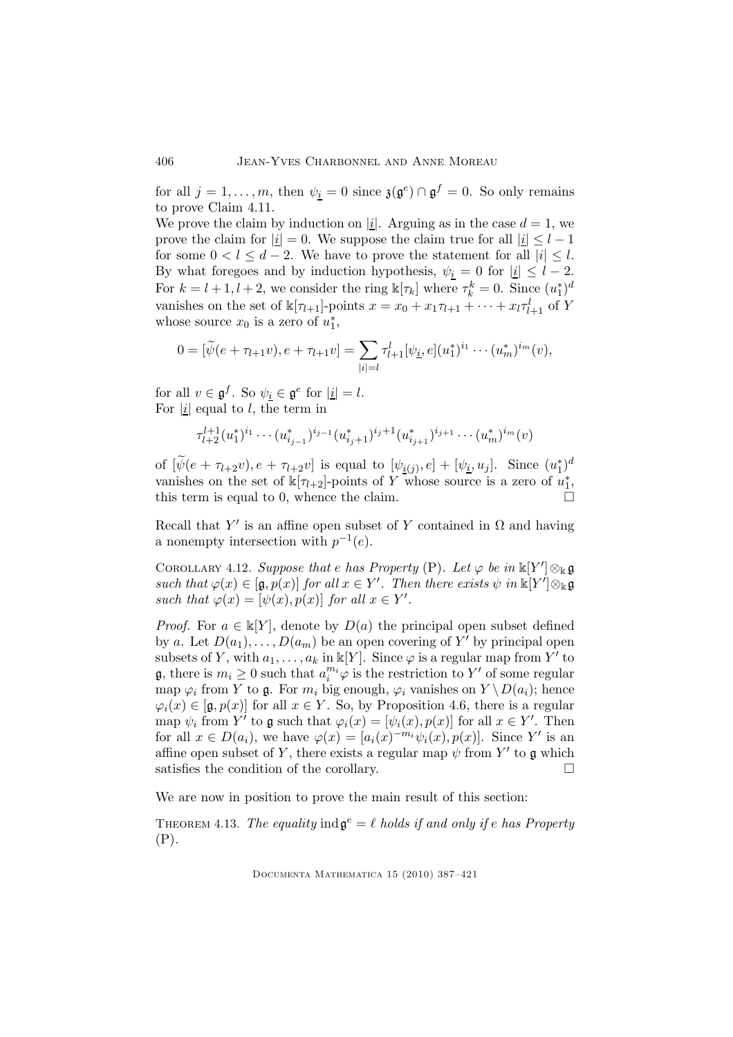for all $j = 1, \ldots, m$, then $\psi_{\underline{i}} = 0$ since $\mathfrak{z}(\mathfrak{g}^e) \cap \mathfrak{g}^f = 0$. So only remains to prove Claim 4.11.

We prove the claim by induction on $|\underline{i}|$. Arguing as in the case $d = 1$, we prove the claim for $|\underline{i}| = 0$. We suppose the claim true for all $|\underline{i}| \leq l - 1$ for some $0 < l \leq d - 2$. We have to prove the statement for all $|i| \leq l$. By what foregoes and by induction hypothesis, $\psi_{\underline{i}} = 0$ for $|\underline{i}| \leq l - 2$. For $k = l+1, l+2$, we consider the ring $\Bbbk[\tau_k]$ where $\tau_k^k = 0$. Since $(u_1^*)^d$ vanishes on the set of $\Bbbk[\tau_{l+1}]$-points $x = x_0 + x_1\tau_{l+1} + \cdots + x_l\tau_{l+1}^l$ of $Y$ whose source $x_0$ is a zero of $u_1^*$,

$$0 = [\widetilde{\psi}(e + \tau_{l+1}v), e + \tau_{l+1}v] = \sum_{|i|=l} \tau_{l+1}^l [\psi_{\underline{i}}, e](u_1^*)^{i_1} \cdots (u_m^*)^{i_m}(v),$$

for all $v \in \mathfrak{g}^f$. So $\psi_{\underline{i}} \in \mathfrak{g}^e$ for $|\underline{i}| = l$.

For $|\underline{i}|$ equal to $l$, the term in

$$\tau_{l+2}^{l+1}(u_1^*)^{i_1} \cdots (u_{i_{j-1}}^*)^{i_{j-1}}(u_{i_j+1}^*)^{i_j+1}(u_{i_{j+1}}^*)^{i_{j+1}} \cdots (u_m^*)^{i_m}(v)$$

of $[\widetilde{\psi}(e + \tau_{l+2}v), e + \tau_{l+2}v]$ is equal to $[\psi_{\underline{i}(j)}, e] + [\psi_{\underline{i}}, u_j]$. Since $(u_1^*)^d$ vanishes on the set of $\Bbbk[\tau_{l+2}]$-points of $Y$ whose source is a zero of $u_1^*$, this term is equal to 0, whence the claim. $\square$

Recall that $Y'$ is an affine open subset of $Y$ contained in $\Omega$ and having a nonempty intersection with $p^{-1}(e)$.

Corollary 4.12. *Suppose that $e$ has Property* (P). *Let $\varphi$ be in $\Bbbk[Y'] \otimes_{\Bbbk} \mathfrak{g}$ such that $\varphi(x) \in [\mathfrak{g}, p(x)]$ for all $x \in Y'$. Then there exists $\psi$ in $\Bbbk[Y'] \otimes_{\Bbbk} \mathfrak{g}$ such that $\varphi(x) = [\psi(x), p(x)]$ for all $x \in Y'$.*

*Proof.* For $a \in \Bbbk[Y]$, denote by $D(a)$ the principal open subset defined by $a$. Let $D(a_1), \ldots, D(a_m)$ be an open covering of $Y'$ by principal open subsets of $Y$, with $a_1, \ldots, a_k$ in $\Bbbk[Y]$. Since $\varphi$ is a regular map from $Y'$ to $\mathfrak{g}$, there is $m_i \geq 0$ such that $a_i^{m_i}\varphi$ is the restriction to $Y'$ of some regular map $\varphi_i$ from $Y$ to $\mathfrak{g}$. For $m_i$ big enough, $\varphi_i$ vanishes on $Y \setminus D(a_i)$; hence $\varphi_i(x) \in [\mathfrak{g}, p(x)]$ for all $x \in Y$. So, by Proposition 4.6, there is a regular map $\psi_i$ from $Y'$ to $\mathfrak{g}$ such that $\varphi_i(x) = [\psi_i(x), p(x)]$ for all $x \in Y'$. Then for all $x \in D(a_i)$, we have $\varphi(x) = [a_i(x)^{-m_i}\psi_i(x), p(x)]$. Since $Y'$ is an affine open subset of $Y$, there exists a regular map $\psi$ from $Y'$ to $\mathfrak{g}$ which satisfies the condition of the corollary. $\square$

We are now in position to prove the main result of this section:

Theorem 4.13. *The equality $\operatorname{ind}\mathfrak{g}^e = \ell$ holds if and only if $e$ has Property* (P).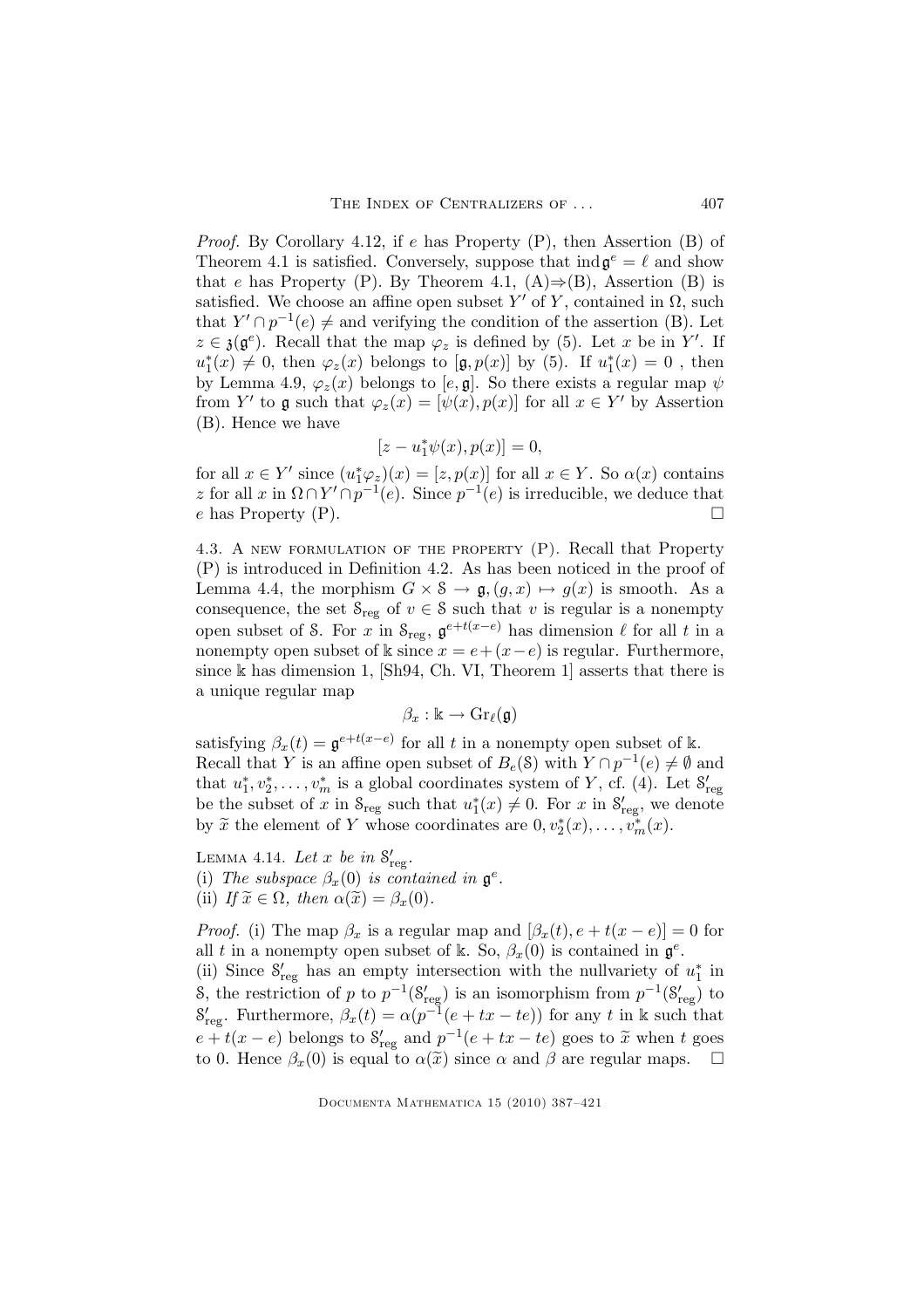*Proof.* By Corollary 4.12, if $e$ has Property (P), then Assertion (B) of Theorem 4.1 is satisfied. Conversely, suppose that $\mathrm{ind}\,\mathfrak{g}^e = \ell$ and show that $e$ has Property (P). By Theorem 4.1, (A)$\Rightarrow$(B), Assertion (B) is satisfied. We choose an affine open subset $Y'$ of $Y$, contained in $\Omega$, such that $Y' \cap p^{-1}(e) \neq$ and verifying the condition of the assertion (B). Let $z \in \mathfrak{z}(\mathfrak{g}^e)$. Recall that the map $\varphi_z$ is defined by (5). Let $x$ be in $Y'$. If $u_1^*(x) \neq 0$, then $\varphi_z(x)$ belongs to $[\mathfrak{g}, p(x)]$ by (5). If $u_1^*(x) = 0$ , then by Lemma 4.9, $\varphi_z(x)$ belongs to $[e, \mathfrak{g}]$. So there exists a regular map $\psi$ from $Y'$ to $\mathfrak{g}$ such that $\varphi_z(x) = [\psi(x), p(x)]$ for all $x \in Y'$ by Assertion (B). Hence we have

$$[z - u_1^*\psi(x), p(x)] = 0,$$

for all $x \in Y'$ since $(u_1^*\varphi_z)(x) = [z, p(x)]$ for all $x \in Y$. So $\alpha(x)$ contains $z$ for all $x$ in $\Omega \cap Y' \cap p^{-1}(e)$. Since $p^{-1}(e)$ is irreducible, we deduce that $e$ has Property (P). $\square$

4.3. A new formulation of the property (P). Recall that Property (P) is introduced in Definition 4.2. As has been noticed in the proof of Lemma 4.4, the morphism $G \times \mathcal{S} \to \mathfrak{g}, (g, x) \mapsto g(x)$ is smooth. As a consequence, the set $\mathcal{S}_{\mathrm{reg}}$ of $v \in \mathcal{S}$ such that $v$ is regular is a nonempty open subset of $\mathcal{S}$. For $x$ in $\mathcal{S}_{\mathrm{reg}}$, $\mathfrak{g}^{e+t(x-e)}$ has dimension $\ell$ for all $t$ in a nonempty open subset of $\Bbbk$ since $x = e + (x - e)$ is regular. Furthermore, since $\Bbbk$ has dimension 1, [Sh94, Ch. VI, Theorem 1] asserts that there is a unique regular map

$$\beta_x : \Bbbk \to \mathrm{Gr}_\ell(\mathfrak{g})$$

satisfying $\beta_x(t) = \mathfrak{g}^{e+t(x-e)}$ for all $t$ in a nonempty open subset of $\Bbbk$. Recall that $Y$ is an affine open subset of $B_e(\mathcal{S})$ with $Y \cap p^{-1}(e) \neq \emptyset$ and that $u_1^*, v_2^*, \ldots, v_m^*$ is a global coordinates system of $Y$, cf. (4). Let $\mathcal{S}'_{\mathrm{reg}}$ be the subset of $x$ in $\mathcal{S}_{\mathrm{reg}}$ such that $u_1^*(x) \neq 0$. For $x$ in $\mathcal{S}'_{\mathrm{reg}}$, we denote by $\widetilde{x}$ the element of $Y$ whose coordinates are $0, v_2^*(x), \ldots, v_m^*(x)$.

Lemma 4.14. *Let $x$ be in $\mathcal{S}'_{\mathrm{reg}}$.*
(i) *The subspace $\beta_x(0)$ is contained in $\mathfrak{g}^e$.*
(ii) *If $\widetilde{x} \in \Omega$, then $\alpha(\widetilde{x}) = \beta_x(0)$.*

*Proof.* (i) The map $\beta_x$ is a regular map and $[\beta_x(t), e + t(x - e)] = 0$ for all $t$ in a nonempty open subset of $\Bbbk$. So, $\beta_x(0)$ is contained in $\mathfrak{g}^e$.
(ii) Since $\mathcal{S}'_{\mathrm{reg}}$ has an empty intersection with the nullvariety of $u_1^*$ in $\mathcal{S}$, the restriction of $p$ to $p^{-1}(\mathcal{S}'_{\mathrm{reg}})$ is an isomorphism from $p^{-1}(\mathcal{S}'_{\mathrm{reg}})$ to $\mathcal{S}'_{\mathrm{reg}}$. Furthermore, $\beta_x(t) = \alpha(p^{-1}(e + tx - te))$ for any $t$ in $\Bbbk$ such that $e + t(x - e)$ belongs to $\mathcal{S}'_{\mathrm{reg}}$ and $p^{-1}(e + tx - te)$ goes to $\widetilde{x}$ when $t$ goes to 0. Hence $\beta_x(0)$ is equal to $\alpha(\widetilde{x})$ since $\alpha$ and $\beta$ are regular maps. $\square$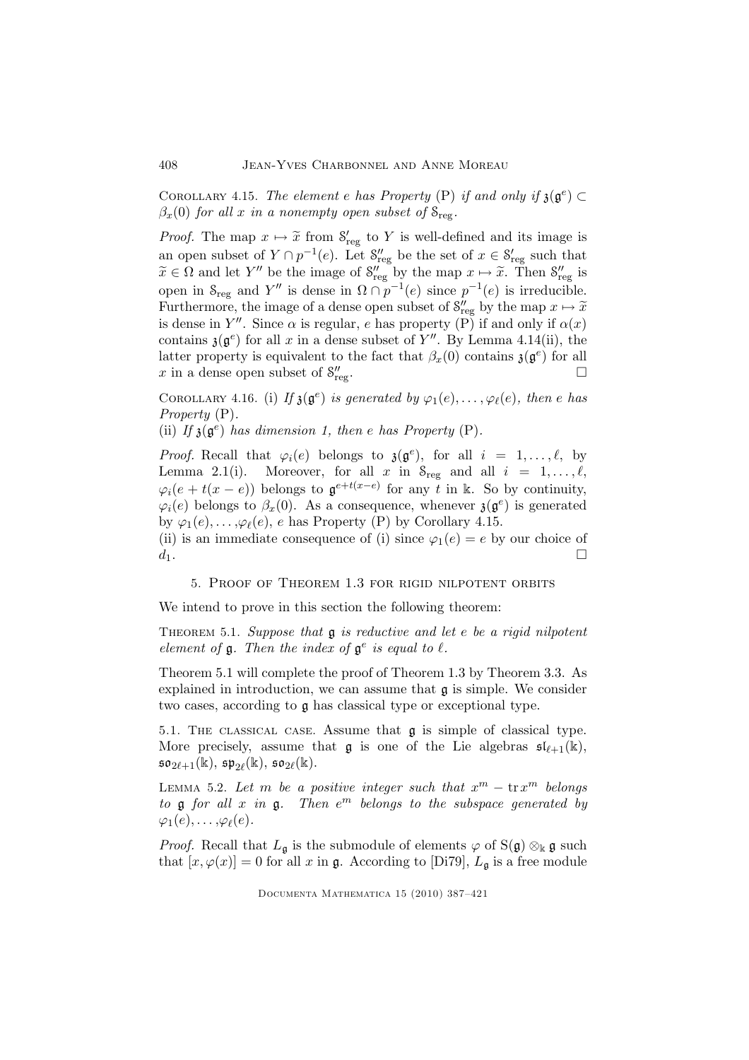Corollary 4.15. *The element $e$ has Property* (P) *if and only if $\mathfrak{z}(\mathfrak{g}^e) \subset \beta_x(0)$ for all $x$ in a nonempty open subset of $\mathcal{S}_{\rm reg}$.*

*Proof.* The map $x \mapsto \widetilde{x}$ from $\mathcal{S}'_{\rm reg}$ to $Y$ is well-defined and its image is an open subset of $Y \cap p^{-1}(e)$. Let $\mathcal{S}''_{\rm reg}$ be the set of $x \in \mathcal{S}'_{\rm reg}$ such that $\widetilde{x} \in \Omega$ and let $Y''$ be the image of $\mathcal{S}''_{\rm reg}$ by the map $x \mapsto \widetilde{x}$. Then $\mathcal{S}''_{\rm reg}$ is open in $\mathcal{S}_{\rm reg}$ and $Y''$ is dense in $\Omega \cap p^{-1}(e)$ since $p^{-1}(e)$ is irreducible. Furthermore, the image of a dense open subset of $\mathcal{S}''_{\rm reg}$ by the map $x \mapsto \widetilde{x}$ is dense in $Y''$. Since $\alpha$ is regular, $e$ has property (P) if and only if $\alpha(x)$ contains $\mathfrak{z}(\mathfrak{g}^e)$ for all $x$ in a dense subset of $Y''$. By Lemma 4.14(ii), the latter property is equivalent to the fact that $\beta_x(0)$ contains $\mathfrak{z}(\mathfrak{g}^e)$ for all $x$ in a dense open subset of $\mathcal{S}''_{\rm reg}$. $\square$

Corollary 4.16. (i) *If $\mathfrak{z}(\mathfrak{g}^e)$ is generated by $\varphi_1(e), \ldots, \varphi_\ell(e)$, then $e$ has Property* (P).

(ii) *If $\mathfrak{z}(\mathfrak{g}^e)$ has dimension 1, then $e$ has Property* (P).

*Proof.* Recall that $\varphi_i(e)$ belongs to $\mathfrak{z}(\mathfrak{g}^e)$, for all $i = 1, \ldots, \ell$, by Lemma 2.1(i). Moreover, for all $x$ in $\mathcal{S}_{\rm reg}$ and all $i = 1, \ldots, \ell$, $\varphi_i(e + t(x-e))$ belongs to $\mathfrak{g}^{e+t(x-e)}$ for any $t$ in $\Bbbk$. So by continuity, $\varphi_i(e)$ belongs to $\beta_x(0)$. As a consequence, whenever $\mathfrak{z}(\mathfrak{g}^e)$ is generated by $\varphi_1(e), \ldots, \varphi_\ell(e)$, $e$ has Property (P) by Corollary 4.15.

(ii) is an immediate consequence of (i) since $\varphi_1(e) = e$ by our choice of $d_1$. $\square$

## 5. Proof of Theorem 1.3 for rigid nilpotent orbits

We intend to prove in this section the following theorem:

Theorem 5.1. *Suppose that $\mathfrak{g}$ is reductive and let $e$ be a rigid nilpotent element of $\mathfrak{g}$. Then the index of $\mathfrak{g}^e$ is equal to $\ell$.*

Theorem 5.1 will complete the proof of Theorem 1.3 by Theorem 3.3. As explained in introduction, we can assume that $\mathfrak{g}$ is simple. We consider two cases, according to $\mathfrak{g}$ has classical type or exceptional type.

### 5.1. The classical case.

Assume that $\mathfrak{g}$ is simple of classical type. More precisely, assume that $\mathfrak{g}$ is one of the Lie algebras $\mathfrak{sl}_{\ell+1}(\Bbbk)$, $\mathfrak{so}_{2\ell+1}(\Bbbk)$, $\mathfrak{sp}_{2\ell}(\Bbbk)$, $\mathfrak{so}_{2\ell}(\Bbbk)$.

Lemma 5.2. *Let $m$ be a positive integer such that $x^m - \operatorname{tr} x^m$ belongs to $\mathfrak{g}$ for all $x$ in $\mathfrak{g}$. Then $e^m$ belongs to the subspace generated by $\varphi_1(e), \ldots, \varphi_\ell(e)$.*

*Proof.* Recall that $L_\mathfrak{g}$ is the submodule of elements $\varphi$ of $\mathrm{S}(\mathfrak{g}) \otimes_\Bbbk \mathfrak{g}$ such that $[x, \varphi(x)] = 0$ for all $x$ in $\mathfrak{g}$. According to [Di79], $L_\mathfrak{g}$ is a free module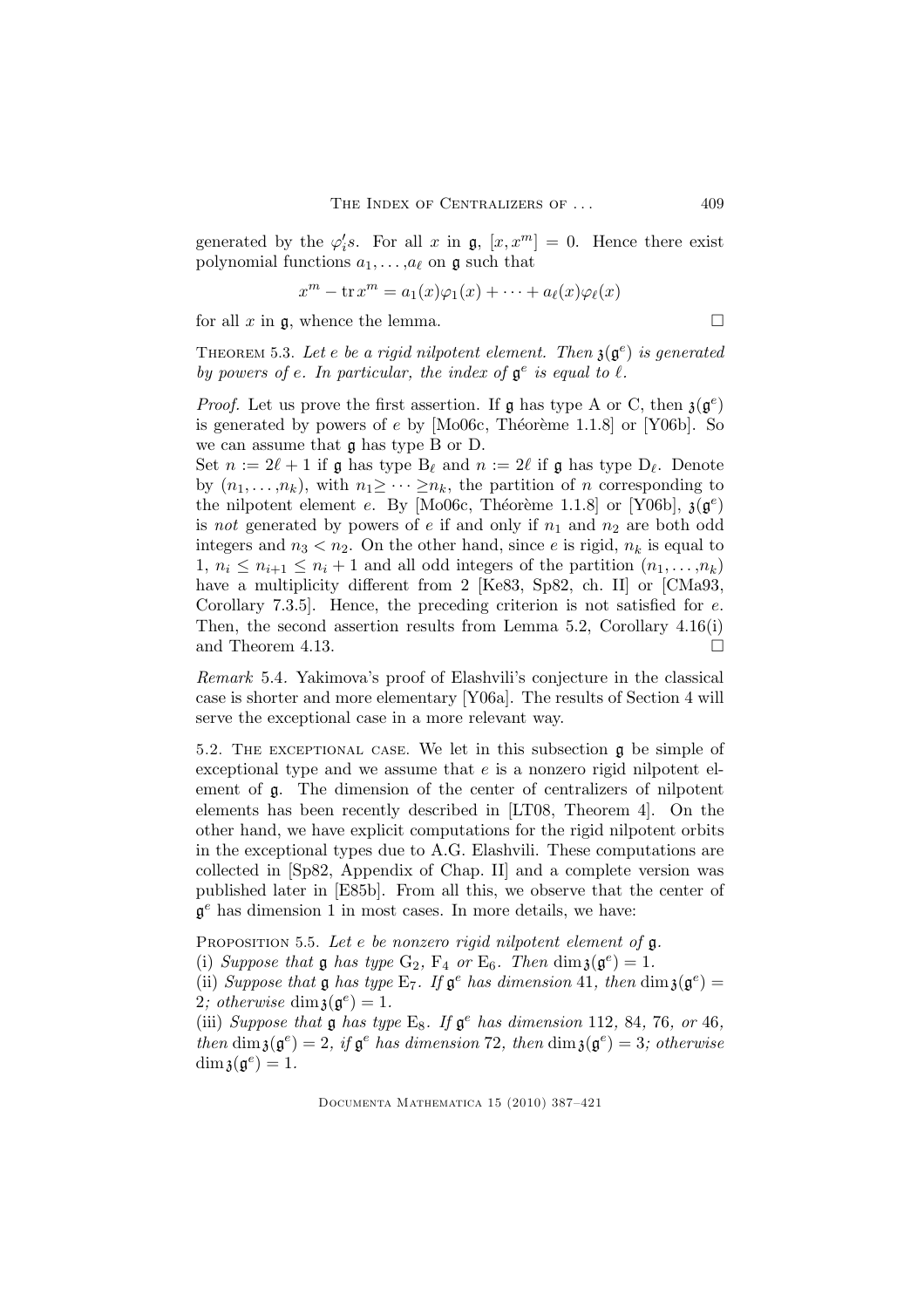generated by the $\varphi_i'$s. For all $x$ in $\mathfrak{g}$, $[x, x^m] = 0$. Hence there exist polynomial functions $a_1, \dots, a_\ell$ on $\mathfrak{g}$ such that

$$x^m - \operatorname{tr} x^m = a_1(x)\varphi_1(x) + \cdots + a_\ell(x)\varphi_\ell(x)$$

for all $x$ in $\mathfrak{g}$, whence the lemma. $\square$

Theorem 5.3. *Let $e$ be a rigid nilpotent element. Then $\mathfrak{z}(\mathfrak{g}^e)$ is generated by powers of $e$. In particular, the index of $\mathfrak{g}^e$ is equal to $\ell$.*

*Proof.* Let us prove the first assertion. If $\mathfrak{g}$ has type A or C, then $\mathfrak{z}(\mathfrak{g}^e)$ is generated by powers of $e$ by [Mo06c, Théorème 1.1.8] or [Y06b]. So we can assume that $\mathfrak{g}$ has type B or D.

Set $n := 2\ell + 1$ if $\mathfrak{g}$ has type $B_\ell$ and $n := 2\ell$ if $\mathfrak{g}$ has type $D_\ell$. Denote by $(n_1, \dots, n_k)$, with $n_1 \geq \cdots \geq n_k$, the partition of $n$ corresponding to the nilpotent element $e$. By [Mo06c, Théorème 1.1.8] or [Y06b], $\mathfrak{z}(\mathfrak{g}^e)$ is *not* generated by powers of $e$ if and only if $n_1$ and $n_2$ are both odd integers and $n_3 < n_2$. On the other hand, since $e$ is rigid, $n_k$ is equal to 1, $n_i \leq n_{i+1} \leq n_i + 1$ and all odd integers of the partition $(n_1, \dots, n_k)$ have a multiplicity different from 2 [Ke83, Sp82, ch. II] or [CMa93, Corollary 7.3.5]. Hence, the preceding criterion is not satisfied for $e$. Then, the second assertion results from Lemma 5.2, Corollary 4.16(i) and Theorem 4.13. $\square$

*Remark* 5.4. Yakimova's proof of Elashvili's conjecture in the classical case is shorter and more elementary [Y06a]. The results of Section 4 will serve the exceptional case in a more relevant way.

5.2. The exceptional case. We let in this subsection $\mathfrak{g}$ be simple of exceptional type and we assume that $e$ is a nonzero rigid nilpotent element of $\mathfrak{g}$. The dimension of the center of centralizers of nilpotent elements has been recently described in [LT08, Theorem 4]. On the other hand, we have explicit computations for the rigid nilpotent orbits in the exceptional types due to A.G. Elashvili. These computations are collected in [Sp82, Appendix of Chap. II] and a complete version was published later in [E85b]. From all this, we observe that the center of $\mathfrak{g}^e$ has dimension 1 in most cases. In more details, we have:

Proposition 5.5. *Let $e$ be nonzero rigid nilpotent element of $\mathfrak{g}$.*
(i) *Suppose that $\mathfrak{g}$ has type $G_2$, $F_4$ or $E_6$. Then $\dim \mathfrak{z}(\mathfrak{g}^e) = 1$.*
(ii) *Suppose that $\mathfrak{g}$ has type $E_7$. If $\mathfrak{g}^e$ has dimension 41, then $\dim \mathfrak{z}(\mathfrak{g}^e) = 2$; otherwise $\dim \mathfrak{z}(\mathfrak{g}^e) = 1$.*
(iii) *Suppose that $\mathfrak{g}$ has type $E_8$. If $\mathfrak{g}^e$ has dimension 112, 84, 76, or 46, then $\dim \mathfrak{z}(\mathfrak{g}^e) = 2$, if $\mathfrak{g}^e$ has dimension 72, then $\dim \mathfrak{z}(\mathfrak{g}^e) = 3$; otherwise $\dim \mathfrak{z}(\mathfrak{g}^e) = 1$.*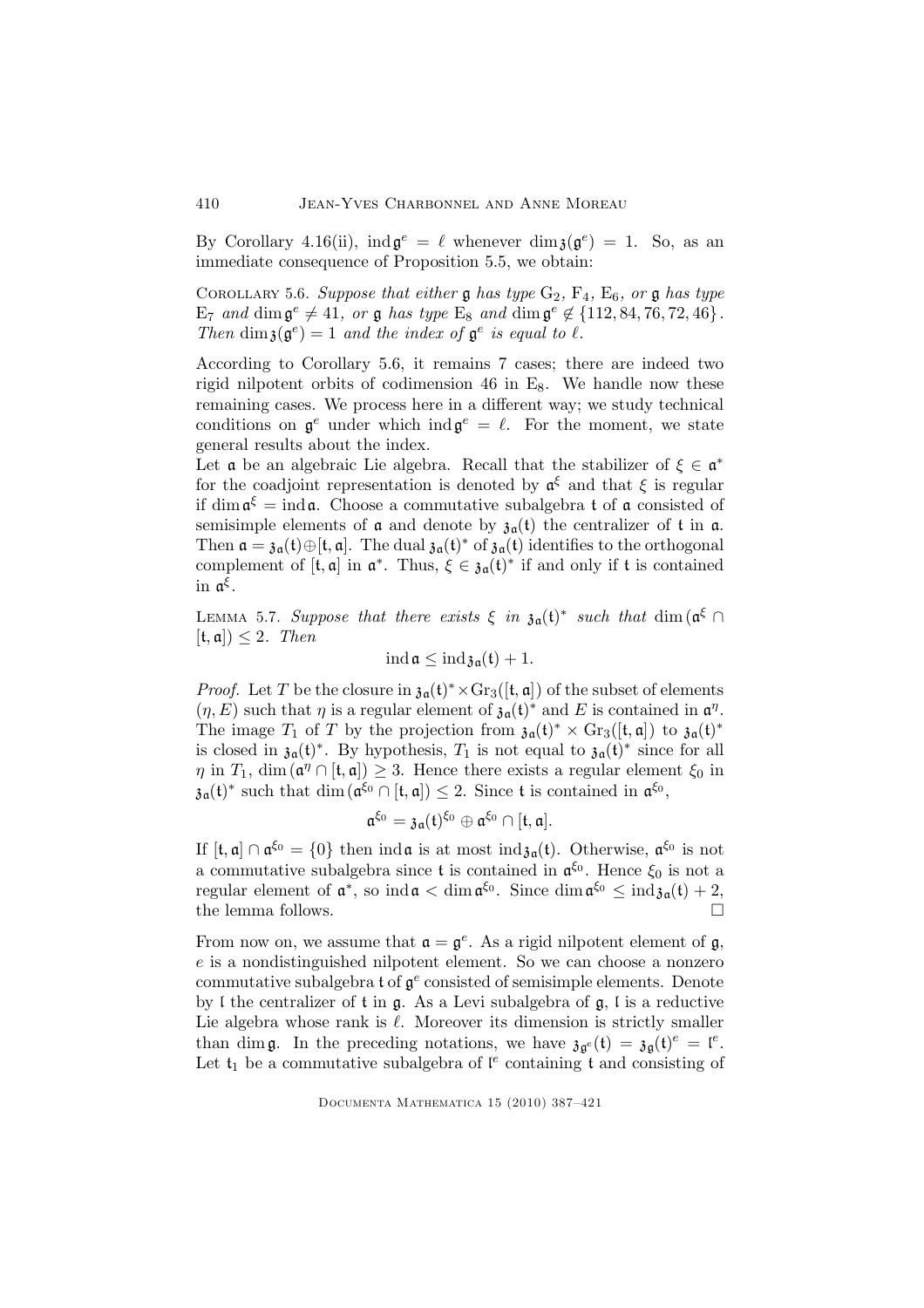By Corollary 4.16(ii), $\operatorname{ind}\mathfrak{g}^e = \ell$ whenever $\dim \mathfrak{z}(\mathfrak{g}^e) = 1$. So, as an immediate consequence of Proposition 5.5, we obtain:

Corollary 5.6. *Suppose that either $\mathfrak{g}$ has type $\mathrm{G}_2$, $\mathrm{F}_4$, $\mathrm{E}_6$, or $\mathfrak{g}$ has type $\mathrm{E}_7$ and $\dim \mathfrak{g}^e \neq 41$, or $\mathfrak{g}$ has type $\mathrm{E}_8$ and $\dim \mathfrak{g}^e \notin \{112, 84, 76, 72, 46\}$. Then $\dim \mathfrak{z}(\mathfrak{g}^e) = 1$ and the index of $\mathfrak{g}^e$ is equal to $\ell$.*

According to Corollary 5.6, it remains 7 cases; there are indeed two rigid nilpotent orbits of codimension 46 in $\mathrm{E}_8$. We handle now these remaining cases. We process here in a different way; we study technical conditions on $\mathfrak{g}^e$ under which $\operatorname{ind}\mathfrak{g}^e = \ell$. For the moment, we state general results about the index.

Let $\mathfrak{a}$ be an algebraic Lie algebra. Recall that the stabilizer of $\xi \in \mathfrak{a}^*$ for the coadjoint representation is denoted by $\mathfrak{a}^\xi$ and that $\xi$ is regular if $\dim \mathfrak{a}^\xi = \operatorname{ind}\mathfrak{a}$. Choose a commutative subalgebra $\mathfrak{t}$ of $\mathfrak{a}$ consisted of semisimple elements of $\mathfrak{a}$ and denote by $\mathfrak{z}_{\mathfrak{a}}(\mathfrak{t})$ the centralizer of $\mathfrak{t}$ in $\mathfrak{a}$. Then $\mathfrak{a} = \mathfrak{z}_{\mathfrak{a}}(\mathfrak{t}) \oplus [\mathfrak{t}, \mathfrak{a}]$. The dual $\mathfrak{z}_{\mathfrak{a}}(\mathfrak{t})^*$ of $\mathfrak{z}_{\mathfrak{a}}(\mathfrak{t})$ identifies to the orthogonal complement of $[\mathfrak{t}, \mathfrak{a}]$ in $\mathfrak{a}^*$. Thus, $\xi \in \mathfrak{z}_{\mathfrak{a}}(\mathfrak{t})^*$ if and only if $\mathfrak{t}$ is contained in $\mathfrak{a}^\xi$.

Lemma 5.7. *Suppose that there exists $\xi$ in $\mathfrak{z}_{\mathfrak{a}}(\mathfrak{t})^*$ such that $\dim(\mathfrak{a}^\xi \cap [\mathfrak{t}, \mathfrak{a}]) \leq 2$. Then*

$$\operatorname{ind}\mathfrak{a} \leq \operatorname{ind}\mathfrak{z}_{\mathfrak{a}}(\mathfrak{t}) + 1.$$

*Proof.* Let $T$ be the closure in $\mathfrak{z}_{\mathfrak{a}}(\mathfrak{t})^* \times \mathrm{Gr}_3([\mathfrak{t}, \mathfrak{a}])$ of the subset of elements $(\eta, E)$ such that $\eta$ is a regular element of $\mathfrak{z}_{\mathfrak{a}}(\mathfrak{t})^*$ and $E$ is contained in $\mathfrak{a}^\eta$. The image $T_1$ of $T$ by the projection from $\mathfrak{z}_{\mathfrak{a}}(\mathfrak{t})^* \times \mathrm{Gr}_3([\mathfrak{t}, \mathfrak{a}])$ to $\mathfrak{z}_{\mathfrak{a}}(\mathfrak{t})^*$ is closed in $\mathfrak{z}_{\mathfrak{a}}(\mathfrak{t})^*$. By hypothesis, $T_1$ is not equal to $\mathfrak{z}_{\mathfrak{a}}(\mathfrak{t})^*$ since for all $\eta$ in $T_1$, $\dim(\mathfrak{a}^\eta \cap [\mathfrak{t}, \mathfrak{a}]) \geq 3$. Hence there exists a regular element $\xi_0$ in $\mathfrak{z}_{\mathfrak{a}}(\mathfrak{t})^*$ such that $\dim(\mathfrak{a}^{\xi_0} \cap [\mathfrak{t}, \mathfrak{a}]) \leq 2$. Since $\mathfrak{t}$ is contained in $\mathfrak{a}^{\xi_0}$,

$$\mathfrak{a}^{\xi_0} = \mathfrak{z}_{\mathfrak{a}}(\mathfrak{t})^{\xi_0} \oplus \mathfrak{a}^{\xi_0} \cap [\mathfrak{t}, \mathfrak{a}].$$

If $[\mathfrak{t}, \mathfrak{a}] \cap \mathfrak{a}^{\xi_0} = \{0\}$ then $\operatorname{ind}\mathfrak{a}$ is at most $\operatorname{ind}\mathfrak{z}_{\mathfrak{a}}(\mathfrak{t})$. Otherwise, $\mathfrak{a}^{\xi_0}$ is not a commutative subalgebra since $\mathfrak{t}$ is contained in $\mathfrak{a}^{\xi_0}$. Hence $\xi_0$ is not a regular element of $\mathfrak{a}^*$, so $\operatorname{ind}\mathfrak{a} < \dim \mathfrak{a}^{\xi_0}$. Since $\dim \mathfrak{a}^{\xi_0} \leq \operatorname{ind}\mathfrak{z}_{\mathfrak{a}}(\mathfrak{t}) + 2$, the lemma follows. $\square$

From now on, we assume that $\mathfrak{a} = \mathfrak{g}^e$. As a rigid nilpotent element of $\mathfrak{g}$, $e$ is a nondistinguished nilpotent element. So we can choose a nonzero commutative subalgebra $\mathfrak{t}$ of $\mathfrak{g}^e$ consisted of semisimple elements. Denote by $\mathfrak{l}$ the centralizer of $\mathfrak{t}$ in $\mathfrak{g}$. As a Levi subalgebra of $\mathfrak{g}$, $\mathfrak{l}$ is a reductive Lie algebra whose rank is $\ell$. Moreover its dimension is strictly smaller than $\dim \mathfrak{g}$. In the preceding notations, we have $\mathfrak{z}_{\mathfrak{g}^e}(\mathfrak{t}) = \mathfrak{z}_{\mathfrak{g}}(\mathfrak{t})^e = \mathfrak{l}^e$. Let $\mathfrak{t}_1$ be a commutative subalgebra of $\mathfrak{l}^e$ containing $\mathfrak{t}$ and consisting of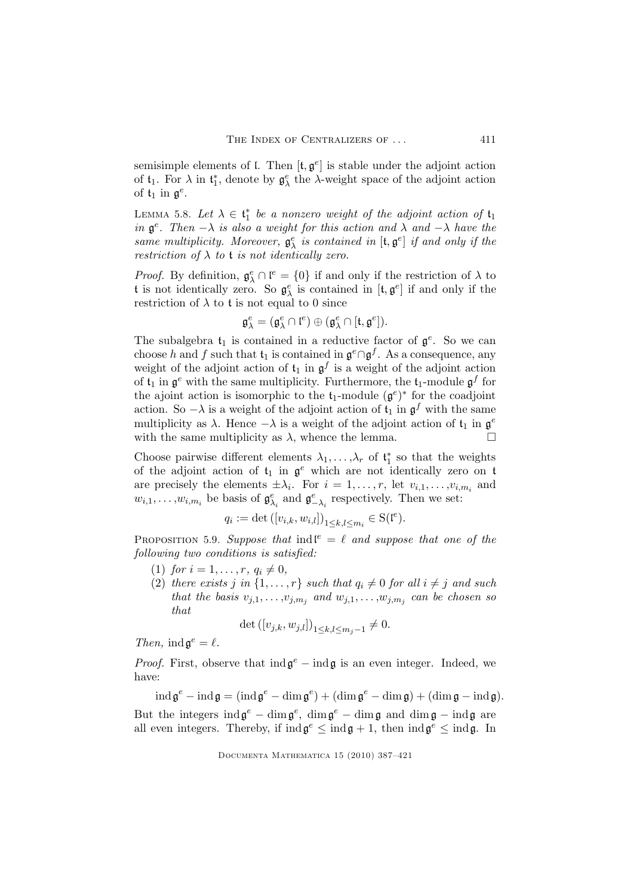semisimple elements of $\mathfrak{l}$. Then $[\mathfrak{t}, \mathfrak{g}^e]$ is stable under the adjoint action of $\mathfrak{t}_1$. For $\lambda$ in $\mathfrak{t}_1^*$, denote by $\mathfrak{g}^e_\lambda$ the $\lambda$-weight space of the adjoint action of $\mathfrak{t}_1$ in $\mathfrak{g}^e$.

LEMMA 5.8. *Let $\lambda \in \mathfrak{t}_1^*$ be a nonzero weight of the adjoint action of $\mathfrak{t}_1$ in $\mathfrak{g}^e$. Then $-\lambda$ is also a weight for this action and $\lambda$ and $-\lambda$ have the same multiplicity. Moreover, $\mathfrak{g}^e_\lambda$ is contained in $[\mathfrak{t}, \mathfrak{g}^e]$ if and only if the restriction of $\lambda$ to $\mathfrak{t}$ is not identically zero.*

*Proof.* By definition, $\mathfrak{g}^e_\lambda \cap \mathfrak{l}^e = \{0\}$ if and only if the restriction of $\lambda$ to $\mathfrak{t}$ is not identically zero. So $\mathfrak{g}^e_\lambda$ is contained in $[\mathfrak{t}, \mathfrak{g}^e]$ if and only if the restriction of $\lambda$ to $\mathfrak{t}$ is not equal to 0 since

$$\mathfrak{g}^e_\lambda = (\mathfrak{g}^e_\lambda \cap \mathfrak{l}^e) \oplus (\mathfrak{g}^e_\lambda \cap [\mathfrak{t}, \mathfrak{g}^e]).$$

The subalgebra $\mathfrak{t}_1$ is contained in a reductive factor of $\mathfrak{g}^e$. So we can choose $h$ and $f$ such that $\mathfrak{t}_1$ is contained in $\mathfrak{g}^e \cap \mathfrak{g}^f$. As a consequence, any weight of the adjoint action of $\mathfrak{t}_1$ in $\mathfrak{g}^f$ is a weight of the adjoint action of $\mathfrak{t}_1$ in $\mathfrak{g}^e$ with the same multiplicity. Furthermore, the $\mathfrak{t}_1$-module $\mathfrak{g}^f$ for the ajoint action is isomorphic to the $\mathfrak{t}_1$-module $(\mathfrak{g}^e)^*$ for the coadjoint action. So $-\lambda$ is a weight of the adjoint action of $\mathfrak{t}_1$ in $\mathfrak{g}^f$ with the same multiplicity as $\lambda$. Hence $-\lambda$ is a weight of the adjoint action of $\mathfrak{t}_1$ in $\mathfrak{g}^e$ with the same multiplicity as $\lambda$, whence the lemma. □

Choose pairwise different elements $\lambda_1, \ldots, \lambda_r$ of $\mathfrak{t}_1^*$ so that the weights of the adjoint action of $\mathfrak{t}_1$ in $\mathfrak{g}^e$ which are not identically zero on $\mathfrak{t}$ are precisely the elements $\pm\lambda_i$. For $i = 1, \ldots, r$, let $v_{i,1}, \ldots, v_{i,m_i}$ and $w_{i,1}, \ldots, w_{i,m_i}$ be basis of $\mathfrak{g}^e_{\lambda_i}$ and $\mathfrak{g}^e_{-\lambda_i}$ respectively. Then we set:

$$q_i := \det\left([v_{i,k}, w_{i,l}]\right)_{1 \leq k,l \leq m_i} \in \mathrm{S}(\mathfrak{l}^e).$$

PROPOSITION 5.9. *Suppose that $\operatorname{ind} \mathfrak{l}^e = \ell$ and suppose that one of the following two conditions is satisfied:*

(1) *for $i = 1, \ldots, r$, $q_i \neq 0$,*
(2) *there exists $j$ in $\{1, \ldots, r\}$ such that $q_i \neq 0$ for all $i \neq j$ and such that the basis $v_{j,1}, \ldots, v_{j,m_j}$ and $w_{j,1}, \ldots, w_{j,m_j}$ can be chosen so that*

$$\det\left([v_{j,k}, w_{j,l}]\right)_{1 \leq k,l \leq m_j - 1} \neq 0.$$

*Then,* $\operatorname{ind} \mathfrak{g}^e = \ell$.

*Proof.* First, observe that $\operatorname{ind} \mathfrak{g}^e - \operatorname{ind} \mathfrak{g}$ is an even integer. Indeed, we have:

$$\operatorname{ind} \mathfrak{g}^e - \operatorname{ind} \mathfrak{g} = (\operatorname{ind} \mathfrak{g}^e - \dim \mathfrak{g}^e) + (\dim \mathfrak{g}^e - \dim \mathfrak{g}) + (\dim \mathfrak{g} - \operatorname{ind} \mathfrak{g}).$$

But the integers $\operatorname{ind} \mathfrak{g}^e - \dim \mathfrak{g}^e$, $\dim \mathfrak{g}^e - \dim \mathfrak{g}$ and $\dim \mathfrak{g} - \operatorname{ind} \mathfrak{g}$ are all even integers. Thereby, if $\operatorname{ind} \mathfrak{g}^e \leq \operatorname{ind} \mathfrak{g} + 1$, then $\operatorname{ind} \mathfrak{g}^e \leq \operatorname{ind} \mathfrak{g}$. In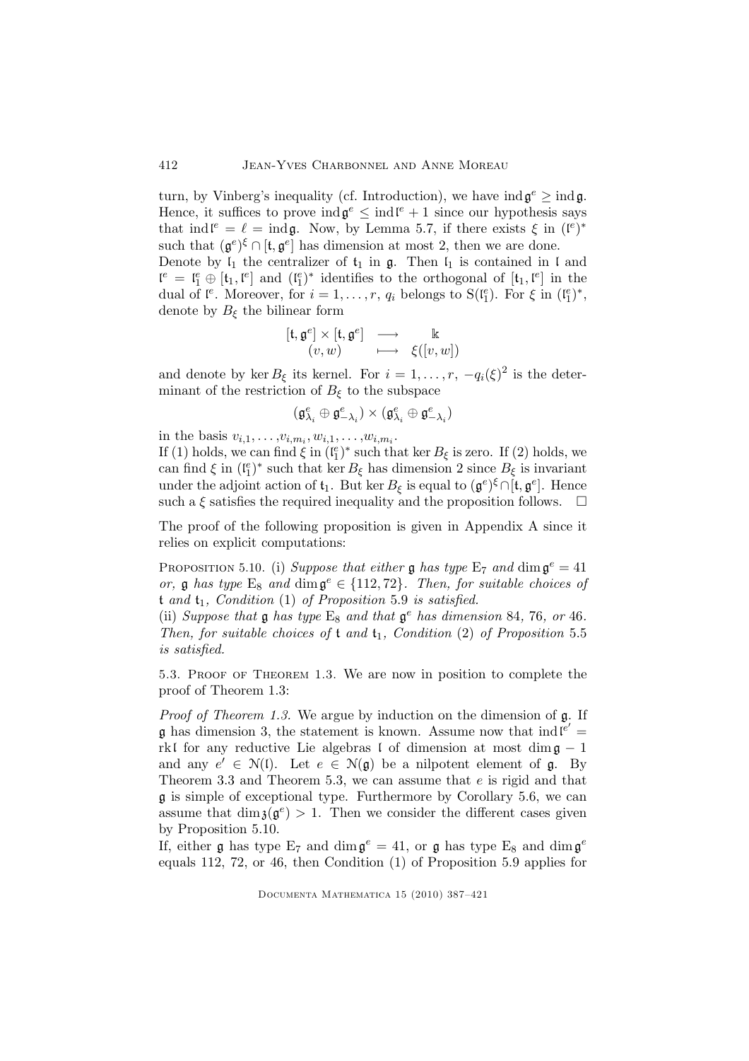turn, by Vinberg's inequality (cf. Introduction), we have $\operatorname{ind}\mathfrak{g}^e \geq \operatorname{ind}\mathfrak{g}$. Hence, it suffices to prove $\operatorname{ind}\mathfrak{g}^e \leq \operatorname{ind}\mathfrak{l}^e + 1$ since our hypothesis says that $\operatorname{ind}\mathfrak{l}^e = \ell = \operatorname{ind}\mathfrak{g}$. Now, by Lemma 5.7, if there exists $\xi$ in $(\mathfrak{l}^e)^*$ such that $(\mathfrak{g}^e)^\xi \cap [\mathfrak{t}, \mathfrak{g}^e]$ has dimension at most 2, then we are done.

Denote by $\mathfrak{l}_1$ the centralizer of $\mathfrak{t}_1$ in $\mathfrak{g}$. Then $\mathfrak{l}_1$ is contained in $\mathfrak{l}$ and $\mathfrak{l}^e = \mathfrak{l}_1^e \oplus [\mathfrak{t}_1, \mathfrak{l}^e]$ and $(\mathfrak{l}_1^e)^*$ identifies to the orthogonal of $[\mathfrak{t}_1, \mathfrak{l}^e]$ in the dual of $\mathfrak{l}^e$. Moreover, for $i = 1, \ldots, r$, $q_i$ belongs to $\mathrm{S}(\mathfrak{l}_1^e)$. For $\xi$ in $(\mathfrak{l}_1^e)^*$, denote by $B_\xi$ the bilinear form

$$\begin{array}{ccc} [\mathfrak{t}, \mathfrak{g}^e] \times [\mathfrak{t}, \mathfrak{g}^e] & \longrightarrow & \Bbbk \\ (v, w) & \longmapsto & \xi([v, w]) \end{array}$$

and denote by $\ker B_\xi$ its kernel. For $i = 1, \ldots, r$, $-q_i(\xi)^2$ is the determinant of the restriction of $B_\xi$ to the subspace

$$(\mathfrak{g}^e_{\lambda_i} \oplus \mathfrak{g}^e_{-\lambda_i}) \times (\mathfrak{g}^e_{\lambda_i} \oplus \mathfrak{g}^e_{-\lambda_i})$$

in the basis $v_{i,1}, \ldots, v_{i,m_i}, w_{i,1}, \ldots, w_{i,m_i}$.

If (1) holds, we can find $\xi$ in $(\mathfrak{l}_1^e)^*$ such that $\ker B_\xi$ is zero. If (2) holds, we can find $\xi$ in $(\mathfrak{l}_1^e)^*$ such that $\ker B_\xi$ has dimension 2 since $B_\xi$ is invariant under the adjoint action of $\mathfrak{t}_1$. But $\ker B_\xi$ is equal to $(\mathfrak{g}^e)^\xi \cap [\mathfrak{t}, \mathfrak{g}^e]$. Hence such a $\xi$ satisfies the required inequality and the proposition follows. $\square$

The proof of the following proposition is given in Appendix A since it relies on explicit computations:

Proposition 5.10. (i) *Suppose that either* $\mathfrak{g}$ *has type* $\mathrm{E}_7$ *and* $\dim \mathfrak{g}^e = 41$ *or,* $\mathfrak{g}$ *has type* $\mathrm{E}_8$ *and* $\dim \mathfrak{g}^e \in \{112, 72\}$*. Then, for suitable choices of* $\mathfrak{t}$ *and* $\mathfrak{t}_1$*, Condition* (1) *of Proposition* 5.9 *is satisfied.*

(ii) *Suppose that* $\mathfrak{g}$ *has type* $\mathrm{E}_8$ *and that* $\mathfrak{g}^e$ *has dimension* 84*,* 76*, or* 46*. Then, for suitable choices of* $\mathfrak{t}$ *and* $\mathfrak{t}_1$*, Condition* (2) *of Proposition* 5.5 *is satisfied.*

## 5.3. Proof of Theorem 1.3.

We are now in position to complete the proof of Theorem 1.3:

*Proof of Theorem 1.3.* We argue by induction on the dimension of $\mathfrak{g}$. If $\mathfrak{g}$ has dimension 3, the statement is known. Assume now that $\operatorname{ind}\mathfrak{l}^{e'} = \operatorname{rk}\mathfrak{l}$ for any reductive Lie algebras $\mathfrak{l}$ of dimension at most $\dim \mathfrak{g} - 1$ and any $e' \in \mathcal{N}(\mathfrak{l})$. Let $e \in \mathcal{N}(\mathfrak{g})$ be a nilpotent element of $\mathfrak{g}$. By Theorem 3.3 and Theorem 5.3, we can assume that $e$ is rigid and that $\mathfrak{g}$ is simple of exceptional type. Furthermore by Corollary 5.6, we can assume that $\dim \mathfrak{z}(\mathfrak{g}^e) > 1$. Then we consider the different cases given by Proposition 5.10.

If, either $\mathfrak{g}$ has type $\mathrm{E}_7$ and $\dim \mathfrak{g}^e = 41$, or $\mathfrak{g}$ has type $\mathrm{E}_8$ and $\dim \mathfrak{g}^e$ equals 112, 72, or 46, then Condition (1) of Proposition 5.9 applies for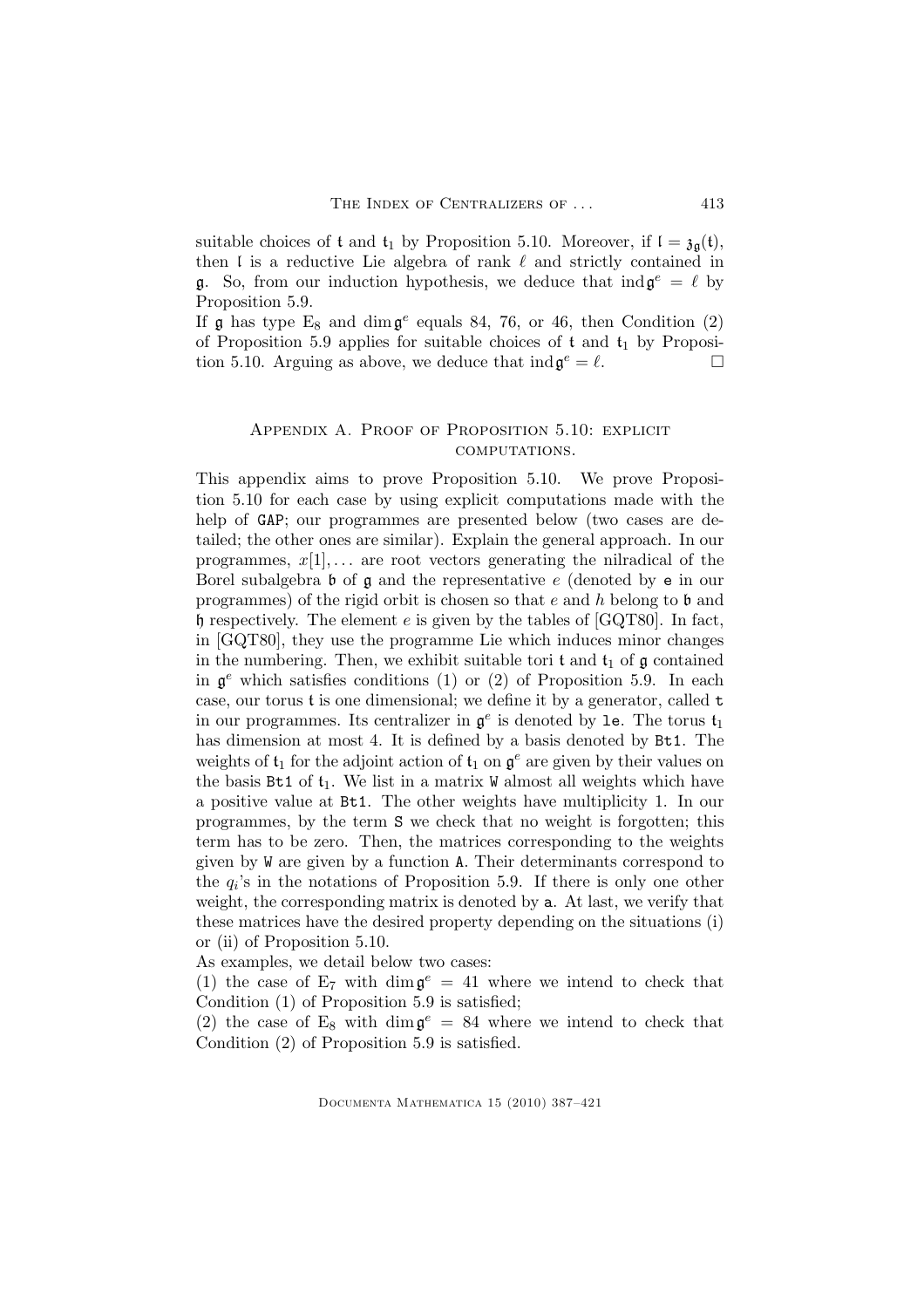suitable choices of $\mathfrak{t}$ and $\mathfrak{t}_1$ by Proposition 5.10. Moreover, if $\mathfrak{l} = \mathfrak{z}_{\mathfrak{g}}(\mathfrak{t})$, then $\mathfrak{l}$ is a reductive Lie algebra of rank $\ell$ and strictly contained in $\mathfrak{g}$. So, from our induction hypothesis, we deduce that $\operatorname{ind} \mathfrak{g}^e = \ell$ by Proposition 5.9.

If $\mathfrak{g}$ has type $E_8$ and $\dim \mathfrak{g}^e$ equals 84, 76, or 46, then Condition (2) of Proposition 5.9 applies for suitable choices of $\mathfrak{t}$ and $\mathfrak{t}_1$ by Proposition 5.10. Arguing as above, we deduce that $\operatorname{ind} \mathfrak{g}^e = \ell$. □

## Appendix A. Proof of Proposition 5.10: explicit computations.

This appendix aims to prove Proposition 5.10. We prove Proposition 5.10 for each case by using explicit computations made with the help of GAP; our programmes are presented below (two cases are detailed; the other ones are similar). Explain the general approach. In our programmes, $x[1], \ldots$ are root vectors generating the nilradical of the Borel subalgebra $\mathfrak{b}$ of $\mathfrak{g}$ and the representative $e$ (denoted by `e` in our programmes) of the rigid orbit is chosen so that $e$ and $h$ belong to $\mathfrak{b}$ and $\mathfrak{h}$ respectively. The element $e$ is given by the tables of [GQT80]. In fact, in [GQT80], they use the programme Lie which induces minor changes in the numbering. Then, we exhibit suitable tori $\mathfrak{t}$ and $\mathfrak{t}_1$ of $\mathfrak{g}$ contained in $\mathfrak{g}^e$ which satisfies conditions (1) or (2) of Proposition 5.9. In each case, our torus $\mathfrak{t}$ is one dimensional; we define it by a generator, called `t` in our programmes. Its centralizer in $\mathfrak{g}^e$ is denoted by `le`. The torus $\mathfrak{t}_1$ has dimension at most 4. It is defined by a basis denoted by `Bt1`. The weights of $\mathfrak{t}_1$ for the adjoint action of $\mathfrak{t}_1$ on $\mathfrak{g}^e$ are given by their values on the basis `Bt1` of $\mathfrak{t}_1$. We list in a matrix `W` almost all weights which have a positive value at `Bt1`. The other weights have multiplicity 1. In our programmes, by the term `S` we check that no weight is forgotten; this term has to be zero. Then, the matrices corresponding to the weights given by `W` are given by a function `A`. Their determinants correspond to the $q_i$'s in the notations of Proposition 5.9. If there is only one other weight, the corresponding matrix is denoted by `a`. At last, we verify that these matrices have the desired property depending on the situations (i) or (ii) of Proposition 5.10.

As examples, we detail below two cases:

(1) the case of $E_7$ with $\dim \mathfrak{g}^e = 41$ where we intend to check that Condition (1) of Proposition 5.9 is satisfied;

(2) the case of $E_8$ with $\dim \mathfrak{g}^e = 84$ where we intend to check that Condition (2) of Proposition 5.9 is satisfied.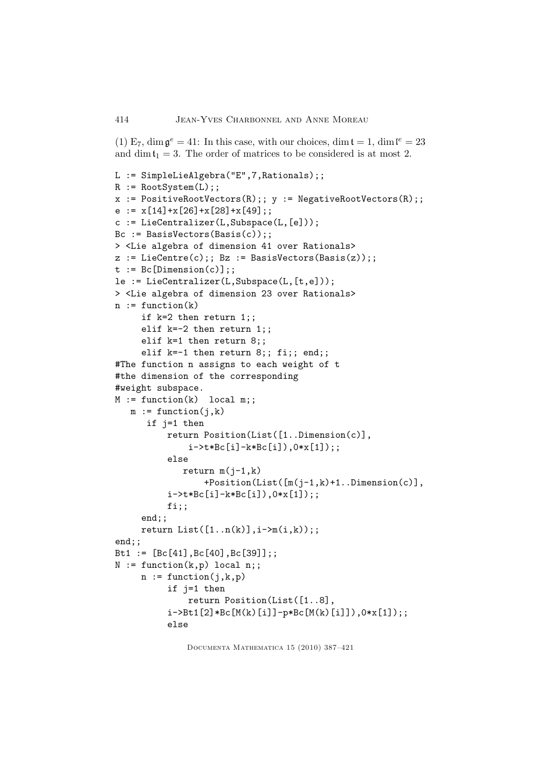(1) $E_7$, $\dim \mathfrak{g}^e = 41$: In this case, with our choices, $\dim \mathfrak{t} = 1$, $\dim \mathfrak{l}^e = 23$ and $\dim \mathfrak{t}_1 = 3$. The order of matrices to be considered is at most 2.

```
L := SimpleLieAlgebra("E",7,Rationals);;
R := RootSystem(L);;
x := PositiveRootVectors(R);; y := NegativeRootVectors(R);;
e := x[14]+x[26]+x[28]+x[49];;
c := LieCentralizer(L,Subspace(L,[e]));
Bc := BasisVectors(Basis(c));;
> <Lie algebra of dimension 41 over Rationals>
z := LieCentre(c);; Bz := BasisVectors(Basis(z));;
t := Bc[Dimension(c)];;
le := LieCentralizer(L,Subspace(L,[t,e]));
> <Lie algebra of dimension 23 over Rationals>
n := function(k)
     if k=2 then return 1;;
     elif k=-2 then return 1;;
     elif k=1 then return 8;;
     elif k=-1 then return 8;; fi;; end;;
#The function n assigns to each weight of t
#the dimension of the corresponding
#weight subspace.
M := function(k)  local m;;
   m := function(j,k)
      if j=1 then
          return Position(List([1..Dimension(c)],
              i->t*Bc[i]-k*Bc[i]),0*x[1]);;
          else
             return m(j-1,k)
                 +Position(List([m(j-1,k)+1..Dimension(c)],
          i->t*Bc[i]-k*Bc[i]),0*x[1]);;
          fi;;
     end;;
     return List([1..n(k)],i->m(i,k));;
end;;
Bt1 := [Bc[41],Bc[40],Bc[39]];;
N := function(k,p) local n;;
     n := function(j,k,p)
          if j=1 then
              return Position(List([1..8],
          i->Bt1[2]*Bc[M(k)[i]]-p*Bc[M(k)[i]]),0*x[1]);;
          else
```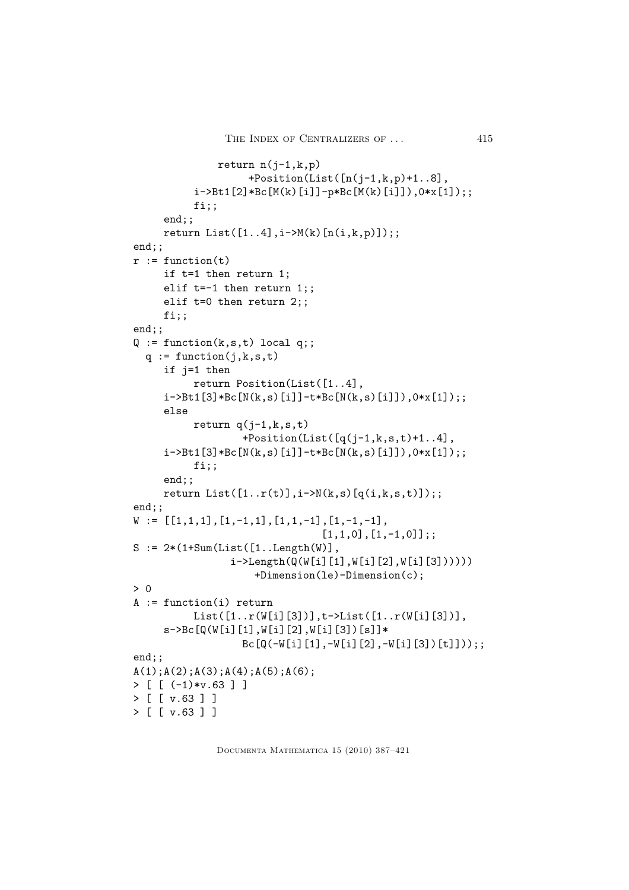```
            return n(j-1,k,p)
                +Position(List([n(j-1,k,p)+1..8],
        i->Bt1[2]*Bc[M(k)[i]]-p*Bc[M(k)[i]]),0*x[1]);;
        fi;;
    end;;
    return List([1..4],i->M(k)[n(i,k,p)]);;
end;;
r := function(t)
    if t=1 then return 1;
    elif t=-1 then return 1;;
    elif t=0 then return 2;;
    fi;;
end;;
Q := function(k,s,t) local q;;
  q := function(j,k,s,t)
    if j=1 then
        return Position(List([1..4],
    i->Bt1[3]*Bc[N(k,s)[i]]-t*Bc[N(k,s)[i]]),0*x[1]);;
    else
        return q(j-1,k,s,t)
               +Position(List([q(j-1,k,s,t)+1..4],
    i->Bt1[3]*Bc[N(k,s)[i]]-t*Bc[N(k,s)[i]]),0*x[1]);;
        fi;;
    end;;
    return List([1..r(t)],i->N(k,s)[q(i,k,s,t)]);;
end;;
W := [[1,1,1],[1,-1,1],[1,1,-1],[1,-1,-1],
                              [1,1,0],[1,-1,0]];;
S := 2*(1+Sum(List([1..Length(W)],
             i->Length(Q(W[i][1],W[i][2],W[i][3])))))
                +Dimension(le)-Dimension(c);
> 0
A := function(i) return
        List([1..r(W[i][3])],t->List([1..r(W[i][3])],
    s->Bc[Q(W[i][1],W[i][2],W[i][3])[s]]*
               Bc[Q(-W[i][1],-W[i][2],-W[i][3])[t]]));;
end;;
A(1);A(2);A(3);A(4);A(5);A(6);
> [ [ (-1)*v.63 ] ]
> [ [ v.63 ] ]
> [ [ v.63 ] ]
```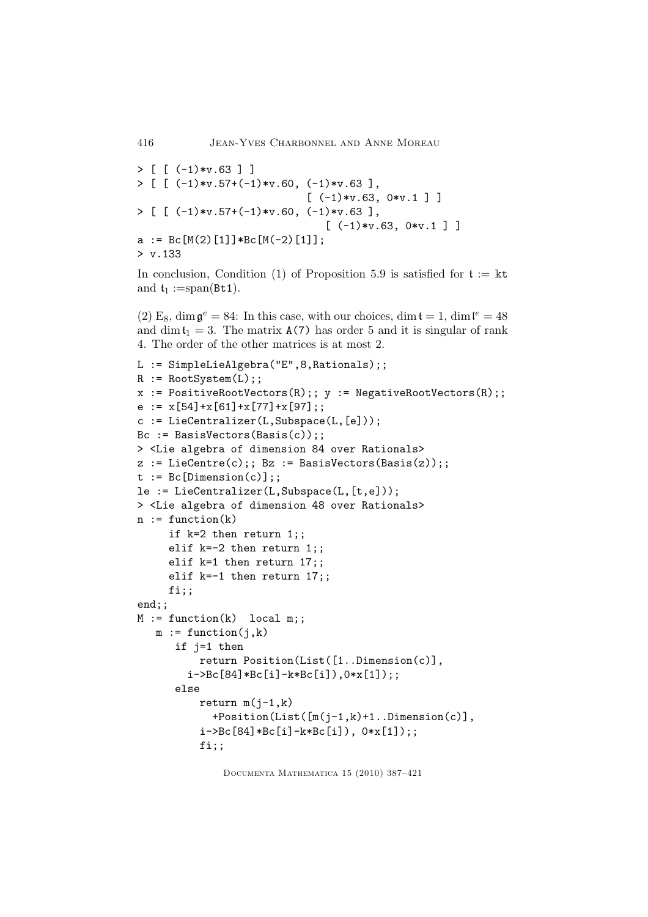```
> [ [ (-1)*v.63 ] ]
> [ [ (-1)*v.57+(-1)*v.60, (-1)*v.63 ],
                            [ (-1)*v.63, 0*v.1 ] ]
> [ [ (-1)*v.57+(-1)*v.60, (-1)*v.63 ],
                              [ (-1)*v.63, 0*v.1 ] ]
a := Bc[M(2)[1]]*Bc[M(-2)[1]];
> v.133
```

In conclusion, Condition (1) of Proposition 5.9 is satisfied for $\mathfrak{t} := \Bbbk$t and $\mathfrak{t}_1 :=$span(Bt1).

(2) $\mathrm{E}_8$, $\dim \mathfrak{g}^e = 84$: In this case, with our choices, $\dim \mathfrak{t} = 1$, $\dim \mathfrak{l}^e = 48$ and $\dim \mathfrak{t}_1 = 3$. The matrix A(7) has order 5 and it is singular of rank 4. The order of the other matrices is at most 2.

```
L := SimpleLieAlgebra("E",8,Rationals);;
R := RootSystem(L);;
x := PositiveRootVectors(R);; y := NegativeRootVectors(R);;
e := x[54]+x[61]+x[77]+x[97];;
c := LieCentralizer(L,Subspace(L,[e]));
Bc := BasisVectors(Basis(c));;
> <Lie algebra of dimension 84 over Rationals>
z := LieCentre(c);; Bz := BasisVectors(Basis(z));;
t := Bc[Dimension(c)];;
le := LieCentralizer(L,Subspace(L,[t,e]));
> <Lie algebra of dimension 48 over Rationals>
n := function(k)
     if k=2 then return 1;;
     elif k=-2 then return 1;;
     elif k=1 then return 17;;
     elif k=-1 then return 17;;
     fi;;
end;;
M := function(k)  local m;;
   m := function(j,k)
      if j=1 then
          return Position(List([1..Dimension(c)],
        i->Bc[84]*Bc[i]-k*Bc[i]),0*x[1]);;
      else
          return m(j-1,k)
            +Position(List([m(j-1,k)+1..Dimension(c)],
          i->Bc[84]*Bc[i]-k*Bc[i]), 0*x[1]);;
          fi;;
```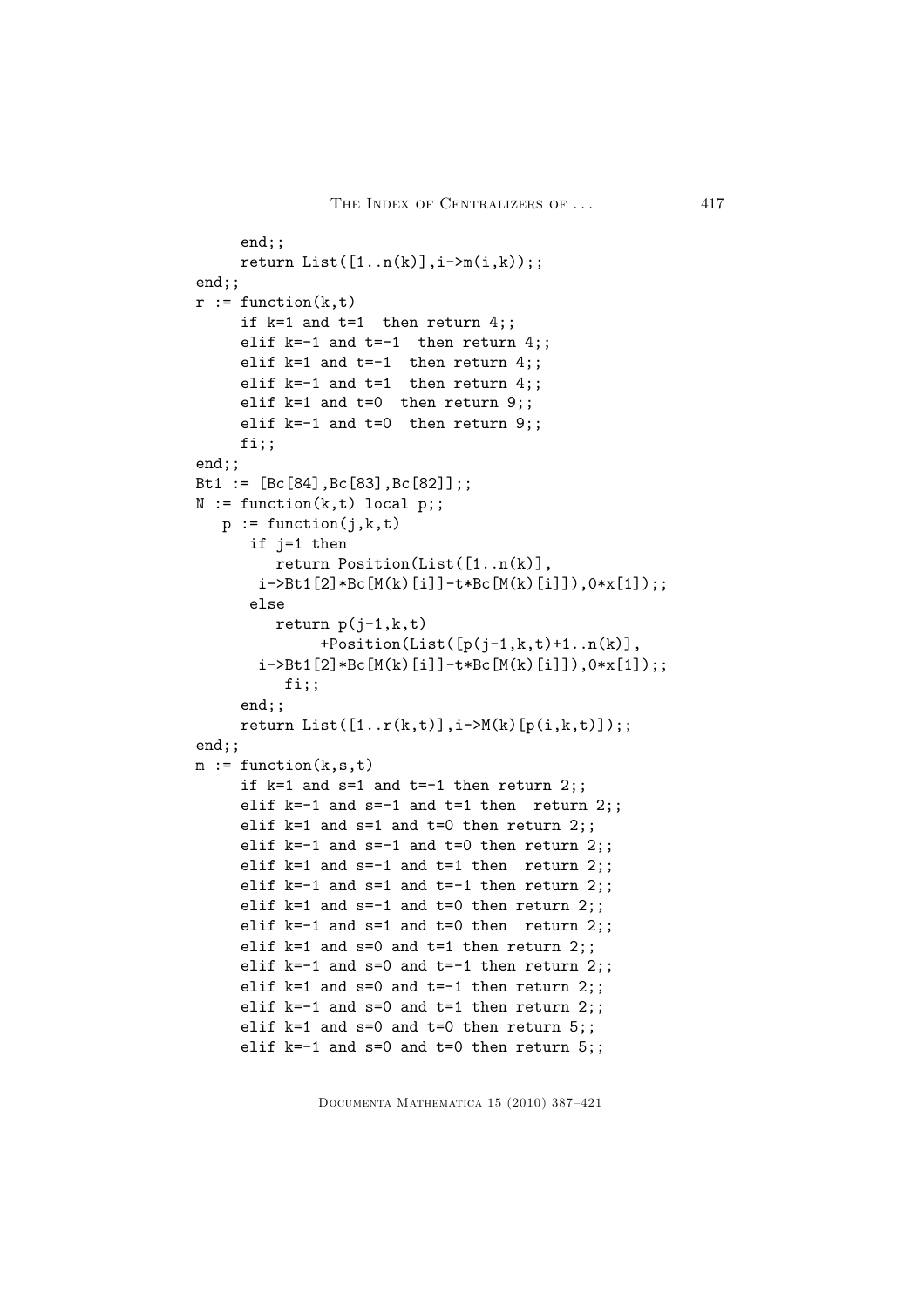```
     end;;
     return List([1..n(k)],i->m(i,k));;
end;;
r := function(k,t)
     if k=1 and t=1  then return 4;;
     elif k=-1 and t=-1  then return 4;;
     elif k=1 and t=-1  then return 4;;
     elif k=-1 and t=1  then return 4;;
     elif k=1 and t=0  then return 9;;
     elif k=-1 and t=0  then return 9;;
     fi;;
end;;
Bt1 := [Bc[84],Bc[83],Bc[82]];;
N := function(k,t) local p;;
   p := function(j,k,t)
      if j=1 then
         return Position(List([1..n(k)],
       i->Bt1[2]*Bc[M(k)[i]]-t*Bc[M(k)[i]]),0*x[1]);;
      else
         return p(j-1,k,t)
              +Position(List([p(j-1,k,t)+1..n(k)],
       i->Bt1[2]*Bc[M(k)[i]]-t*Bc[M(k)[i]]),0*x[1]);;
         fi;;
     end;;
     return List([1..r(k,t)],i->M(k)[p(i,k,t)]);;
end;;
m := function(k,s,t)
     if k=1 and s=1 and t=-1 then return 2;;
     elif k=-1 and s=-1 and t=1 then  return 2;;
     elif k=1 and s=1 and t=0 then return 2;;
     elif k=-1 and s=-1 and t=0 then return 2;;
     elif k=1 and s=-1 and t=1 then  return 2;;
     elif k=-1 and s=1 and t=-1 then return 2;;
     elif k=1 and s=-1 and t=0 then return 2;;
     elif k=-1 and s=1 and t=0 then  return 2;;
     elif k=1 and s=0 and t=1 then return 2;;
     elif k=-1 and s=0 and t=-1 then return 2;;
     elif k=1 and s=0 and t=-1 then return 2;;
     elif k=-1 and s=0 and t=1 then return 2;;
     elif k=1 and s=0 and t=0 then return 5;;
     elif k=-1 and s=0 and t=0 then return 5;;
```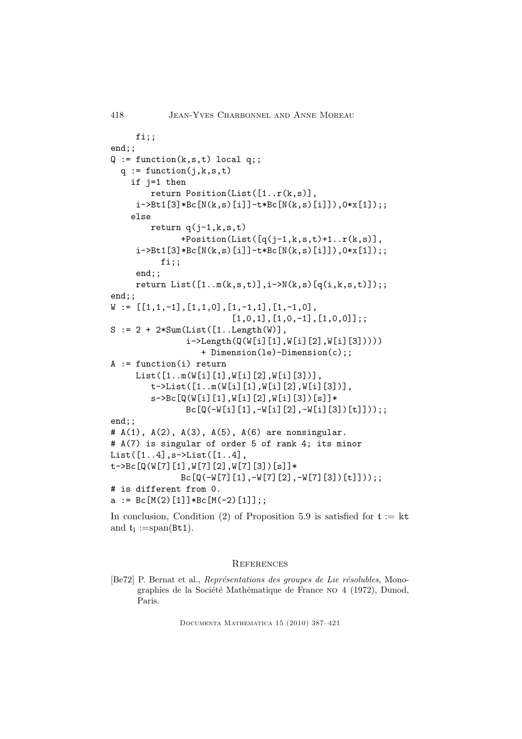```
     fi;;
end;;
Q := function(k,s,t) local q;;
  q := function(j,k,s,t)
    if j=1 then
        return Position(List([1..r(k,s)],
     i->Bt1[3]*Bc[N(k,s)[i]]-t*Bc[N(k,s)[i]]),0*x[1]);;
    else
        return q(j-1,k,s,t)
               +Position(List([q(j-1,k,s,t)+1..r(k,s)],
     i->Bt1[3]*Bc[N(k,s)[i]]-t*Bc[N(k,s)[i]]),0*x[1]);;
          fi;;
     end;;
     return List([1..m(k,s,t)],i->N(k,s)[q(i,k,s,t)]);;
end;;
W := [[1,1,-1],[1,1,0],[1,-1,1],[1,-1,0],
                         [1,0,1],[1,0,-1],[1,0,0]];;
S := 2 + 2*Sum(List([1..Length(W)],
               i->Length(Q(W[i][1],W[i][2],W[i][3]))))
                  + Dimension(le)-Dimension(c);;
A := function(i) return
     List([1..m(W[i][1],W[i][2],W[i][3])],
        t->List([1..m(W[i][1],W[i][2],W[i][3])],
        s->Bc[Q(W[i][1],W[i][2],W[i][3])[s]]*
               Bc[Q(-W[i][1],-W[i][2],-W[i][3])[t]]));;
end;;
# A(1), A(2), A(3), A(5), A(6) are nonsingular.
# A(7) is singular of order 5 of rank 4; its minor
List([1..4],s->List([1..4],
t->Bc[Q(W[7][1],W[7][2],W[7][3])[s]]*
              Bc[Q(-W[7][1],-W[7][2],-W[7][3])[t]]));;
# is different from 0.
a := Bc[M(2)[1]]*Bc[M(-2)[1]];;
```

In conclusion, Condition (2) of Proposition 5.9 is satisfied for $\mathfrak{t} := \Bbbk\mathtt{t}$ and $\mathfrak{t}_1 :=$span(Bt1).

## References

[Be72] P. Bernat et al., *Représentations des groupes de Lie résolubles*, Monographies de la Société Mathématique de France NO 4 (1972), Dunod, Paris.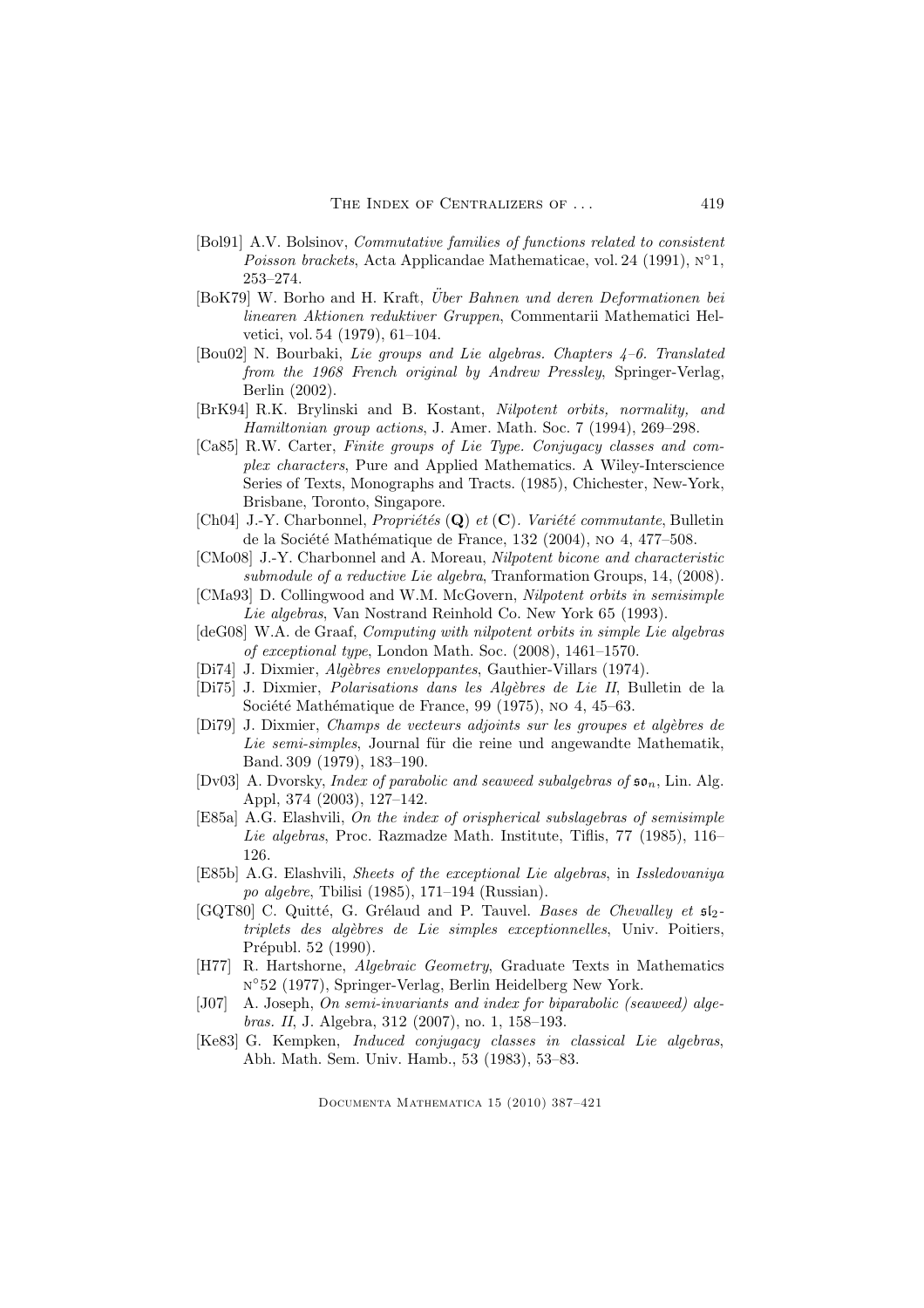[Bol91] A.V. Bolsinov, *Commutative families of functions related to consistent Poisson brackets*, Acta Applicandae Mathematicae, vol. 24 (1991), n°1, 253–274.

[BoK79] W. Borho and H. Kraft, *Über Bahnen und deren Deformationen bei linearen Aktionen reduktiver Gruppen*, Commentarii Mathematici Helvetici, vol. 54 (1979), 61–104.

[Bou02] N. Bourbaki, *Lie groups and Lie algebras. Chapters 4–6. Translated from the 1968 French original by Andrew Pressley*, Springer-Verlag, Berlin (2002).

[BrK94] R.K. Brylinski and B. Kostant, *Nilpotent orbits, normality, and Hamiltonian group actions*, J. Amer. Math. Soc. 7 (1994), 269–298.

[Ca85] R.W. Carter, *Finite groups of Lie Type. Conjugacy classes and complex characters*, Pure and Applied Mathematics. A Wiley-Interscience Series of Texts, Monographs and Tracts. (1985), Chichester, New-York, Brisbane, Toronto, Singapore.

[Ch04] J.-Y. Charbonnel, *Propriétés* (**Q**) *et* (**C**)*. Variété commutante*, Bulletin de la Société Mathématique de France, 132 (2004), no 4, 477–508.

[CMo08] J.-Y. Charbonnel and A. Moreau, *Nilpotent bicone and characteristic submodule of a reductive Lie algebra*, Tranformation Groups, 14, (2008).

[CMa93] D. Collingwood and W.M. McGovern, *Nilpotent orbits in semisimple Lie algebras*, Van Nostrand Reinhold Co. New York 65 (1993).

[deG08] W.A. de Graaf, *Computing with nilpotent orbits in simple Lie algebras of exceptional type*, London Math. Soc. (2008), 1461–1570.

[Di74] J. Dixmier, *Algèbres enveloppantes*, Gauthier-Villars (1974).

[Di75] J. Dixmier, *Polarisations dans les Algèbres de Lie II*, Bulletin de la Société Mathématique de France, 99 (1975), no 4, 45–63.

[Di79] J. Dixmier, *Champs de vecteurs adjoints sur les groupes et algèbres de Lie semi-simples*, Journal für die reine und angewandte Mathematik, Band. 309 (1979), 183–190.

[Dv03] A. Dvorsky, *Index of parabolic and seaweed subalgebras of $\mathfrak{so}_n$*, Lin. Alg. Appl, 374 (2003), 127–142.

[E85a] A.G. Elashvili, *On the index of orispherical subslagebras of semisimple Lie algebras*, Proc. Razmadze Math. Institute, Tiflis, 77 (1985), 116–126.

[E85b] A.G. Elashvili, *Sheets of the exceptional Lie algebras*, in *Issledovaniya po algebre*, Tbilisi (1985), 171–194 (Russian).

[GQT80] C. Quitté, G. Gréïaud and P. Tauvel. *Bases de Chevalley et $\mathfrak{sl}_2$-triplets des algèbres de Lie simples exceptionnelles*, Univ. Poitiers, Prépubl. 52 (1990).

[H77] R. Hartshorne, *Algebraic Geometry*, Graduate Texts in Mathematics n°52 (1977), Springer-Verlag, Berlin Heidelberg New York.

[J07] A. Joseph, *On semi-invariants and index for biparabolic (seaweed) algebras. II*, J. Algebra, 312 (2007), no. 1, 158–193.

[Ke83] G. Kempken, *Induced conjugacy classes in classical Lie algebras*, Abh. Math. Sem. Univ. Hamb., 53 (1983), 53–83.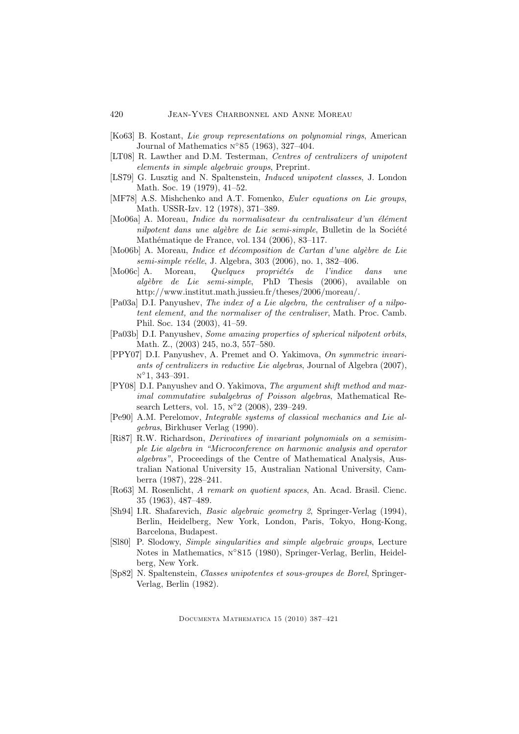[Ko63] B. Kostant, *Lie group representations on polynomial rings*, American Journal of Mathematics N°85 (1963), 327–404.

[LT08] R. Lawther and D.M. Testerman, *Centres of centralizers of unipotent elements in simple algebraic groups*, Preprint.

[LS79] G. Lusztig and N. Spaltenstein, *Induced unipotent classes*, J. London Math. Soc. 19 (1979), 41–52.

[MF78] A.S. Mishchenko and A.T. Fomenko, *Euler equations on Lie groups*, Math. USSR-Izv. 12 (1978), 371–389.

[Mo06a] A. Moreau, *Indice du normalisateur du centralisateur d'un élément nilpotent dans une algèbre de Lie semi-simple*, Bulletin de la Société Mathématique de France, vol. 134 (2006), 83–117.

[Mo06b] A. Moreau, *Indice et décomposition de Cartan d'une algèbre de Lie semi-simple réelle*, J. Algebra, 303 (2006), no. 1, 382–406.

[Mo06c] A. Moreau, *Quelques propriétés de l'indice dans une algèbre de Lie semi-simple*, PhD Thesis (2006), available on http://www.institut.math.jussieu.fr/theses/2006/moreau/.

[Pa03a] D.I. Panyushev, *The index of a Lie algebra, the centraliser of a nilpotent element, and the normaliser of the centraliser*, Math. Proc. Camb. Phil. Soc. 134 (2003), 41–59.

[Pa03b] D.I. Panyushev, *Some amazing properties of spherical nilpotent orbits*, Math. Z., (2003) 245, no.3, 557–580.

[PPY07] D.I. Panyushev, A. Premet and O. Yakimova, *On symmetric invariants of centralizers in reductive Lie algebras*, Journal of Algebra (2007), N°1, 343–391.

[PY08] D.I. Panyushev and O. Yakimova, *The argument shift method and maximal commutative subalgebras of Poisson algebras*, Mathematical Research Letters, vol. 15, N°2 (2008), 239–249.

[Pe90] A.M. Perelomov, *Integrable systems of classical mechanics and Lie algebras*, Birkhuser Verlag (1990).

[Ri87] R.W. Richardson, *Derivatives of invariant polynomials on a semisimple Lie algebra in "Microconference on harmonic analysis and operator algebras"*, Proceedings of the Centre of Mathematical Analysis, Australian National University 15, Australian National University, Camberra (1987), 228–241.

[Ro63] M. Rosenlicht, *A remark on quotient spaces*, An. Acad. Brasil. Cienc. 35 (1963), 487–489.

[Sh94] I.R. Shafarevich, *Basic algebraic geometry 2*, Springer-Verlag (1994), Berlin, Heidelberg, New York, London, Paris, Tokyo, Hong-Kong, Barcelona, Budapest.

[Sl80] P. Slodowy, *Simple singularities and simple algebraic groups*, Lecture Notes in Mathematics, N°815 (1980), Springer-Verlag, Berlin, Heidelberg, New York.

[Sp82] N. Spaltenstein, *Classes unipotentes et sous-groupes de Borel*, Springer-Verlag, Berlin (1982).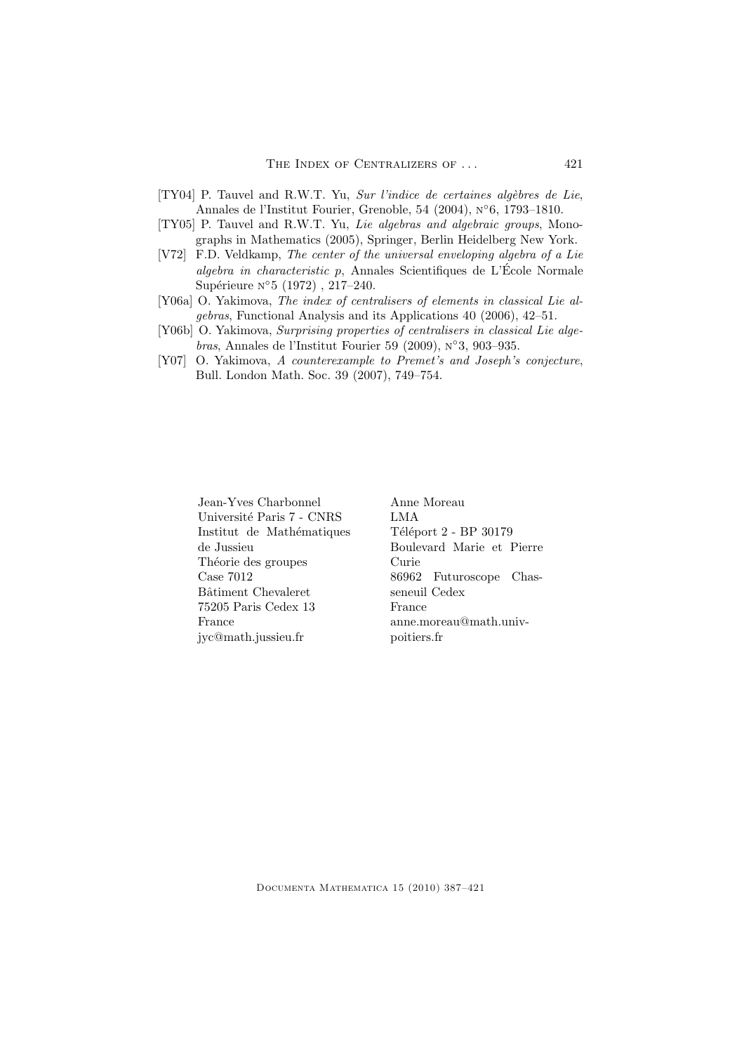[TY04] P. Tauvel and R.W.T. Yu, *Sur l'indice de certaines algèbres de Lie*, Annales de l'Institut Fourier, Grenoble, 54 (2004), n°6, 1793–1810.

[TY05] P. Tauvel and R.W.T. Yu, *Lie algebras and algebraic groups*, Monographs in Mathematics (2005), Springer, Berlin Heidelberg New York.

[V72] F.D. Veldkamp, *The center of the universal enveloping algebra of a Lie algebra in characteristic p*, Annales Scientifiques de L'École Normale Supérieure n°5 (1972) , 217–240.

[Y06a] O. Yakimova, *The index of centralisers of elements in classical Lie algebras*, Functional Analysis and its Applications 40 (2006), 42–51.

[Y06b] O. Yakimova, *Surprising properties of centralisers in classical Lie algebras*, Annales de l'Institut Fourier 59 (2009), n°3, 903–935.

[Y07] O. Yakimova, *A counterexample to Premet's and Joseph's conjecture*, Bull. London Math. Soc. 39 (2007), 749–754.

Jean-Yves Charbonnel
Université Paris 7 - CNRS
Institut de Mathématiques de Jussieu
Théorie des groupes
Case 7012
Bâtiment Chevaleret
75205 Paris Cedex 13
France
jyc@math.jussieu.fr

Anne Moreau
LMA
Téléport 2 - BP 30179
Boulevard Marie et Pierre Curie
86962 Futuroscope Chasseneuil Cedex
France
anne.moreau@math.univ-poitiers.fr